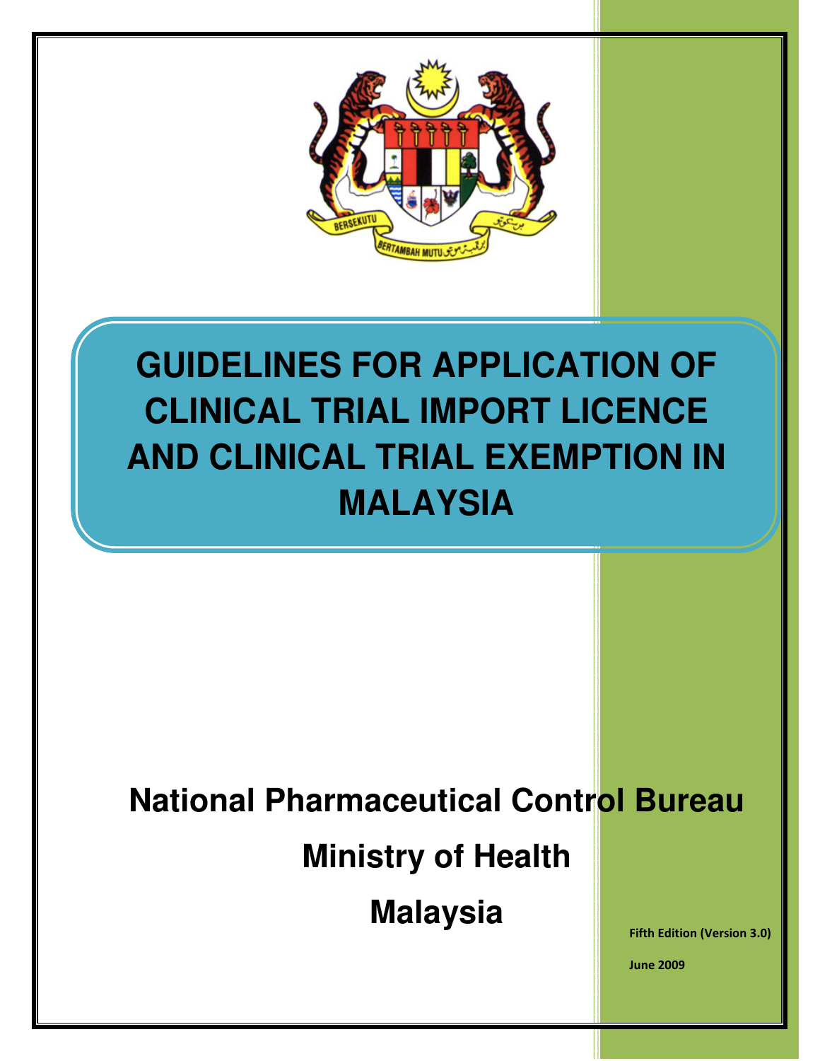# GUIDELINES FOR APPLICATION OF CLINICAL TRIAL IMPORT LICENCE AND CLINICAL TRIAL EXEMPTION IN MALAYSIA

**National Pharmaceutical Control Bureau**

**Ministry of Health**

**Malaysia**

**Fifth Edition (Version 3.0)**

**June 2009**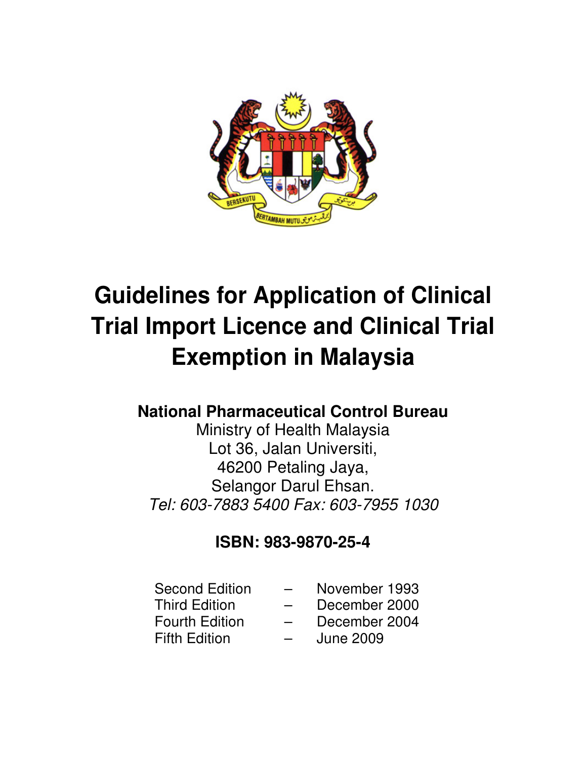# Guidelines for Application of Clinical Trial Import Licence and Clinical Trial Exemption in Malaysia

**National Pharmaceutical Control Bureau**
Ministry of Health Malaysia
Lot 36, Jalan Universiti,
46200 Petaling Jaya,
Selangor Darul Ehsan.
*Tel: 603-7883 5400 Fax: 603-7955 1030*

**ISBN: 983-9870-25-4**

Second Edition – November 1993
Third Edition – December 2000
Fourth Edition – December 2004
Fifth Edition – June 2009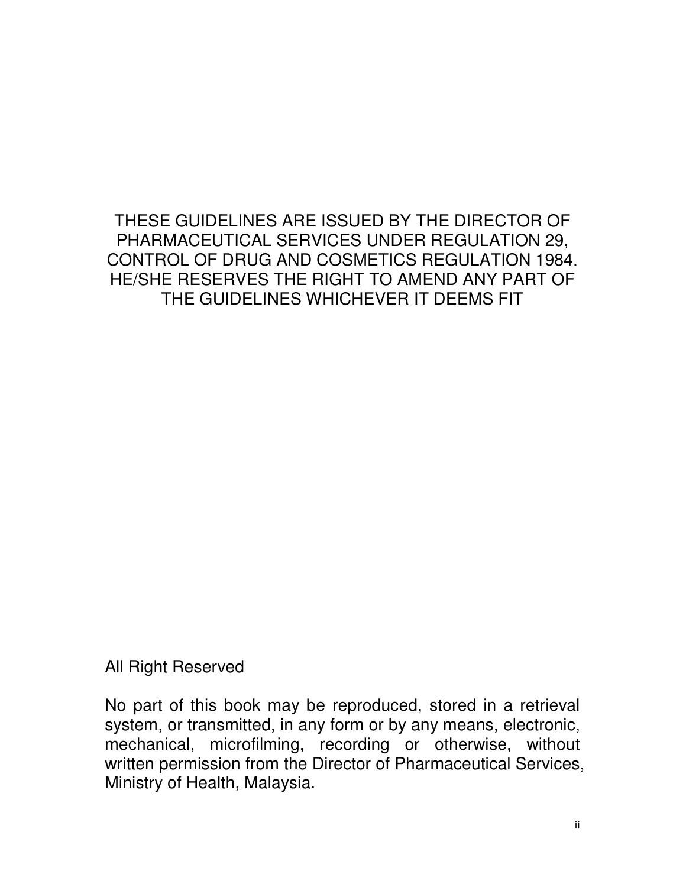THESE GUIDELINES ARE ISSUED BY THE DIRECTOR OF PHARMACEUTICAL SERVICES UNDER REGULATION 29, CONTROL OF DRUG AND COSMETICS REGULATION 1984. HE/SHE RESERVES THE RIGHT TO AMEND ANY PART OF THE GUIDELINES WHICHEVER IT DEEMS FIT

All Right Reserved

No part of this book may be reproduced, stored in a retrieval system, or transmitted, in any form or by any means, electronic, mechanical, microfilming, recording or otherwise, without written permission from the Director of Pharmaceutical Services, Ministry of Health, Malaysia.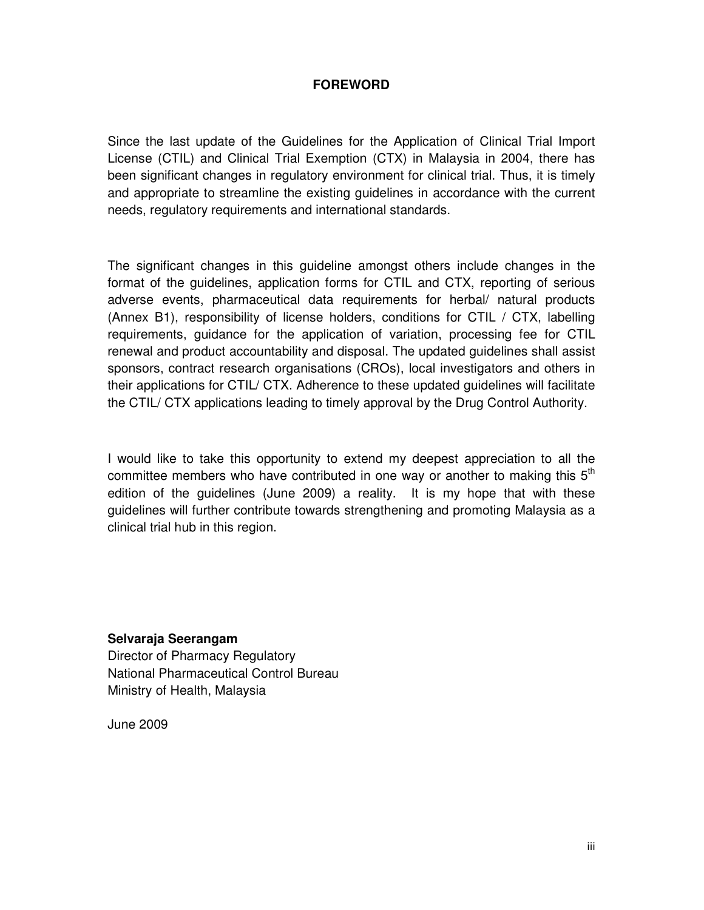## FOREWORD

Since the last update of the Guidelines for the Application of Clinical Trial Import License (CTIL) and Clinical Trial Exemption (CTX) in Malaysia in 2004, there has been significant changes in regulatory environment for clinical trial. Thus, it is timely and appropriate to streamline the existing guidelines in accordance with the current needs, regulatory requirements and international standards.

The significant changes in this guideline amongst others include changes in the format of the guidelines, application forms for CTIL and CTX, reporting of serious adverse events, pharmaceutical data requirements for herbal/ natural products (Annex B1), responsibility of license holders, conditions for CTIL / CTX, labelling requirements, guidance for the application of variation, processing fee for CTIL renewal and product accountability and disposal. The updated guidelines shall assist sponsors, contract research organisations (CROs), local investigators and others in their applications for CTIL/ CTX. Adherence to these updated guidelines will facilitate the CTIL/ CTX applications leading to timely approval by the Drug Control Authority.

I would like to take this opportunity to extend my deepest appreciation to all the committee members who have contributed in one way or another to making this 5th edition of the guidelines (June 2009) a reality. It is my hope that with these guidelines will further contribute towards strengthening and promoting Malaysia as a clinical trial hub in this region.

**Selvaraja Seerangam**
Director of Pharmacy Regulatory
National Pharmaceutical Control Bureau
Ministry of Health, Malaysia

June 2009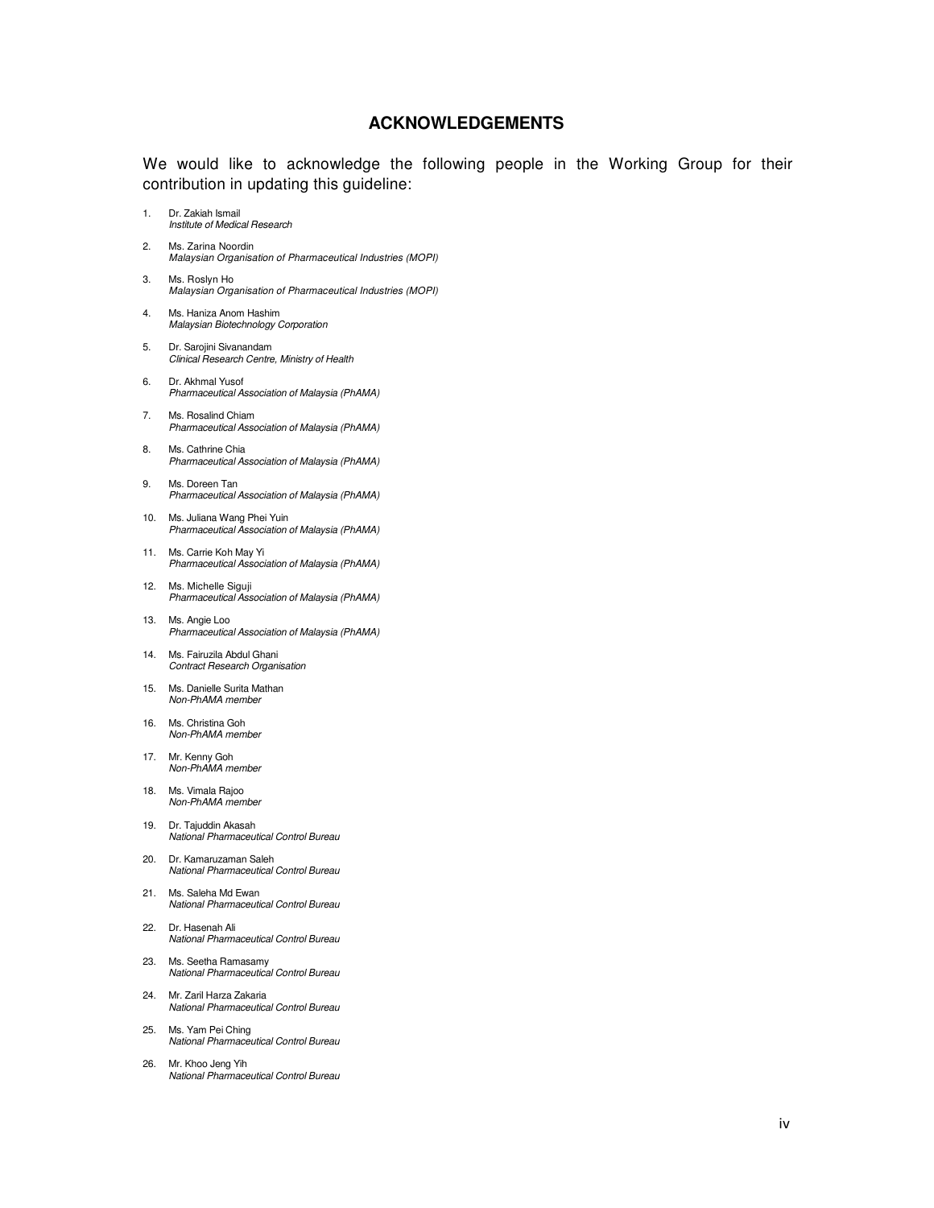# ACKNOWLEDGEMENTS

We would like to acknowledge the following people in the Working Group for their contribution in updating this guideline:

1. Dr. Zakiah Ismail
   *Institute of Medical Research*
2. Ms. Zarina Noordin
   *Malaysian Organisation of Pharmaceutical Industries (MOPI)*
3. Ms. Roslyn Ho
   *Malaysian Organisation of Pharmaceutical Industries (MOPI)*
4. Ms. Haniza Anom Hashim
   *Malaysian Biotechnology Corporation*
5. Dr. Sarojini Sivanandam
   *Clinical Research Centre, Ministry of Health*
6. Dr. Akhmal Yusof
   *Pharmaceutical Association of Malaysia (PhAMA)*
7. Ms. Rosalind Chiam
   *Pharmaceutical Association of Malaysia (PhAMA)*
8. Ms. Cathrine Chia
   *Pharmaceutical Association of Malaysia (PhAMA)*
9. Ms. Doreen Tan
   *Pharmaceutical Association of Malaysia (PhAMA)*
10. Ms. Juliana Wang Phei Yuin
    *Pharmaceutical Association of Malaysia (PhAMA)*
11. Ms. Carrie Koh May Yi
    *Pharmaceutical Association of Malaysia (PhAMA)*
12. Ms. Michelle Siguji
    *Pharmaceutical Association of Malaysia (PhAMA)*
13. Ms. Angie Loo
    *Pharmaceutical Association of Malaysia (PhAMA)*
14. Ms. Fairuzila Abdul Ghani
    *Contract Research Organisation*
15. Ms. Danielle Surita Mathan
    *Non-PhAMA member*
16. Ms. Christina Goh
    *Non-PhAMA member*
17. Mr. Kenny Goh
    *Non-PhAMA member*
18. Ms. Vimala Rajoo
    *Non-PhAMA member*
19. Dr. Tajuddin Akasah
    *National Pharmaceutical Control Bureau*
20. Dr. Kamaruzaman Saleh
    *National Pharmaceutical Control Bureau*
21. Ms. Saleha Md Ewan
    *National Pharmaceutical Control Bureau*
22. Dr. Hasenah Ali
    *National Pharmaceutical Control Bureau*
23. Ms. Seetha Ramasamy
    *National Pharmaceutical Control Bureau*
24. Mr. Zaril Harza Zakaria
    *National Pharmaceutical Control Bureau*
25. Ms. Yam Pei Ching
    *National Pharmaceutical Control Bureau*
26. Mr. Khoo Jeng Yih
    *National Pharmaceutical Control Bureau*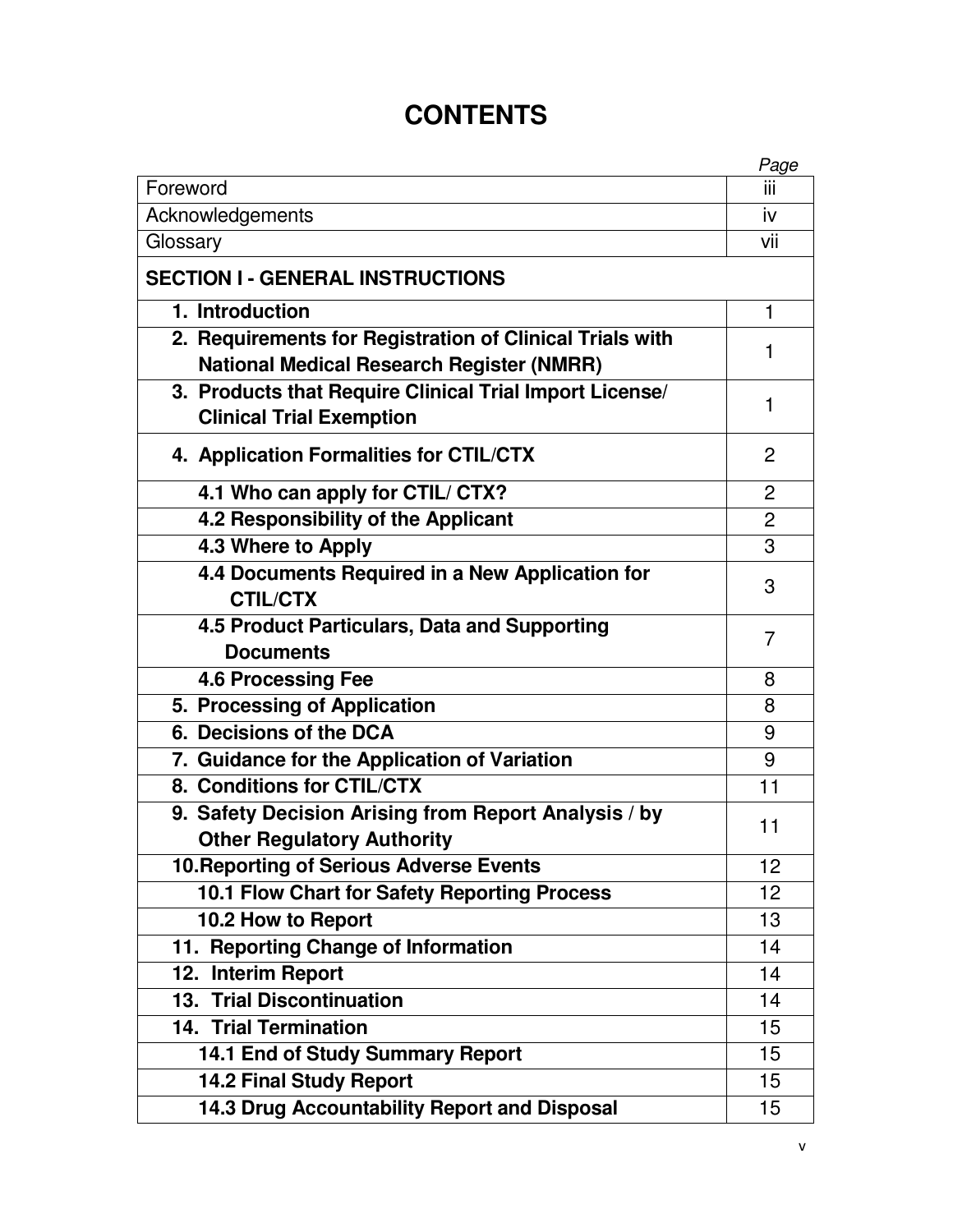# CONTENTS

| | Page |
|---|---|
| Foreword | iii |
| Acknowledgements | iv |
| Glossary | vii |
| **SECTION I - GENERAL INSTRUCTIONS** | |
| **1. Introduction** | 1 |
| **2. Requirements for Registration of Clinical Trials with National Medical Research Register (NMRR)** | 1 |
| **3. Products that Require Clinical Trial Import License/ Clinical Trial Exemption** | 1 |
| **4. Application Formalities for CTIL/CTX** | 2 |
| **4.1 Who can apply for CTIL/ CTX?** | 2 |
| **4.2 Responsibility of the Applicant** | 2 |
| **4.3 Where to Apply** | 3 |
| **4.4 Documents Required in a New Application for CTIL/CTX** | 3 |
| **4.5 Product Particulars, Data and Supporting Documents** | 7 |
| **4.6 Processing Fee** | 8 |
| **5. Processing of Application** | 8 |
| **6. Decisions of the DCA** | 9 |
| **7. Guidance for the Application of Variation** | 9 |
| **8. Conditions for CTIL/CTX** | 11 |
| **9. Safety Decision Arising from Report Analysis / by Other Regulatory Authority** | 11 |
| **10. Reporting of Serious Adverse Events** | 12 |
| **10.1 Flow Chart for Safety Reporting Process** | 12 |
| **10.2 How to Report** | 13 |
| **11. Reporting Change of Information** | 14 |
| **12. Interim Report** | 14 |
| **13. Trial Discontinuation** | 14 |
| **14. Trial Termination** | 15 |
| **14.1 End of Study Summary Report** | 15 |
| **14.2 Final Study Report** | 15 |
| **14.3 Drug Accountability Report and Disposal** | 15 |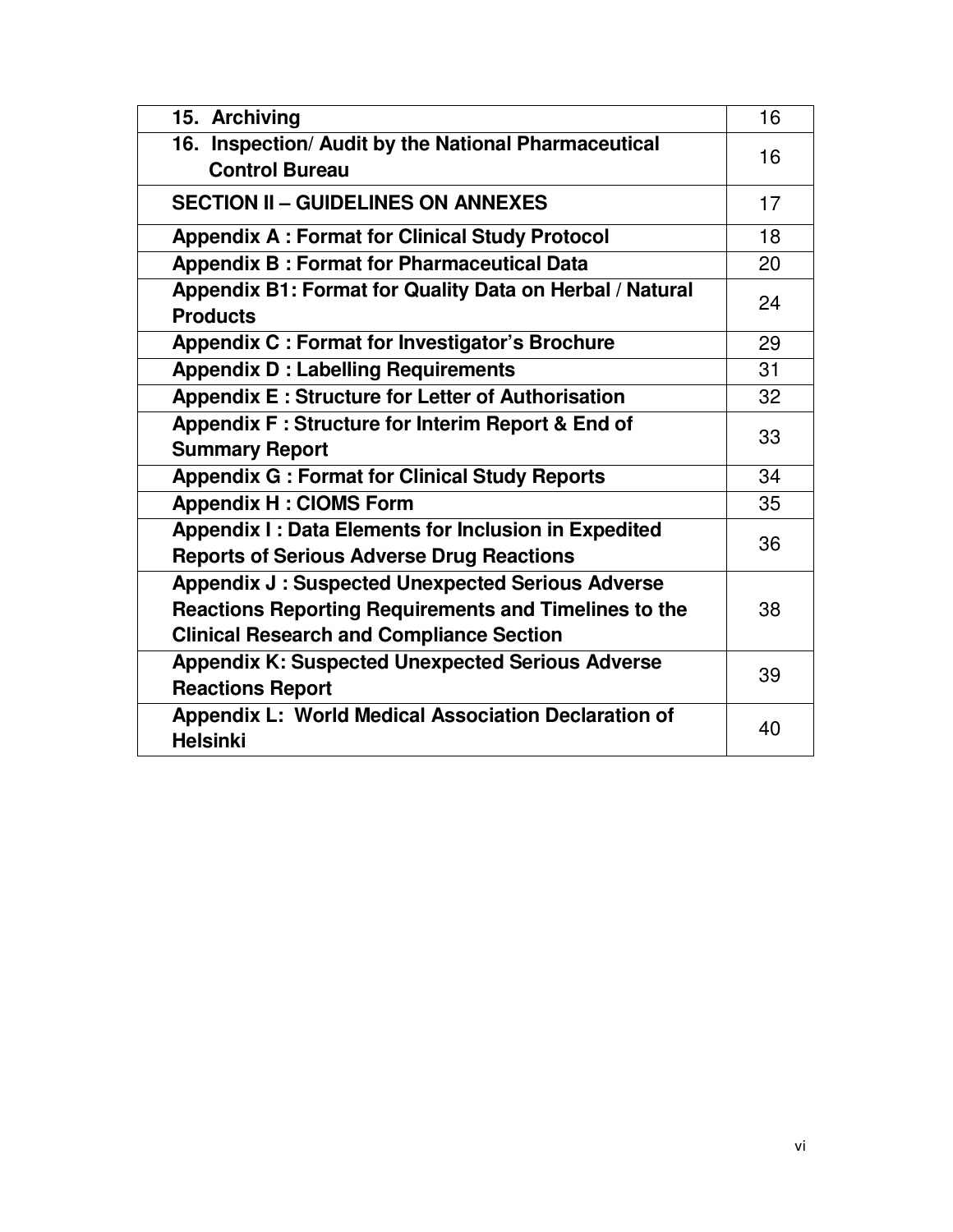| | |
|---|---|
| **15. Archiving** | 16 |
| **16. Inspection/ Audit by the National Pharmaceutical Control Bureau** | 16 |
| **SECTION II – GUIDELINES ON ANNEXES** | 17 |
| **Appendix A : Format for Clinical Study Protocol** | 18 |
| **Appendix B : Format for Pharmaceutical Data** | 20 |
| **Appendix B1: Format for Quality Data on Herbal / Natural Products** | 24 |
| **Appendix C : Format for Investigator's Brochure** | 29 |
| **Appendix D : Labelling Requirements** | 31 |
| **Appendix E : Structure for Letter of Authorisation** | 32 |
| **Appendix F : Structure for Interim Report & End of Summary Report** | 33 |
| **Appendix G : Format for Clinical Study Reports** | 34 |
| **Appendix H : CIOMS Form** | 35 |
| **Appendix I : Data Elements for Inclusion in Expedited Reports of Serious Adverse Drug Reactions** | 36 |
| **Appendix J : Suspected Unexpected Serious Adverse Reactions Reporting Requirements and Timelines to the Clinical Research and Compliance Section** | 38 |
| **Appendix K: Suspected Unexpected Serious Adverse Reactions Report** | 39 |
| **Appendix L: World Medical Association Declaration of Helsinki** | 40 |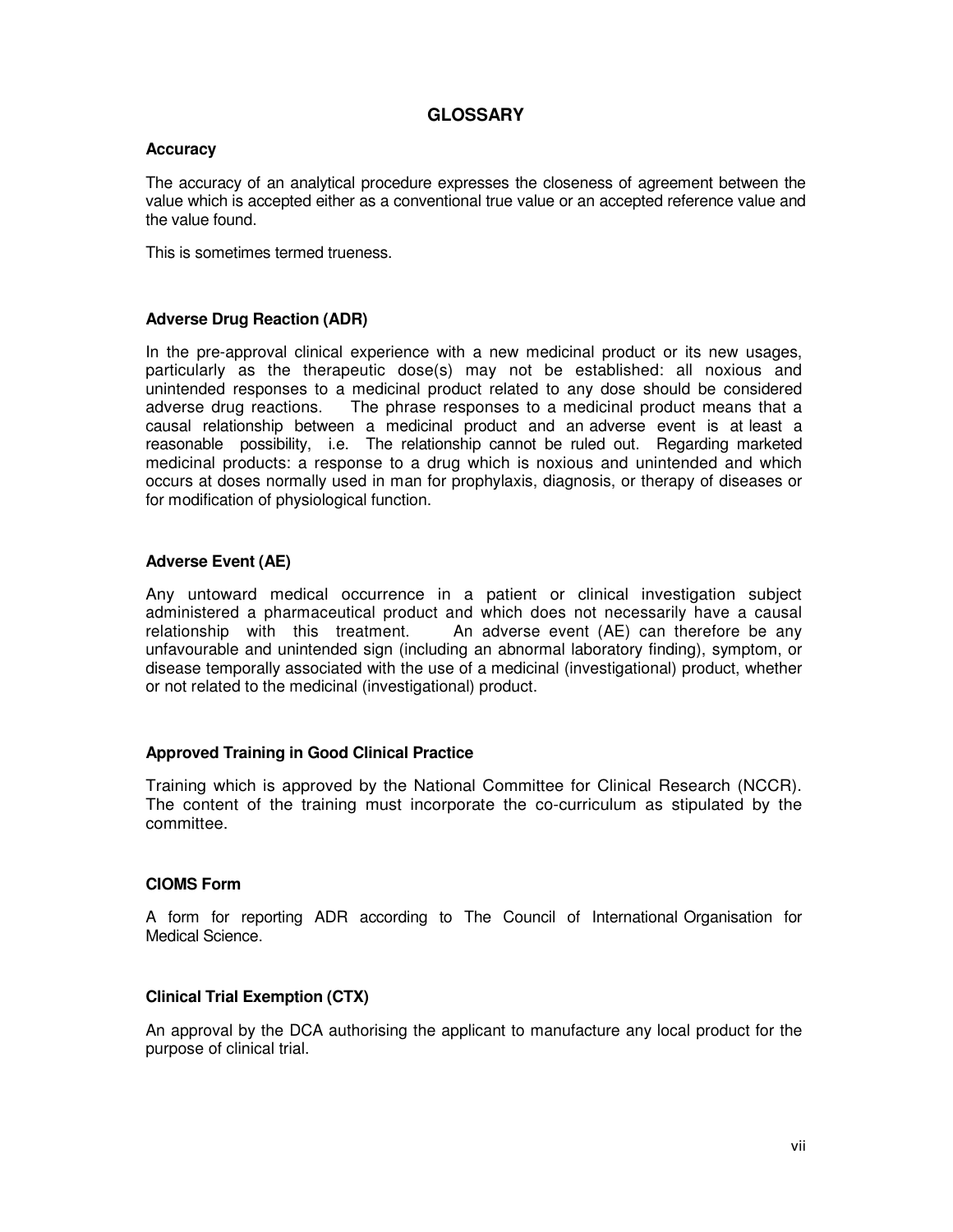# GLOSSARY

### Accuracy

The accuracy of an analytical procedure expresses the closeness of agreement between the value which is accepted either as a conventional true value or an accepted reference value and the value found.

This is sometimes termed trueness.

### Adverse Drug Reaction (ADR)

In the pre-approval clinical experience with a new medicinal product or its new usages, particularly as the therapeutic dose(s) may not be established: all noxious and unintended responses to a medicinal product related to any dose should be considered adverse drug reactions. The phrase responses to a medicinal product means that a causal relationship between a medicinal product and an adverse event is at least a reasonable possibility, i.e. The relationship cannot be ruled out. Regarding marketed medicinal products: a response to a drug which is noxious and unintended and which occurs at doses normally used in man for prophylaxis, diagnosis, or therapy of diseases or for modification of physiological function.

### Adverse Event (AE)

Any untoward medical occurrence in a patient or clinical investigation subject administered a pharmaceutical product and which does not necessarily have a causal relationship with this treatment. An adverse event (AE) can therefore be any unfavourable and unintended sign (including an abnormal laboratory finding), symptom, or disease temporally associated with the use of a medicinal (investigational) product, whether or not related to the medicinal (investigational) product.

### Approved Training in Good Clinical Practice

Training which is approved by the National Committee for Clinical Research (NCCR). The content of the training must incorporate the co-curriculum as stipulated by the committee.

### CIOMS Form

A form for reporting ADR according to The Council of International Organisation for Medical Science.

### Clinical Trial Exemption (CTX)

An approval by the DCA authorising the applicant to manufacture any local product for the purpose of clinical trial.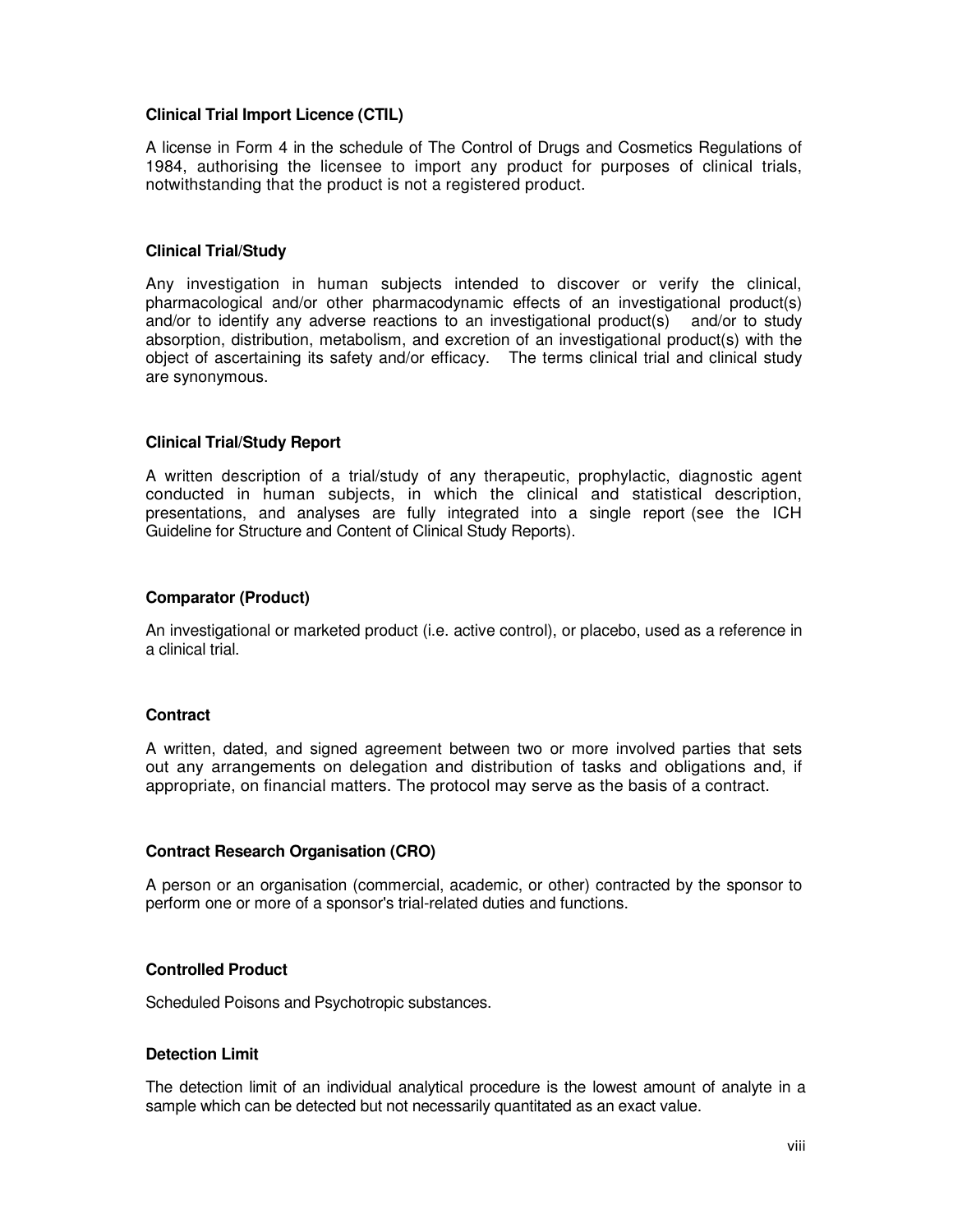**Clinical Trial Import Licence (CTIL)**

A license in Form 4 in the schedule of The Control of Drugs and Cosmetics Regulations of 1984, authorising the licensee to import any product for purposes of clinical trials, notwithstanding that the product is not a registered product.

**Clinical Trial/Study**

Any investigation in human subjects intended to discover or verify the clinical, pharmacological and/or other pharmacodynamic effects of an investigational product(s) and/or to identify any adverse reactions to an investigational product(s) and/or to study absorption, distribution, metabolism, and excretion of an investigational product(s) with the object of ascertaining its safety and/or efficacy. The terms clinical trial and clinical study are synonymous.

**Clinical Trial/Study Report**

A written description of a trial/study of any therapeutic, prophylactic, diagnostic agent conducted in human subjects, in which the clinical and statistical description, presentations, and analyses are fully integrated into a single report (see the ICH Guideline for Structure and Content of Clinical Study Reports).

**Comparator (Product)**

An investigational or marketed product (i.e. active control), or placebo, used as a reference in a clinical trial.

**Contract**

A written, dated, and signed agreement between two or more involved parties that sets out any arrangements on delegation and distribution of tasks and obligations and, if appropriate, on financial matters. The protocol may serve as the basis of a contract.

**Contract Research Organisation (CRO)**

A person or an organisation (commercial, academic, or other) contracted by the sponsor to perform one or more of a sponsor's trial-related duties and functions.

**Controlled Product**

Scheduled Poisons and Psychotropic substances.

**Detection Limit**

The detection limit of an individual analytical procedure is the lowest amount of analyte in a sample which can be detected but not necessarily quantitated as an exact value.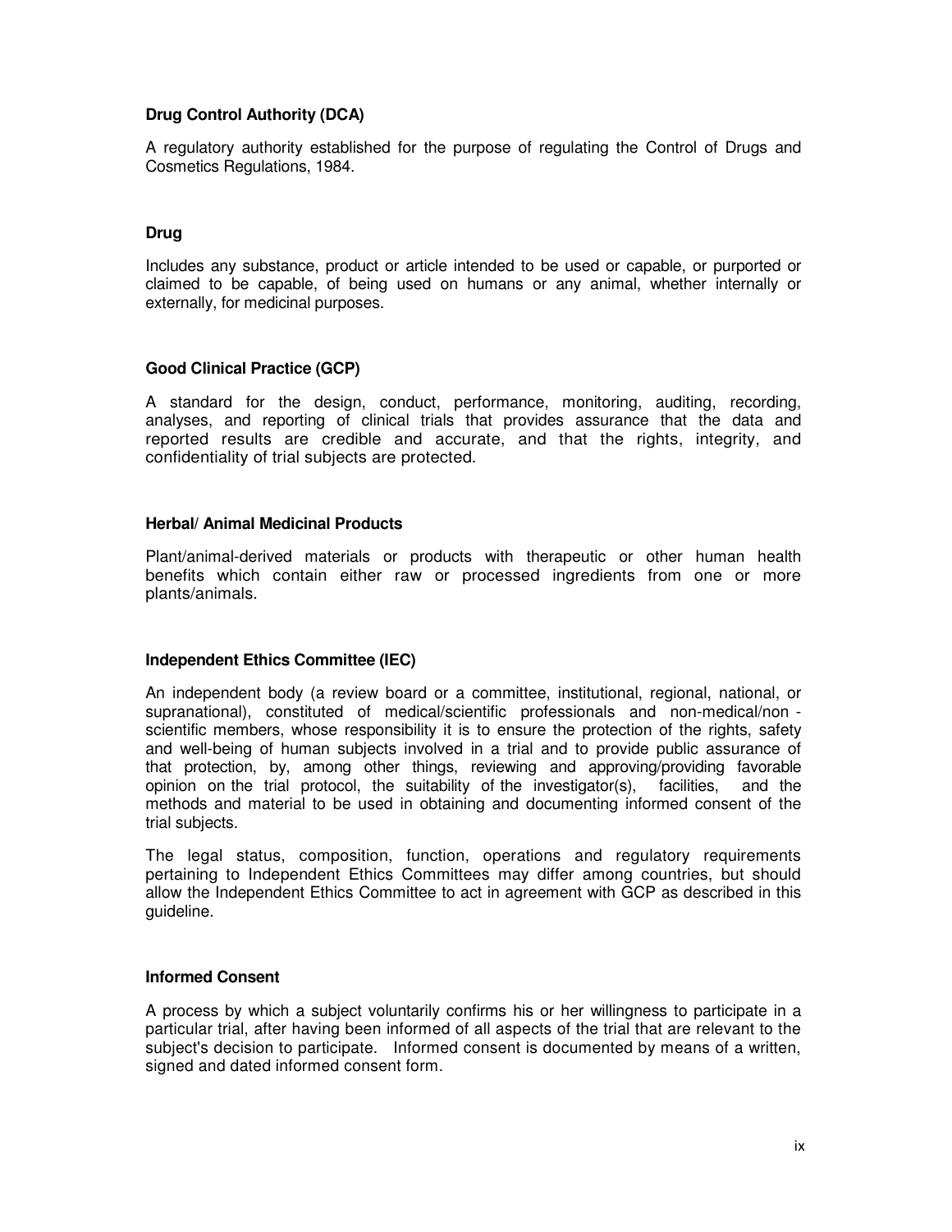**Drug Control Authority (DCA)**

A regulatory authority established for the purpose of regulating the Control of Drugs and Cosmetics Regulations, 1984.

**Drug**

Includes any substance, product or article intended to be used or capable, or purported or claimed to be capable, of being used on humans or any animal, whether internally or externally, for medicinal purposes.

**Good Clinical Practice (GCP)**

A standard for the design, conduct, performance, monitoring, auditing, recording, analyses, and reporting of clinical trials that provides assurance that the data and reported results are credible and accurate, and that the rights, integrity, and confidentiality of trial subjects are protected.

**Herbal/ Animal Medicinal Products**

Plant/animal-derived materials or products with therapeutic or other human health benefits which contain either raw or processed ingredients from one or more plants/animals.

**Independent Ethics Committee (IEC)**

An independent body (a review board or a committee, institutional, regional, national, or supranational), constituted of medical/scientific professionals and non-medical/non - scientific members, whose responsibility it is to ensure the protection of the rights, safety and well-being of human subjects involved in a trial and to provide public assurance of that protection, by, among other things, reviewing and approving/providing favorable opinion on the trial protocol, the suitability of the investigator(s), facilities, and the methods and material to be used in obtaining and documenting informed consent of the trial subjects.

The legal status, composition, function, operations and regulatory requirements pertaining to Independent Ethics Committees may differ among countries, but should allow the Independent Ethics Committee to act in agreement with GCP as described in this guideline.

**Informed Consent**

A process by which a subject voluntarily confirms his or her willingness to participate in a particular trial, after having been informed of all aspects of the trial that are relevant to the subject's decision to participate. Informed consent is documented by means of a written, signed and dated informed consent form.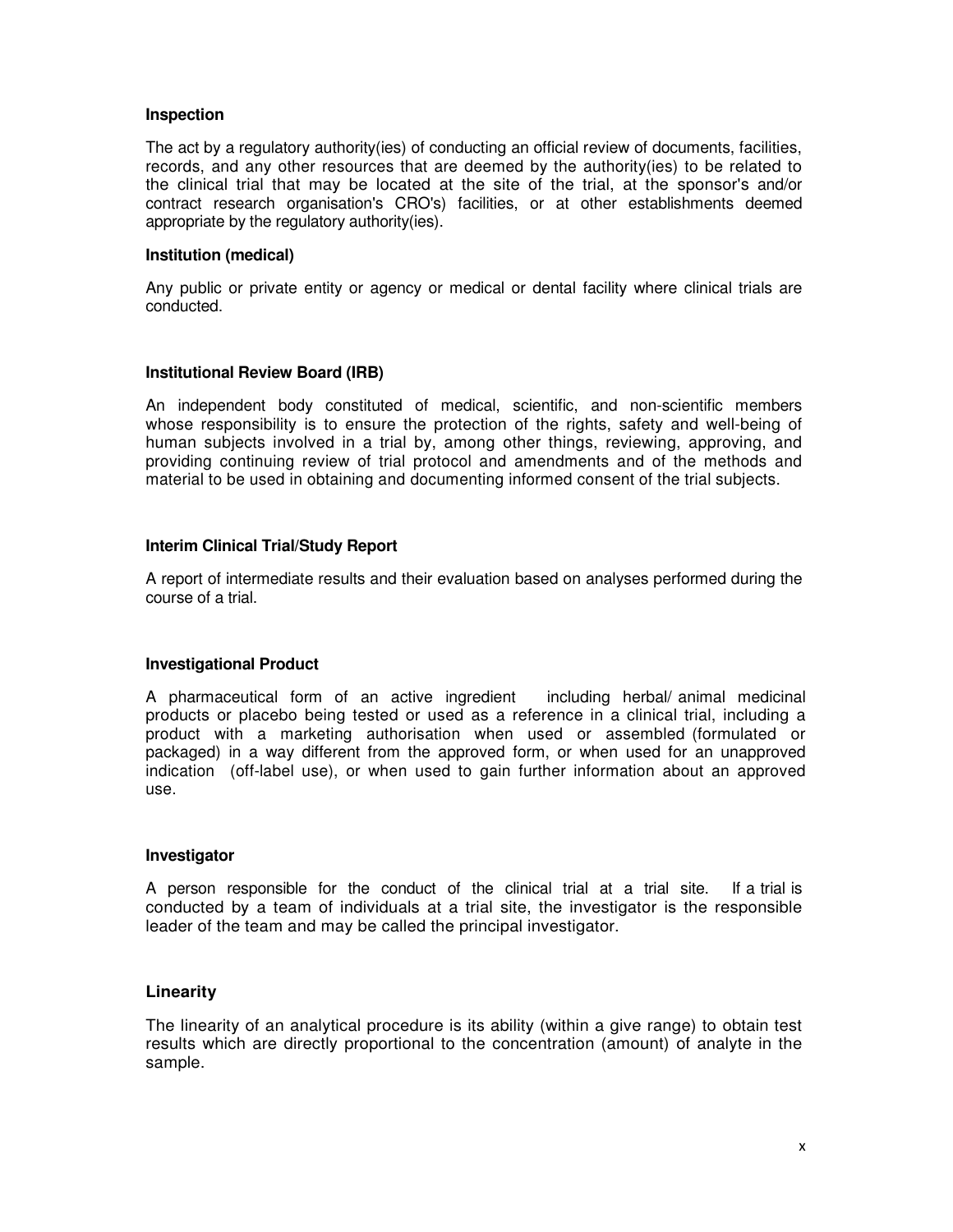**Inspection**

The act by a regulatory authority(ies) of conducting an official review of documents, facilities, records, and any other resources that are deemed by the authority(ies) to be related to the clinical trial that may be located at the site of the trial, at the sponsor's and/or contract research organisation's CRO's) facilities, or at other establishments deemed appropriate by the regulatory authority(ies).

**Institution (medical)**

Any public or private entity or agency or medical or dental facility where clinical trials are conducted.

**Institutional Review Board (IRB)**

An independent body constituted of medical, scientific, and non-scientific members whose responsibility is to ensure the protection of the rights, safety and well-being of human subjects involved in a trial by, among other things, reviewing, approving, and providing continuing review of trial protocol and amendments and of the methods and material to be used in obtaining and documenting informed consent of the trial subjects.

**Interim Clinical Trial/Study Report**

A report of intermediate results and their evaluation based on analyses performed during the course of a trial.

**Investigational Product**

A pharmaceutical form of an active ingredient including herbal/ animal medicinal products or placebo being tested or used as a reference in a clinical trial, including a product with a marketing authorisation when used or assembled (formulated or packaged) in a way different from the approved form, or when used for an unapproved indication (off-label use), or when used to gain further information about an approved use.

**Investigator**

A person responsible for the conduct of the clinical trial at a trial site. If a trial is conducted by a team of individuals at a trial site, the investigator is the responsible leader of the team and may be called the principal investigator.

**Linearity**

The linearity of an analytical procedure is its ability (within a give range) to obtain test results which are directly proportional to the concentration (amount) of analyte in the sample.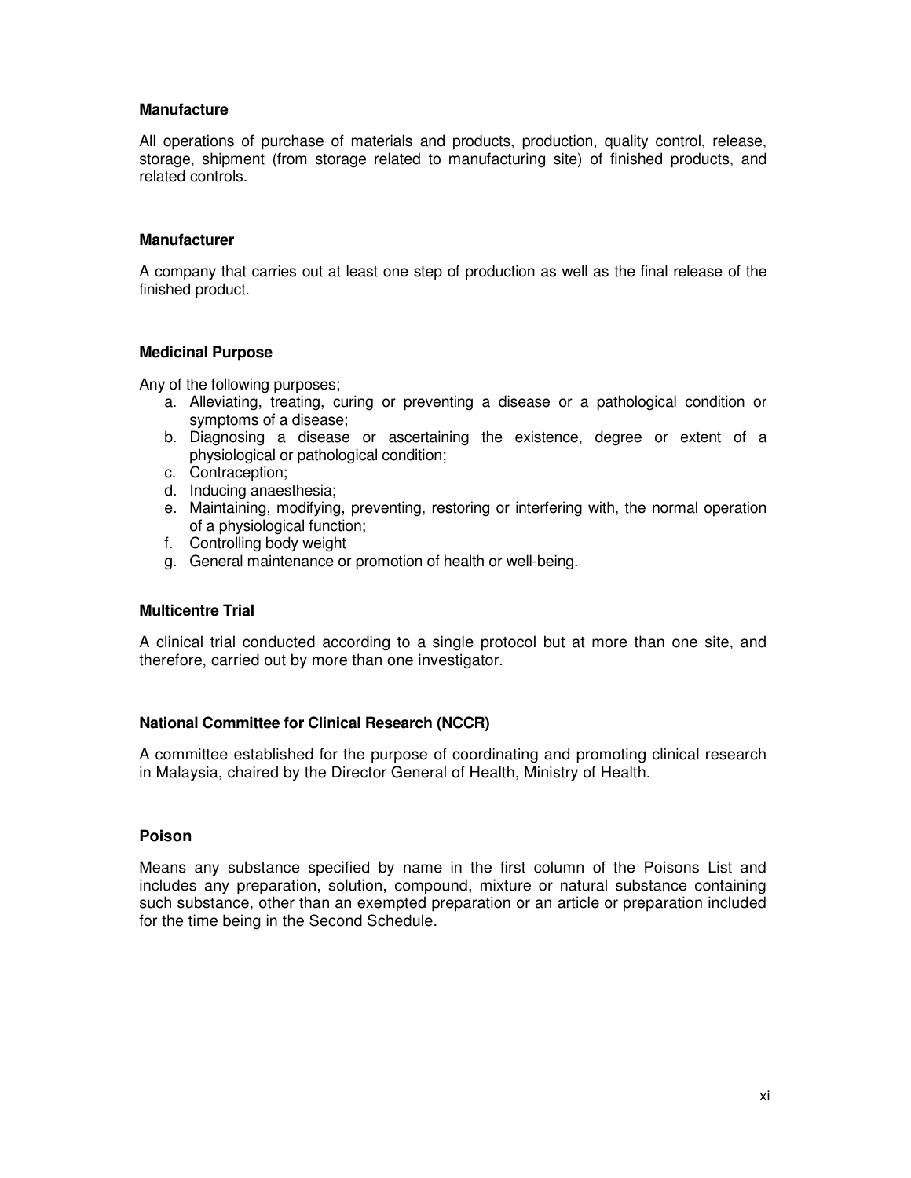**Manufacture**

All operations of purchase of materials and products, production, quality control, release, storage, shipment (from storage related to manufacturing site) of finished products, and related controls.

**Manufacturer**

A company that carries out at least one step of production as well as the final release of the finished product.

**Medicinal Purpose**

Any of the following purposes;

a. Alleviating, treating, curing or preventing a disease or a pathological condition or symptoms of a disease;
b. Diagnosing a disease or ascertaining the existence, degree or extent of a physiological or pathological condition;
c. Contraception;
d. Inducing anaesthesia;
e. Maintaining, modifying, preventing, restoring or interfering with, the normal operation of a physiological function;
f. Controlling body weight
g. General maintenance or promotion of health or well-being.

**Multicentre Trial**

A clinical trial conducted according to a single protocol but at more than one site, and therefore, carried out by more than one investigator.

**National Committee for Clinical Research (NCCR)**

A committee established for the purpose of coordinating and promoting clinical research in Malaysia, chaired by the Director General of Health, Ministry of Health.

**Poison**

Means any substance specified by name in the first column of the Poisons List and includes any preparation, solution, compound, mixture or natural substance containing such substance, other than an exempted preparation or an article or preparation included for the time being in the Second Schedule.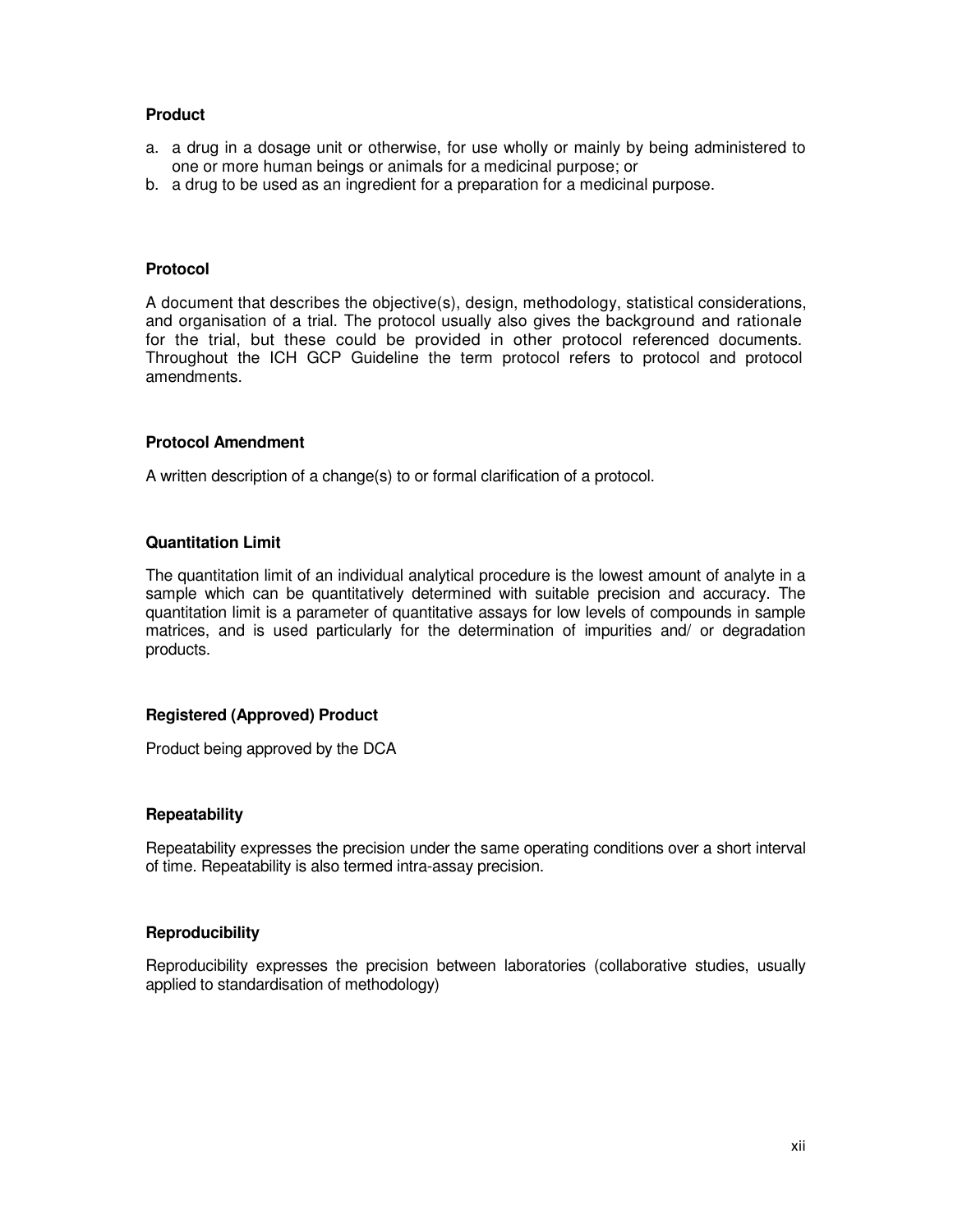### Product

a. a drug in a dosage unit or otherwise, for use wholly or mainly by being administered to one or more human beings or animals for a medicinal purpose; or
b. a drug to be used as an ingredient for a preparation for a medicinal purpose.

### Protocol

A document that describes the objective(s), design, methodology, statistical considerations, and organisation of a trial. The protocol usually also gives the background and rationale for the trial, but these could be provided in other protocol referenced documents. Throughout the ICH GCP Guideline the term protocol refers to protocol and protocol amendments.

### Protocol Amendment

A written description of a change(s) to or formal clarification of a protocol.

### Quantitation Limit

The quantitation limit of an individual analytical procedure is the lowest amount of analyte in a sample which can be quantitatively determined with suitable precision and accuracy. The quantitation limit is a parameter of quantitative assays for low levels of compounds in sample matrices, and is used particularly for the determination of impurities and/ or degradation products.

### Registered (Approved) Product

Product being approved by the DCA

### Repeatability

Repeatability expresses the precision under the same operating conditions over a short interval of time. Repeatability is also termed intra-assay precision.

### Reproducibility

Reproducibility expresses the precision between laboratories (collaborative studies, usually applied to standardisation of methodology)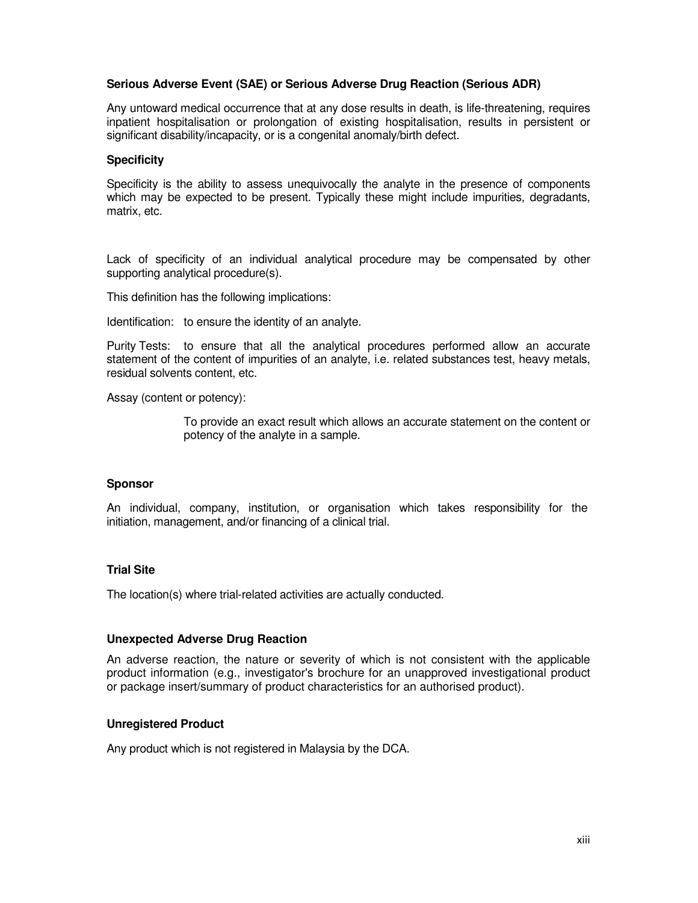**Serious Adverse Event (SAE) or Serious Adverse Drug Reaction (Serious ADR)**

Any untoward medical occurrence that at any dose results in death, is life-threatening, requires inpatient hospitalisation or prolongation of existing hospitalisation, results in persistent or significant disability/incapacity, or is a congenital anomaly/birth defect.

**Specificity**

Specificity is the ability to assess unequivocally the analyte in the presence of components which may be expected to be present. Typically these might include impurities, degradants, matrix, etc.

Lack of specificity of an individual analytical procedure may be compensated by other supporting analytical procedure(s).

This definition has the following implications:

Identification: to ensure the identity of an analyte.

Purity Tests: to ensure that all the analytical procedures performed allow an accurate statement of the content of impurities of an analyte, i.e. related substances test, heavy metals, residual solvents content, etc.

Assay (content or potency):

To provide an exact result which allows an accurate statement on the content or potency of the analyte in a sample.

**Sponsor**

An individual, company, institution, or organisation which takes responsibility for the initiation, management, and/or financing of a clinical trial.

**Trial Site**

The location(s) where trial-related activities are actually conducted.

**Unexpected Adverse Drug Reaction**

An adverse reaction, the nature or severity of which is not consistent with the applicable product information (e.g., investigator's brochure for an unapproved investigational product or package insert/summary of product characteristics for an authorised product).

**Unregistered Product**

Any product which is not registered in Malaysia by the DCA.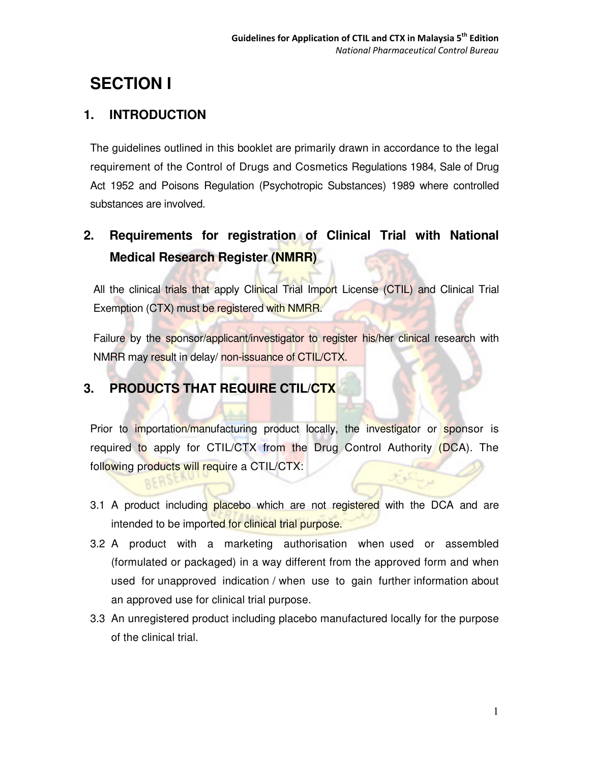# SECTION I

## 1. INTRODUCTION

The guidelines outlined in this booklet are primarily drawn in accordance to the legal requirement of the Control of Drugs and Cosmetics Regulations 1984, Sale of Drug Act 1952 and Poisons Regulation (Psychotropic Substances) 1989 where controlled substances are involved.

## 2. Requirements for registration of Clinical Trial with National Medical Research Register (NMRR)

All the clinical trials that apply Clinical Trial Import License (CTIL) and Clinical Trial Exemption (CTX) must be registered with NMRR.

Failure by the sponsor/applicant/investigator to register his/her clinical research with NMRR may result in delay/ non-issuance of CTIL/CTX.

## 3. PRODUCTS THAT REQUIRE CTIL/CTX

Prior to importation/manufacturing product locally, the investigator or sponsor is required to apply for CTIL/CTX from the Drug Control Authority (DCA). The following products will require a CTIL/CTX:

3.1 A product including placebo which are not registered with the DCA and are intended to be imported for clinical trial purpose.

3.2 A product with a marketing authorisation when used or assembled (formulated or packaged) in a way different from the approved form and when used for unapproved indication / when use to gain further information about an approved use for clinical trial purpose.

3.3 An unregistered product including placebo manufactured locally for the purpose of the clinical trial.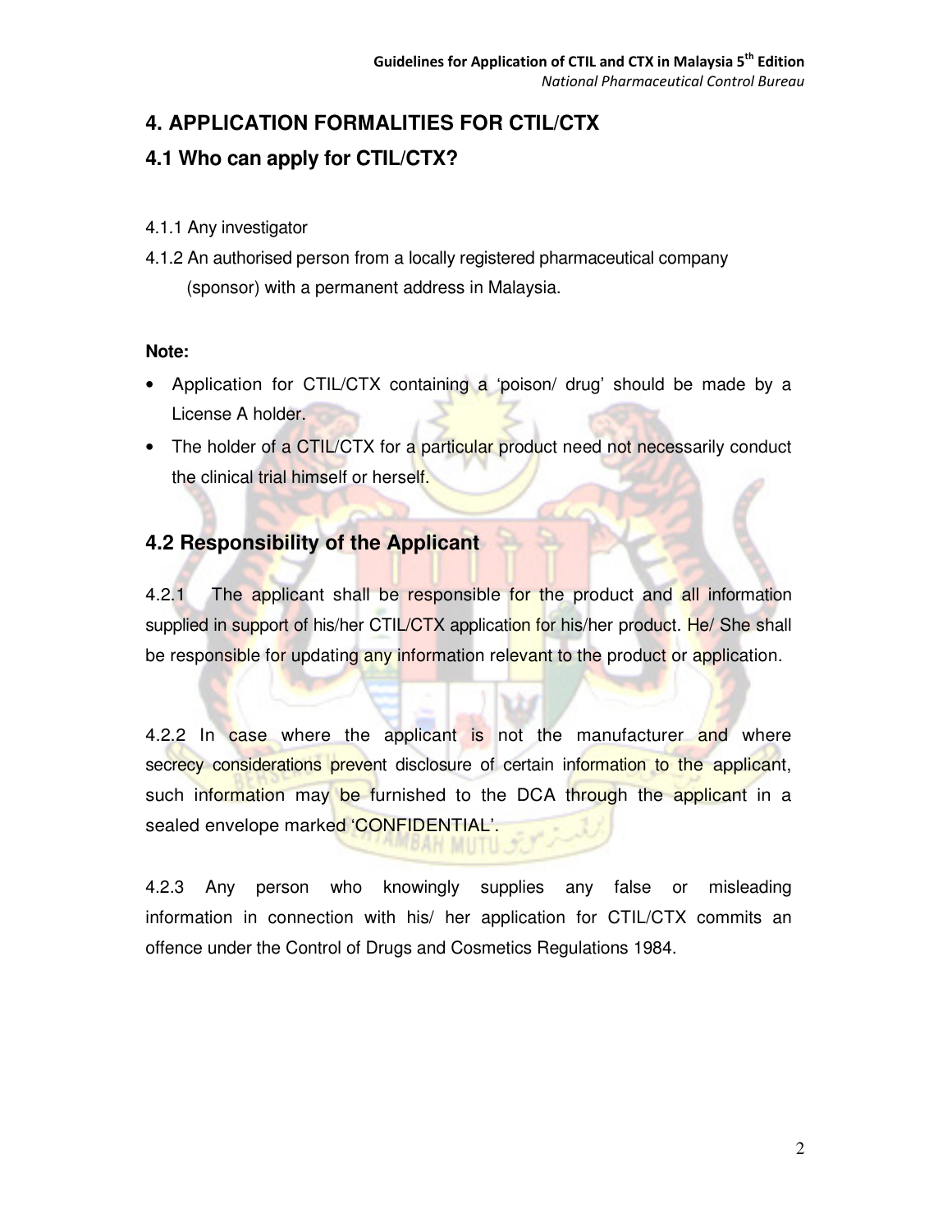# 4. APPLICATION FORMALITIES FOR CTIL/CTX

## 4.1 Who can apply for CTIL/CTX?

4.1.1 Any investigator

4.1.2 An authorised person from a locally registered pharmaceutical company (sponsor) with a permanent address in Malaysia.

**Note:**

- Application for CTIL/CTX containing a 'poison/ drug' should be made by a License A holder.
- The holder of a CTIL/CTX for a particular product need not necessarily conduct the clinical trial himself or herself.

## 4.2 Responsibility of the Applicant

4.2.1 The applicant shall be responsible for the product and all information supplied in support of his/her CTIL/CTX application for his/her product. He/ She shall be responsible for updating any information relevant to the product or application.

4.2.2 In case where the applicant is not the manufacturer and where secrecy considerations prevent disclosure of certain information to the applicant, such information may be furnished to the DCA through the applicant in a sealed envelope marked 'CONFIDENTIAL'.

4.2.3 Any person who knowingly supplies any false or misleading information in connection with his/ her application for CTIL/CTX commits an offence under the Control of Drugs and Cosmetics Regulations 1984.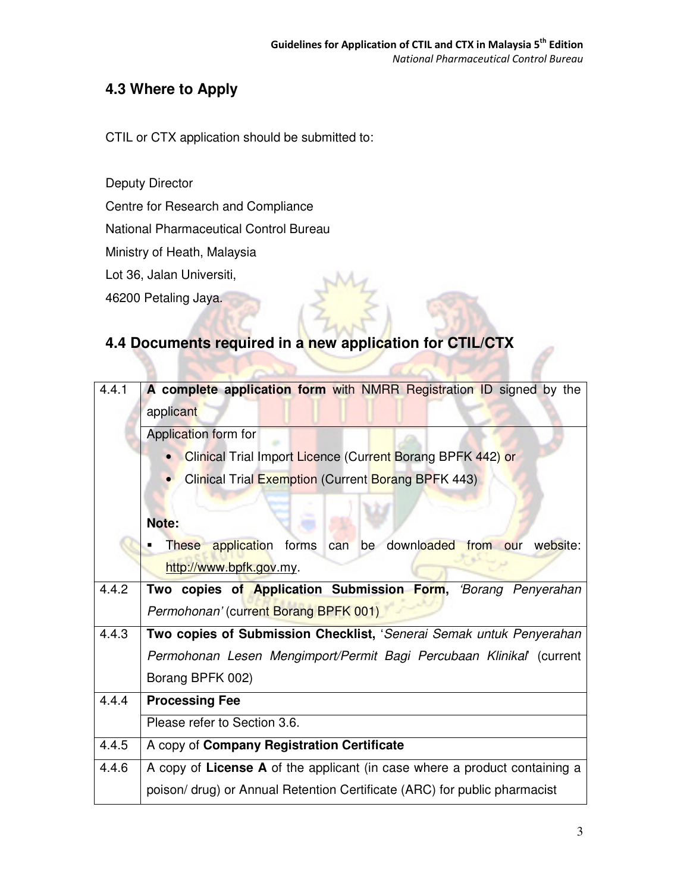## 4.3 Where to Apply

CTIL or CTX application should be submitted to:

Deputy Director
Centre for Research and Compliance
National Pharmaceutical Control Bureau
Ministry of Heath, Malaysia
Lot 36, Jalan Universiti,
46200 Petaling Jaya.

## 4.4 Documents required in a new application for CTIL/CTX

| | |
|---|---|
| 4.4.1 | **A complete application form** with NMRR Registration ID signed by the applicant |
| | Application form for<br>• Clinical Trial Import Licence (Current Borang BPFK 442) or<br>• Clinical Trial Exemption (Current Borang BPFK 443)<br><br>**Note:**<br>▪ These application forms can be downloaded from our website: http://www.bpfk.gov.my. |
| 4.4.2 | **Two copies of Application Submission Form,** *'Borang Penyerahan Permohonan'* (current Borang BPFK 001) |
| 4.4.3 | **Two copies of Submission Checklist,** '*Senerai Semak untuk Penyerahan Permohonan Lesen Mengimport/Permit Bagi Percubaan Klinikal*' (current Borang BPFK 002) |
| 4.4.4 | **Processing Fee** |
| | Please refer to Section 3.6. |
| 4.4.5 | A copy of **Company Registration Certificate** |
| 4.4.6 | A copy of **License A** of the applicant (in case where a product containing a poison/ drug) or Annual Retention Certificate (ARC) for public pharmacist |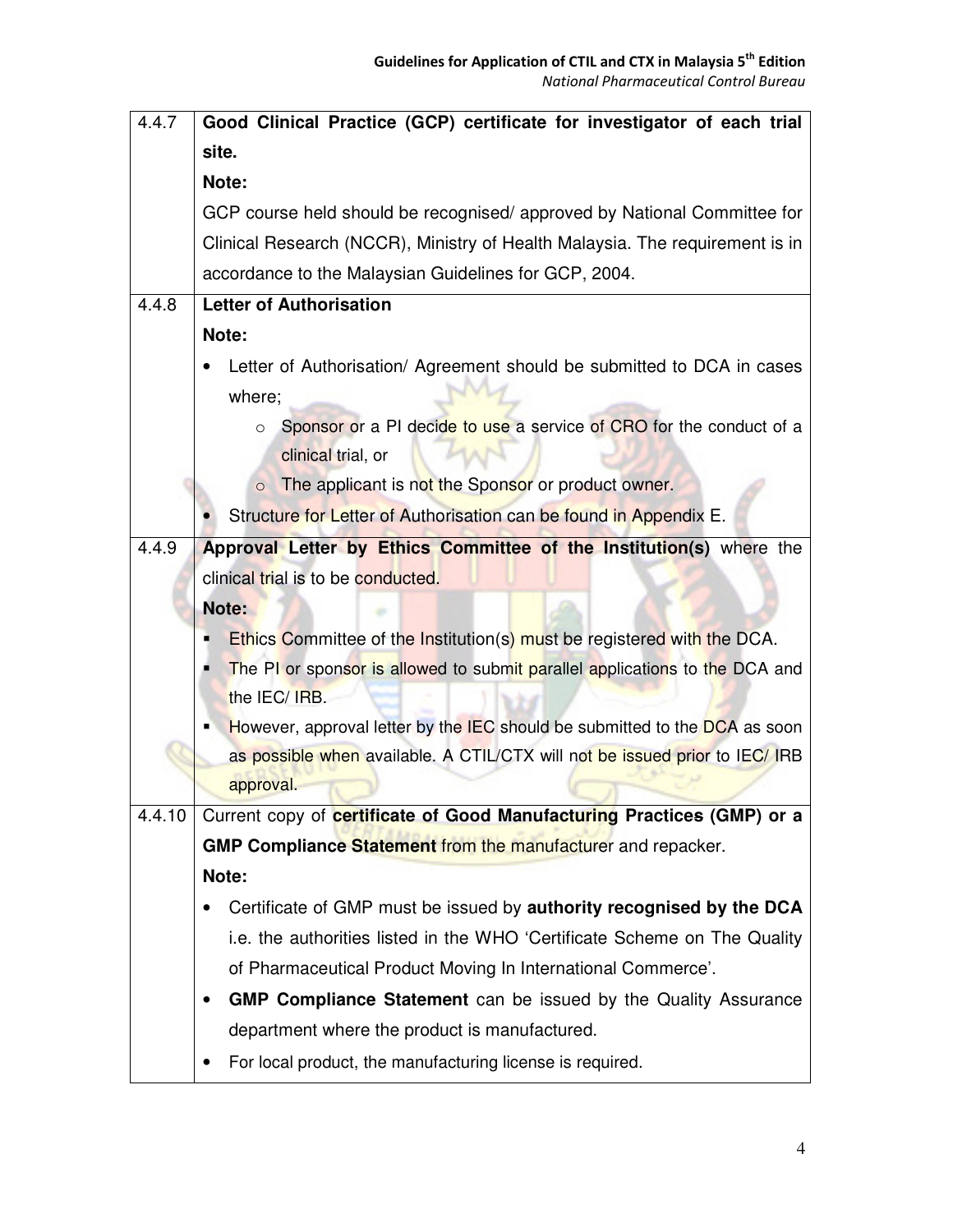| | |
|---|---|
| 4.4.7 | **Good Clinical Practice (GCP) certificate for investigator of each trial site.**<br>**Note:**<br>GCP course held should be recognised/ approved by National Committee for Clinical Research (NCCR), Ministry of Health Malaysia. The requirement is in accordance to the Malaysian Guidelines for GCP, 2004. |
| 4.4.8 | **Letter of Authorisation**<br>**Note:**<br>• Letter of Authorisation/ Agreement should be submitted to DCA in cases where;<br>&nbsp;&nbsp;&nbsp;&nbsp;o Sponsor or a PI decide to use a service of CRO for the conduct of a clinical trial, or<br>&nbsp;&nbsp;&nbsp;&nbsp;o The applicant is not the Sponsor or product owner.<br>• Structure for Letter of Authorisation can be found in Appendix E. |
| 4.4.9 | **Approval Letter by Ethics Committee of the Institution(s)** where the clinical trial is to be conducted.<br>**Note:**<br>▪ Ethics Committee of the Institution(s) must be registered with the DCA.<br>▪ The PI or sponsor is allowed to submit parallel applications to the DCA and the IEC/ IRB.<br>▪ However, approval letter by the IEC should be submitted to the DCA as soon as possible when available. A CTIL/CTX will not be issued prior to IEC/ IRB approval. |
| 4.4.10 | Current copy of **certificate of Good Manufacturing Practices (GMP) or a GMP Compliance Statement** from the manufacturer and repacker.<br>**Note:**<br>• Certificate of GMP must be issued by **authority recognised by the DCA** i.e. the authorities listed in the WHO 'Certificate Scheme on The Quality of Pharmaceutical Product Moving In International Commerce'.<br>• **GMP Compliance Statement** can be issued by the Quality Assurance department where the product is manufactured.<br>• For local product, the manufacturing license is required. |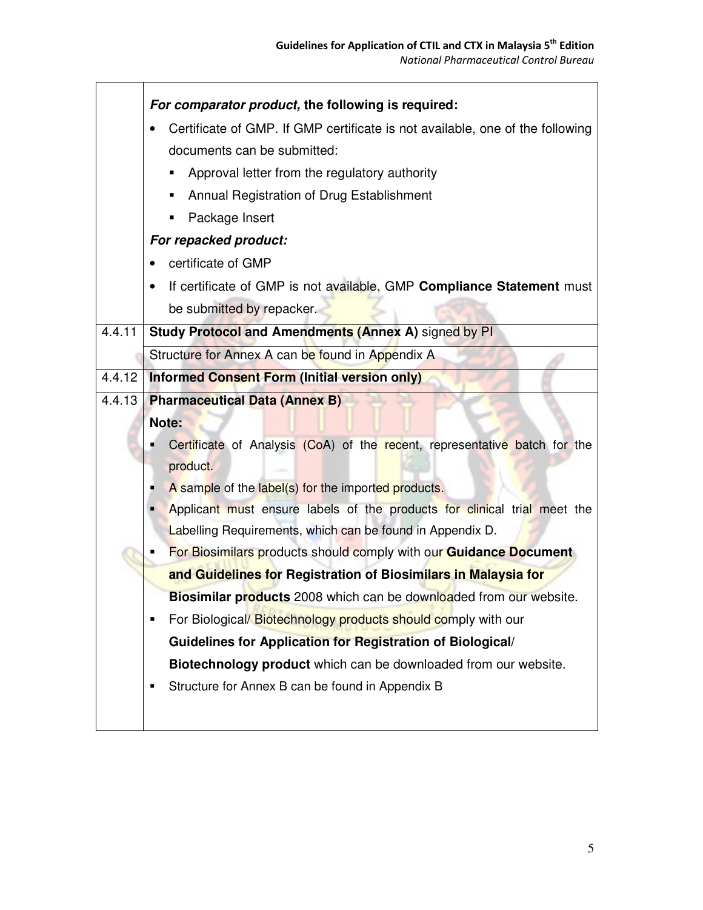| | |
|---|---|
| | ***For comparator product,* the following is required:**<br>• Certificate of GMP. If GMP certificate is not available, one of the following documents can be submitted:<br>  ▪ Approval letter from the regulatory authority<br>  ▪ Annual Registration of Drug Establishment<br>  ▪ Package Insert<br>***For repacked product:***<br>• certificate of GMP<br>• If certificate of GMP is not available, GMP **Compliance Statement** must be submitted by repacker. |
| 4.4.11 | **Study Protocol and Amendments (Annex A)** signed by PI |
| | Structure for Annex A can be found in Appendix A |
| 4.4.12 | **Informed Consent Form (Initial version only)** |
| 4.4.13 | **Pharmaceutical Data (Annex B)**<br>**Note:**<br>▪ Certificate of Analysis (CoA) of the recent, representative batch for the product.<br>▪ A sample of the label(s) for the imported products.<br>▪ Applicant must ensure labels of the products for clinical trial meet the Labelling Requirements, which can be found in Appendix D.<br>▪ For Biosimilars products should comply with our **Guidance Document and Guidelines for Registration of Biosimilars in Malaysia for Biosimilar products** 2008 which can be downloaded from our website.<br>▪ For Biological/ Biotechnology products should comply with our **Guidelines for Application for Registration of Biological/ Biotechnology product** which can be downloaded from our website.<br>▪ Structure for Annex B can be found in Appendix B |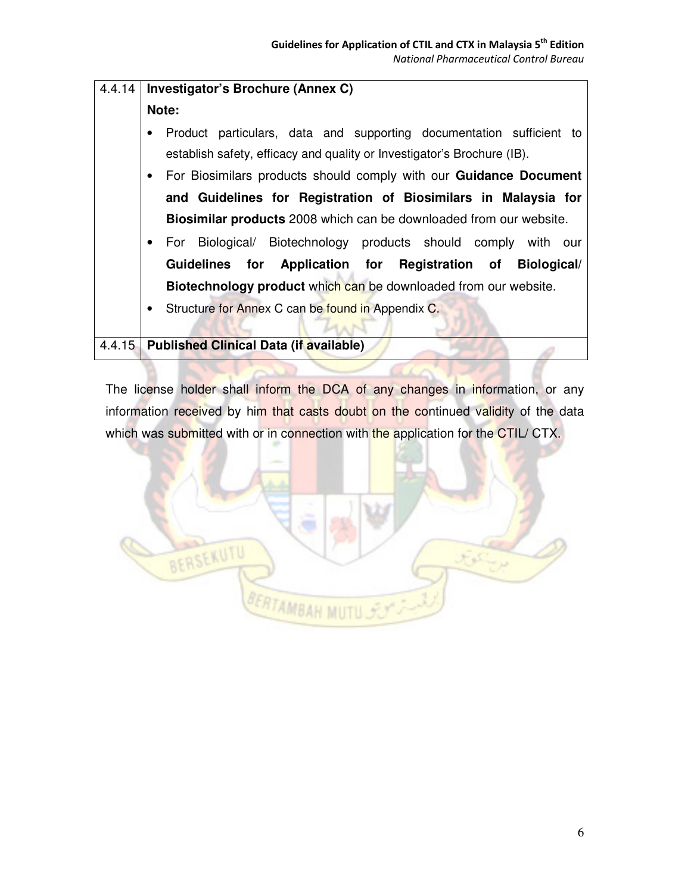| 4.4.14 | **Investigator's Brochure (Annex C)** |
|---|---|
| | **Note:**<br>• Product particulars, data and supporting documentation sufficient to establish safety, efficacy and quality or Investigator's Brochure (IB).<br>• For Biosimilars products should comply with our **Guidance Document and Guidelines for Registration of Biosimilars in Malaysia for Biosimilar products** 2008 which can be downloaded from our website.<br>• For Biological/ Biotechnology products should comply with our **Guidelines for Application for Registration of Biological/ Biotechnology product** which can be downloaded from our website.<br>• Structure for Annex C can be found in Appendix C. |
| 4.4.15 | **Published Clinical Data (if available)** |

The license holder shall inform the DCA of any changes in information, or any information received by him that casts doubt on the continued validity of the data which was submitted with or in connection with the application for the CTIL/ CTX.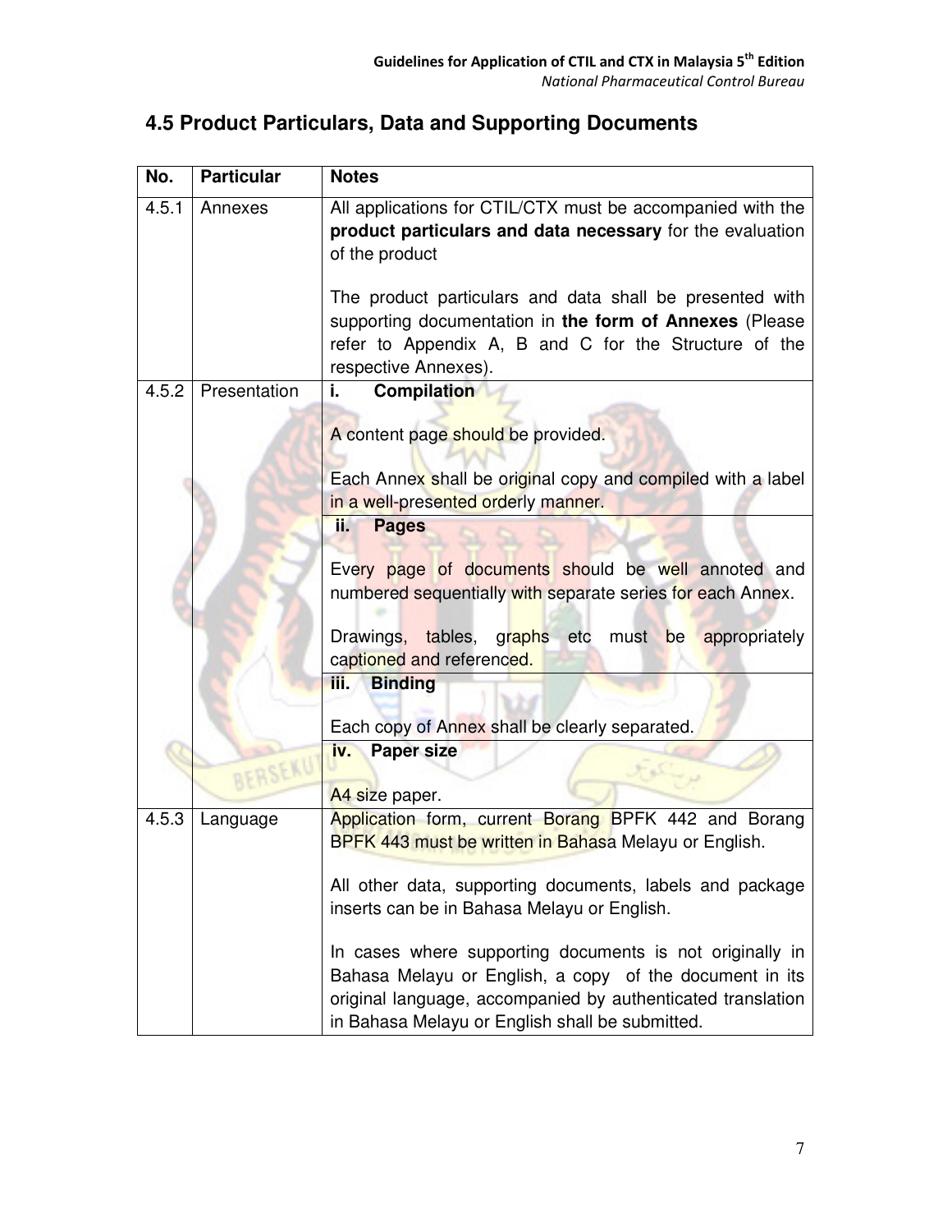## 4.5 Product Particulars, Data and Supporting Documents

| No. | Particular | Notes |
|---|---|---|
| 4.5.1 | Annexes | All applications for CTIL/CTX must be accompanied with the **product particulars and data necessary** for the evaluation of the product<br><br>The product particulars and data shall be presented with supporting documentation in **the form of Annexes** (Please refer to Appendix A, B and C for the Structure of the respective Annexes). |
| 4.5.2 | Presentation | **i. Compilation**<br><br>A content page should be provided.<br><br>Each Annex shall be original copy and compiled with a label in a well-presented orderly manner. |
| | | **ii. Pages**<br><br>Every page of documents should be well annoted and numbered sequentially with separate series for each Annex.<br><br>Drawings, tables, graphs etc must be appropriately captioned and referenced. |
| | | **iii. Binding**<br><br>Each copy of Annex shall be clearly separated. |
| | | **iv. Paper size**<br><br>A4 size paper. |
| 4.5.3 | Language | Application form, current Borang BPFK 442 and Borang BPFK 443 must be written in Bahasa Melayu or English.<br><br>All other data, supporting documents, labels and package inserts can be in Bahasa Melayu or English.<br><br>In cases where supporting documents is not originally in Bahasa Melayu or English, a copy of the document in its original language, accompanied by authenticated translation in Bahasa Melayu or English shall be submitted. |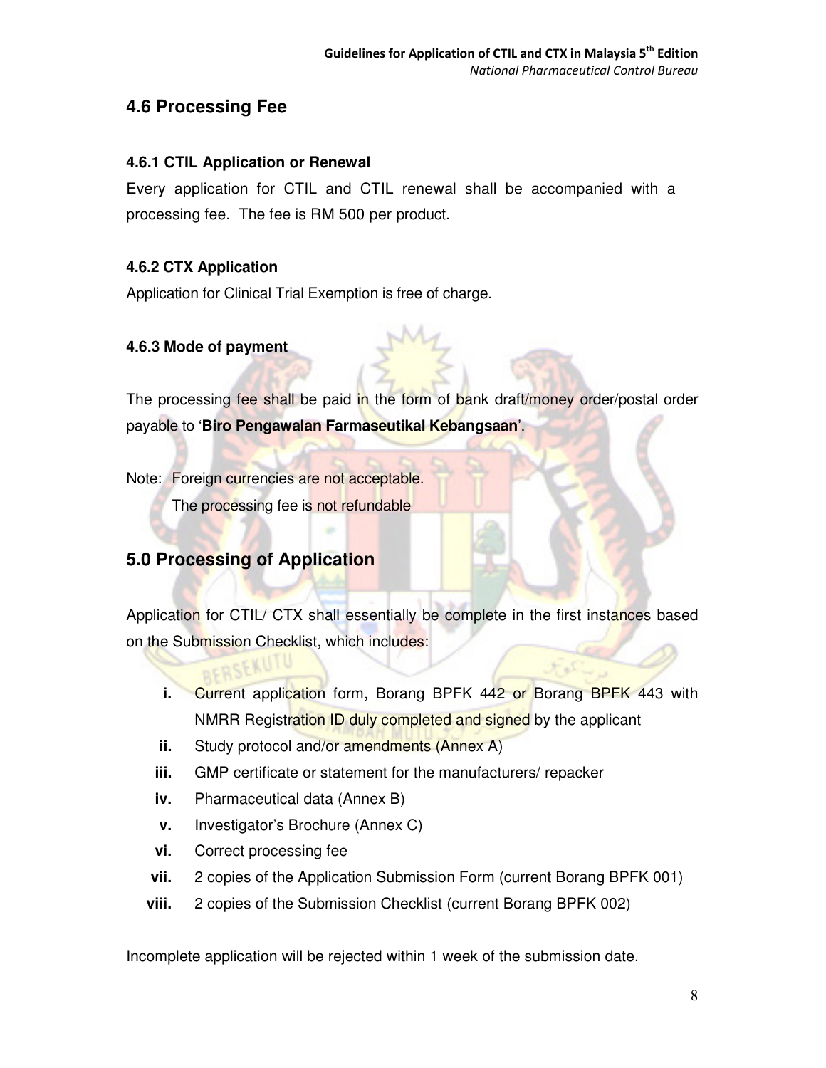## 4.6 Processing Fee

### 4.6.1 CTIL Application or Renewal

Every application for CTIL and CTIL renewal shall be accompanied with a processing fee. The fee is RM 500 per product.

### 4.6.2 CTX Application

Application for Clinical Trial Exemption is free of charge.

### 4.6.3 Mode of payment

The processing fee shall be paid in the form of bank draft/money order/postal order payable to '**Biro Pengawalan Farmaseutikal Kebangsaan**'.

Note: Foreign currencies are not acceptable.
The processing fee is not refundable

## 5.0 Processing of Application

Application for CTIL/ CTX shall essentially be complete in the first instances based on the Submission Checklist, which includes:

- **i.** Current application form, Borang BPFK 442 or Borang BPFK 443 with NMRR Registration ID duly completed and signed by the applicant
- **ii.** Study protocol and/or amendments (Annex A)
- **iii.** GMP certificate or statement for the manufacturers/ repacker
- **iv.** Pharmaceutical data (Annex B)
- **v.** Investigator's Brochure (Annex C)
- **vi.** Correct processing fee
- **vii.** 2 copies of the Application Submission Form (current Borang BPFK 001)
- **viii.** 2 copies of the Submission Checklist (current Borang BPFK 002)

Incomplete application will be rejected within 1 week of the submission date.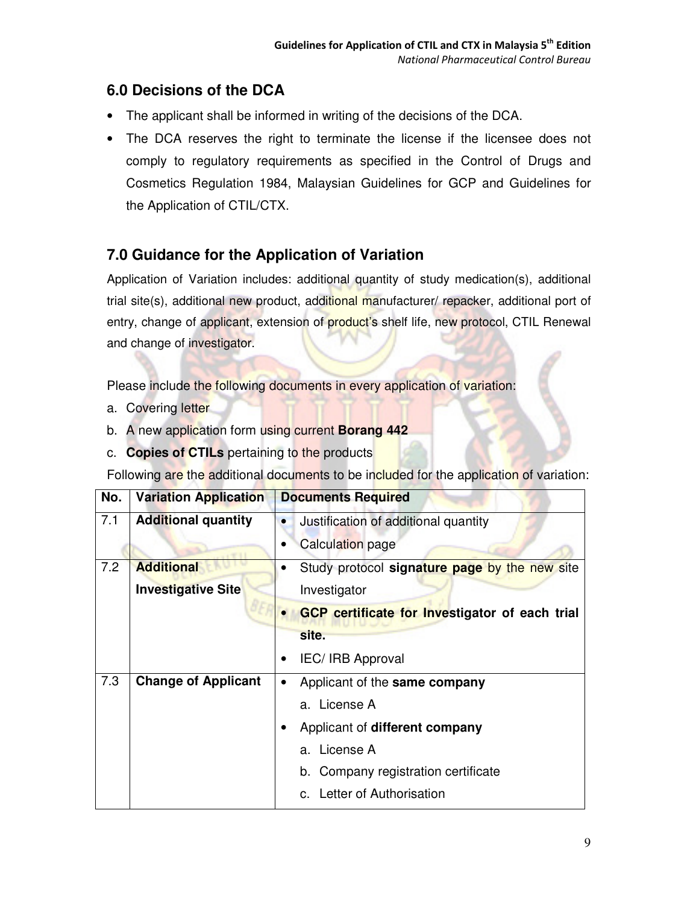## 6.0 Decisions of the DCA

- The applicant shall be informed in writing of the decisions of the DCA.
- The DCA reserves the right to terminate the license if the licensee does not comply to regulatory requirements as specified in the Control of Drugs and Cosmetics Regulation 1984, Malaysian Guidelines for GCP and Guidelines for the Application of CTIL/CTX.

## 7.0 Guidance for the Application of Variation

Application of Variation includes: additional quantity of study medication(s), additional trial site(s), additional new product, additional manufacturer/ repacker, additional port of entry, change of applicant, extension of product's shelf life, new protocol, CTIL Renewal and change of investigator.

Please include the following documents in every application of variation:

a. Covering letter
b. A new application form using current **Borang 442**
c. **Copies of CTILs** pertaining to the products

Following are the additional documents to be included for the application of variation:

| No. | Variation Application | Documents Required |
|---|---|---|
| 7.1 | **Additional quantity** | • Justification of additional quantity<br>• Calculation page |
| 7.2 | **Additional Investigative Site** | • Study protocol **signature page** by the new site Investigator<br>• **GCP certificate for Investigator of each trial site.**<br>• IEC/ IRB Approval |
| 7.3 | **Change of Applicant** | • Applicant of the **same company**<br>a. License A<br>• Applicant of **different company**<br>a. License A<br>b. Company registration certificate<br>c. Letter of Authorisation |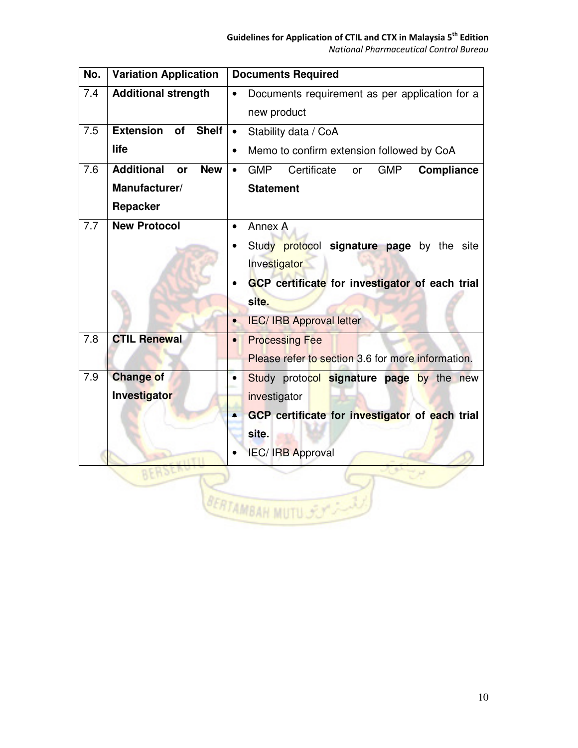| No. | Variation Application | Documents Required |
| --- | --- | --- |
| 7.4 | **Additional strength** | • Documents requirement as per application for a new product |
| 7.5 | **Extension of Shelf life** | • Stability data / CoA<br>• Memo to confirm extension followed by CoA |
| 7.6 | **Additional or New Manufacturer/ Repacker** | • GMP Certificate or GMP **Compliance Statement** |
| 7.7 | **New Protocol** | • Annex A<br>• Study protocol **signature page** by the site Investigator<br>• **GCP certificate for investigator of each trial site.**<br>• IEC/ IRB Approval letter |
| 7.8 | **CTIL Renewal** | • Processing Fee<br>Please refer to section 3.6 for more information. |
| 7.9 | **Change of Investigator** | • Study protocol **signature page** by the new investigator<br>• **GCP certificate for investigator of each trial site.**<br>• IEC/ IRB Approval |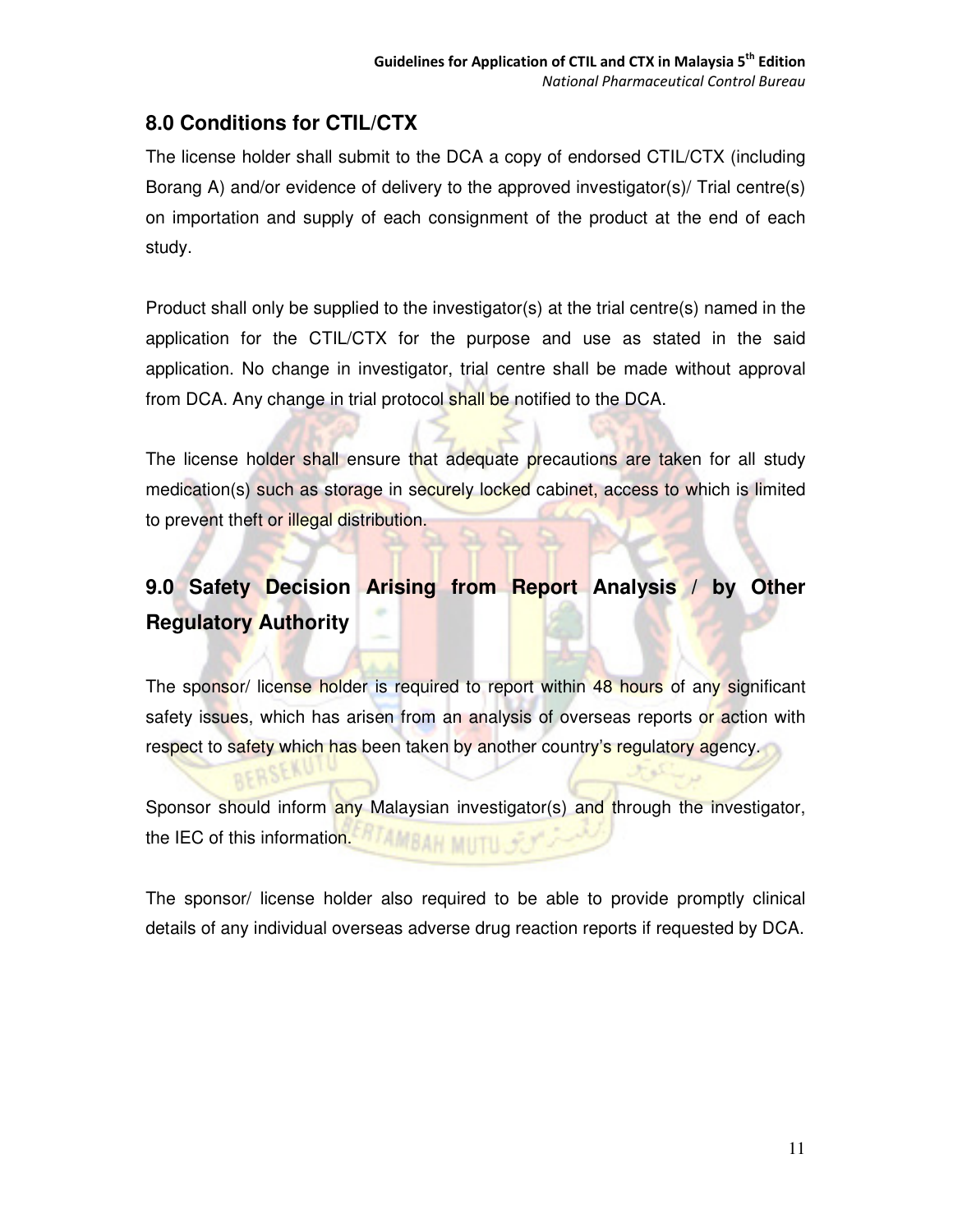## 8.0 Conditions for CTIL/CTX

The license holder shall submit to the DCA a copy of endorsed CTIL/CTX (including Borang A) and/or evidence of delivery to the approved investigator(s)/ Trial centre(s) on importation and supply of each consignment of the product at the end of each study.

Product shall only be supplied to the investigator(s) at the trial centre(s) named in the application for the CTIL/CTX for the purpose and use as stated in the said application. No change in investigator, trial centre shall be made without approval from DCA. Any change in trial protocol shall be notified to the DCA.

The license holder shall ensure that adequate precautions are taken for all study medication(s) such as storage in securely locked cabinet, access to which is limited to prevent theft or illegal distribution.

## 9.0 Safety Decision Arising from Report Analysis / by Other Regulatory Authority

The sponsor/ license holder is required to report within 48 hours of any significant safety issues, which has arisen from an analysis of overseas reports or action with respect to safety which has been taken by another country's regulatory agency.

Sponsor should inform any Malaysian investigator(s) and through the investigator, the IEC of this information.

The sponsor/ license holder also required to be able to provide promptly clinical details of any individual overseas adverse drug reaction reports if requested by DCA.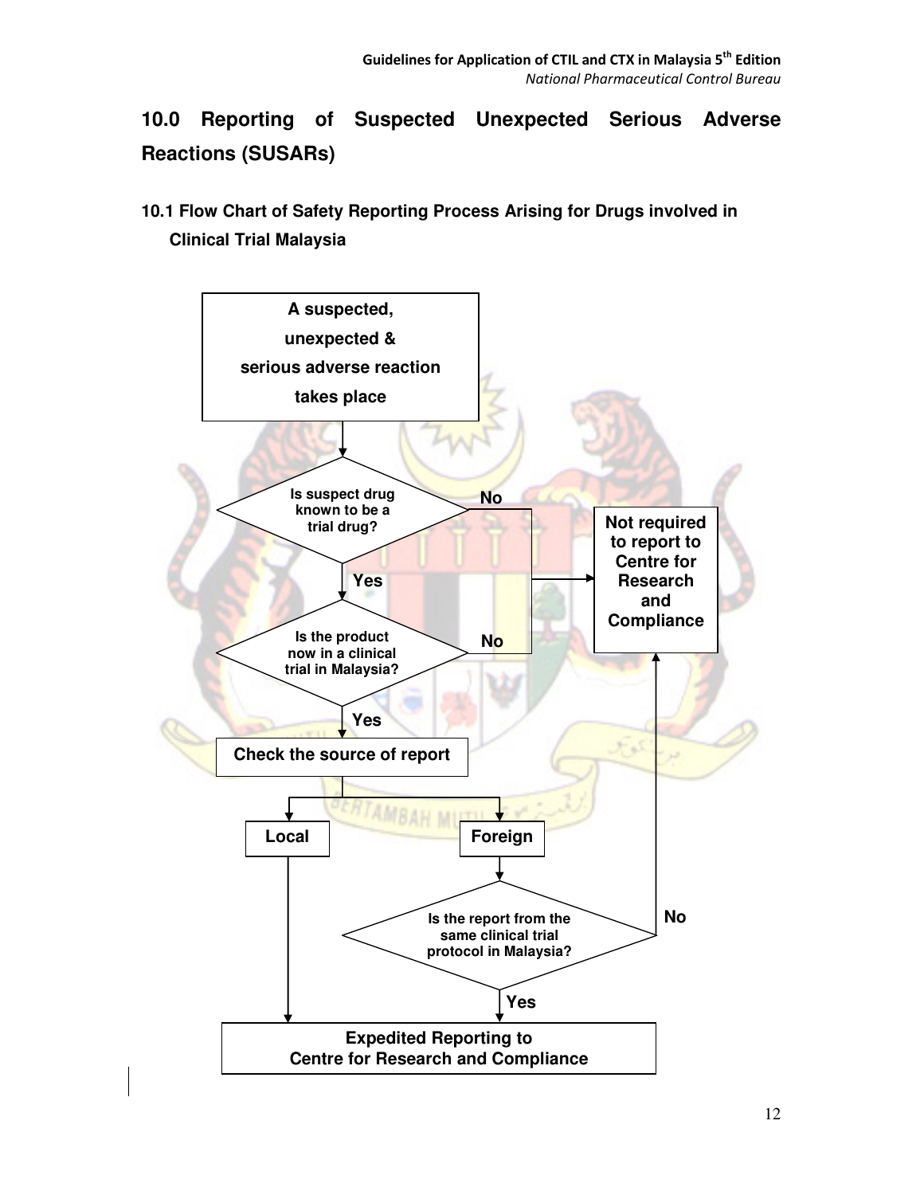# 10.0 Reporting of Suspected Unexpected Serious Adverse Reactions (SUSARs)

## 10.1 Flow Chart of Safety Reporting Process Arising for Drugs involved in Clinical Trial Malaysia

A suspected, unexpected & serious adverse reaction takes place

Is suspect drug known to be a trial drug?

No

Yes

Is the product now in a clinical trial in Malaysia?

No

Not required to report to Centre for Research and Compliance

Yes

Check the source of report

Local

Foreign

Is the report from the same clinical trial protocol in Malaysia?

No

Yes

Expedited Reporting to Centre for Research and Compliance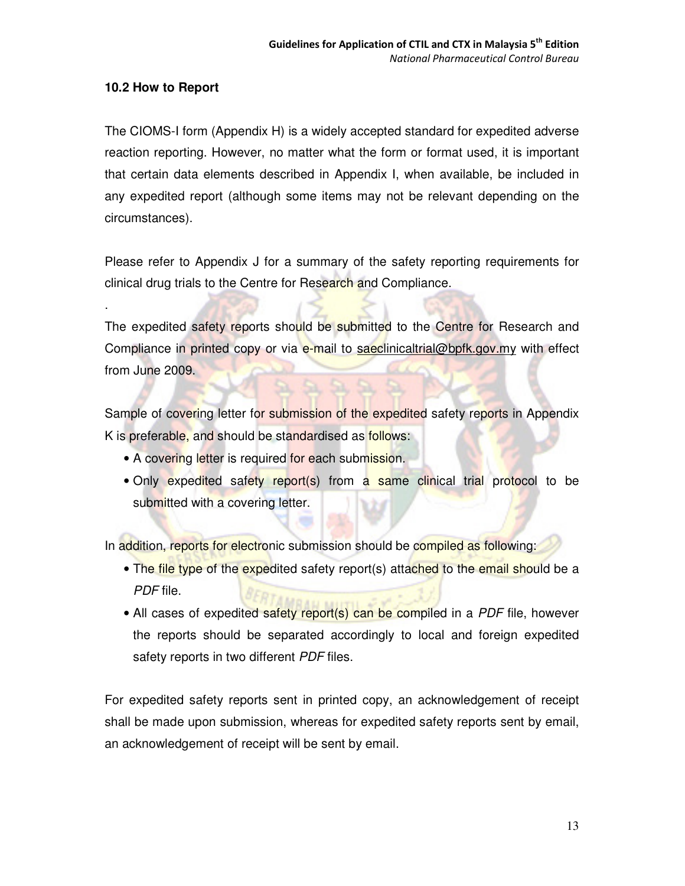### 10.2 How to Report

The CIOMS-I form (Appendix H) is a widely accepted standard for expedited adverse reaction reporting. However, no matter what the form or format used, it is important that certain data elements described in Appendix I, when available, be included in any expedited report (although some items may not be relevant depending on the circumstances).

Please refer to Appendix J for a summary of the safety reporting requirements for clinical drug trials to the Centre for Research and Compliance.

.

The expedited safety reports should be submitted to the Centre for Research and Compliance in printed copy or via e-mail to saeclinicaltrial@bpfk.gov.my with effect from June 2009.

Sample of covering letter for submission of the expedited safety reports in Appendix K is preferable, and should be standardised as follows:

- A covering letter is required for each submission.
- Only expedited safety report(s) from a same clinical trial protocol to be submitted with a covering letter.

In addition, reports for electronic submission should be compiled as following:

- The file type of the expedited safety report(s) attached to the email should be a *PDF* file.
- All cases of expedited safety report(s) can be compiled in a *PDF* file, however the reports should be separated accordingly to local and foreign expedited safety reports in two different *PDF* files.

For expedited safety reports sent in printed copy, an acknowledgement of receipt shall be made upon submission, whereas for expedited safety reports sent by email, an acknowledgement of receipt will be sent by email.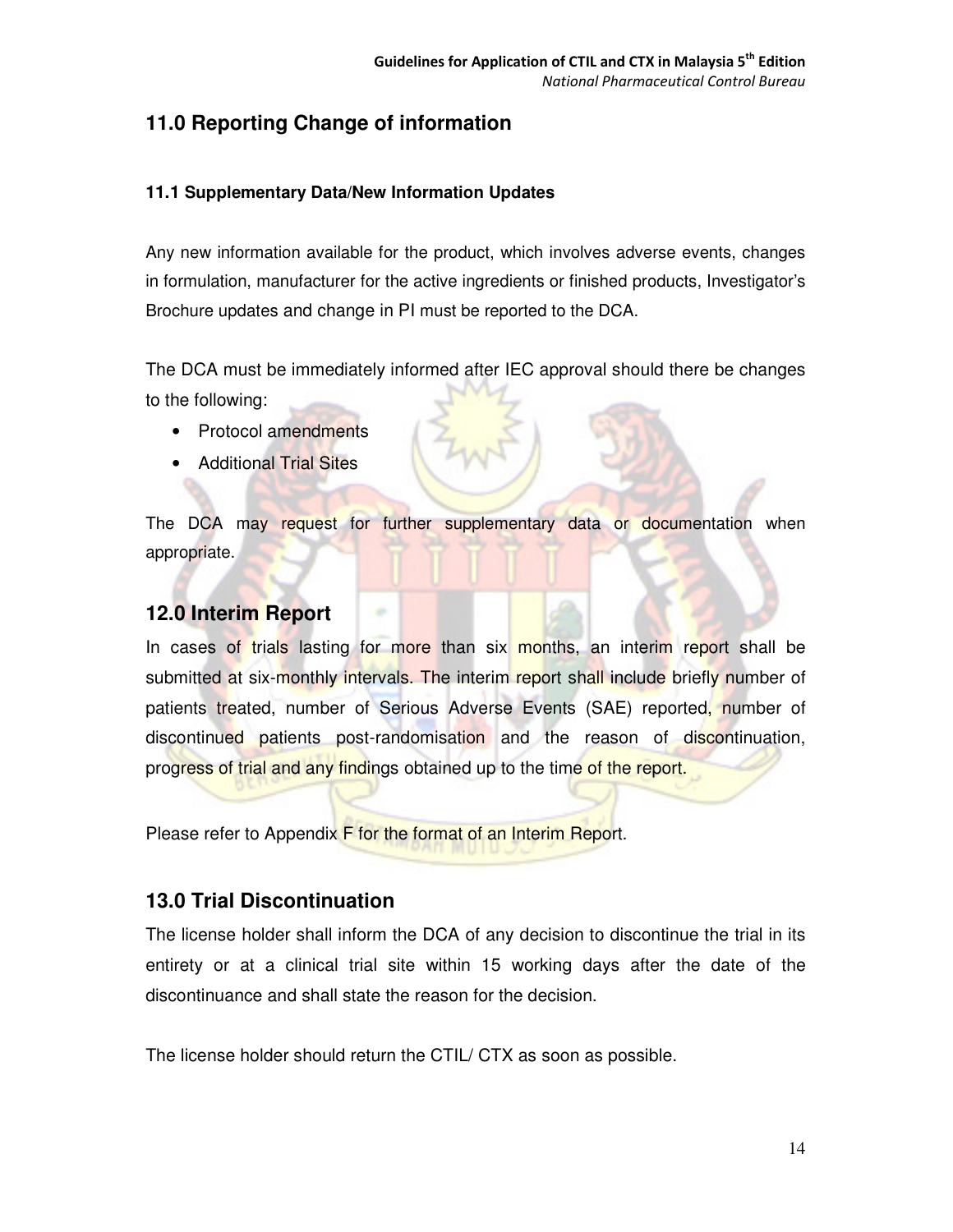## 11.0 Reporting Change of information

### 11.1 Supplementary Data/New Information Updates

Any new information available for the product, which involves adverse events, changes in formulation, manufacturer for the active ingredients or finished products, Investigator's Brochure updates and change in PI must be reported to the DCA.

The DCA must be immediately informed after IEC approval should there be changes to the following:

- Protocol amendments
- Additional Trial Sites

The DCA may request for further supplementary data or documentation when appropriate.

## 12.0 Interim Report

In cases of trials lasting for more than six months, an interim report shall be submitted at six-monthly intervals. The interim report shall include briefly number of patients treated, number of Serious Adverse Events (SAE) reported, number of discontinued patients post-randomisation and the reason of discontinuation, progress of trial and any findings obtained up to the time of the report.

Please refer to Appendix F for the format of an Interim Report.

## 13.0 Trial Discontinuation

The license holder shall inform the DCA of any decision to discontinue the trial in its entirety or at a clinical trial site within 15 working days after the date of the discontinuance and shall state the reason for the decision.

The license holder should return the CTIL/ CTX as soon as possible.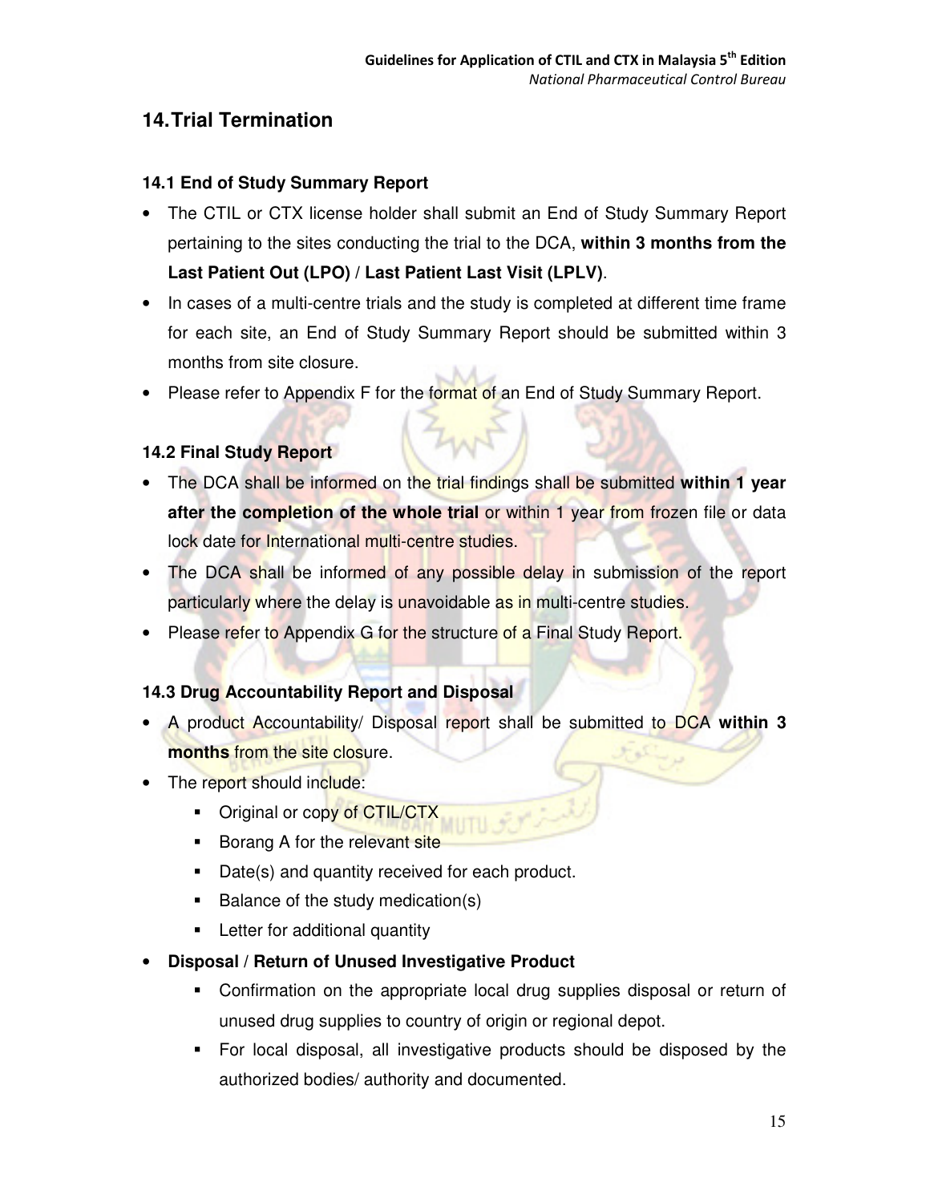# 14. Trial Termination

## 14.1 End of Study Summary Report

- The CTIL or CTX license holder shall submit an End of Study Summary Report pertaining to the sites conducting the trial to the DCA, **within 3 months from the Last Patient Out (LPO) / Last Patient Last Visit (LPLV)**.
- In cases of a multi-centre trials and the study is completed at different time frame for each site, an End of Study Summary Report should be submitted within 3 months from site closure.
- Please refer to Appendix F for the format of an End of Study Summary Report.

## 14.2 Final Study Report

- The DCA shall be informed on the trial findings shall be submitted **within 1 year after the completion of the whole trial** or within 1 year from frozen file or data lock date for International multi-centre studies.
- The DCA shall be informed of any possible delay in submission of the report particularly where the delay is unavoidable as in multi-centre studies.
- Please refer to Appendix G for the structure of a Final Study Report.

## 14.3 Drug Accountability Report and Disposal

- A product Accountability/ Disposal report shall be submitted to DCA **within 3 months** from the site closure.
- The report should include:
  - Original or copy of CTIL/CTX
  - Borang A for the relevant site
  - Date(s) and quantity received for each product.
  - Balance of the study medication(s)
  - Letter for additional quantity
- **Disposal / Return of Unused Investigative Product**
  - Confirmation on the appropriate local drug supplies disposal or return of unused drug supplies to country of origin or regional depot.
  - For local disposal, all investigative products should be disposed by the authorized bodies/ authority and documented.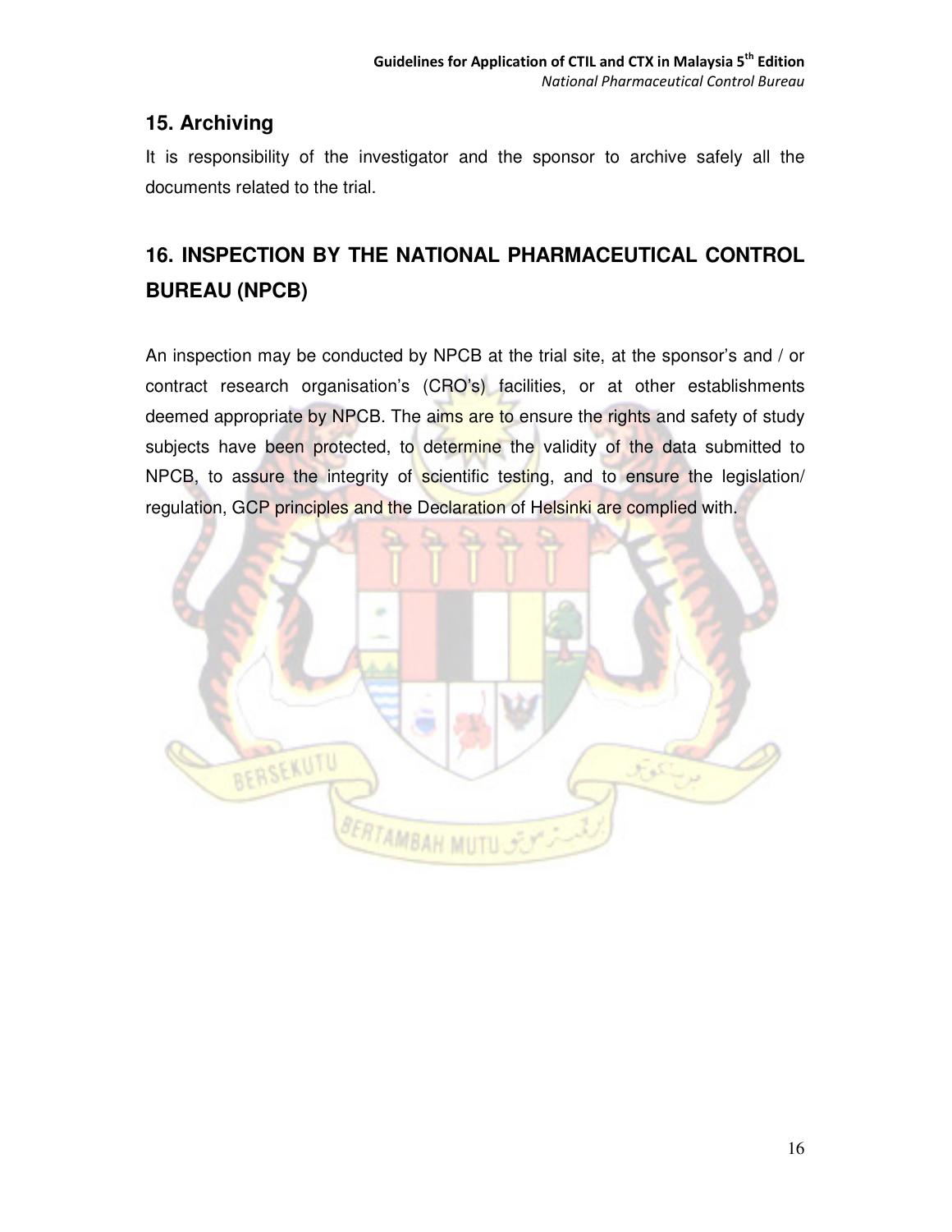## 15. Archiving

It is responsibility of the investigator and the sponsor to archive safely all the documents related to the trial.

## 16. INSPECTION BY THE NATIONAL PHARMACEUTICAL CONTROL BUREAU (NPCB)

An inspection may be conducted by NPCB at the trial site, at the sponsor's and / or contract research organisation's (CRO's) facilities, or at other establishments deemed appropriate by NPCB. The aims are to ensure the rights and safety of study subjects have been protected, to determine the validity of the data submitted to NPCB, to assure the integrity of scientific testing, and to ensure the legislation/ regulation, GCP principles and the Declaration of Helsinki are complied with.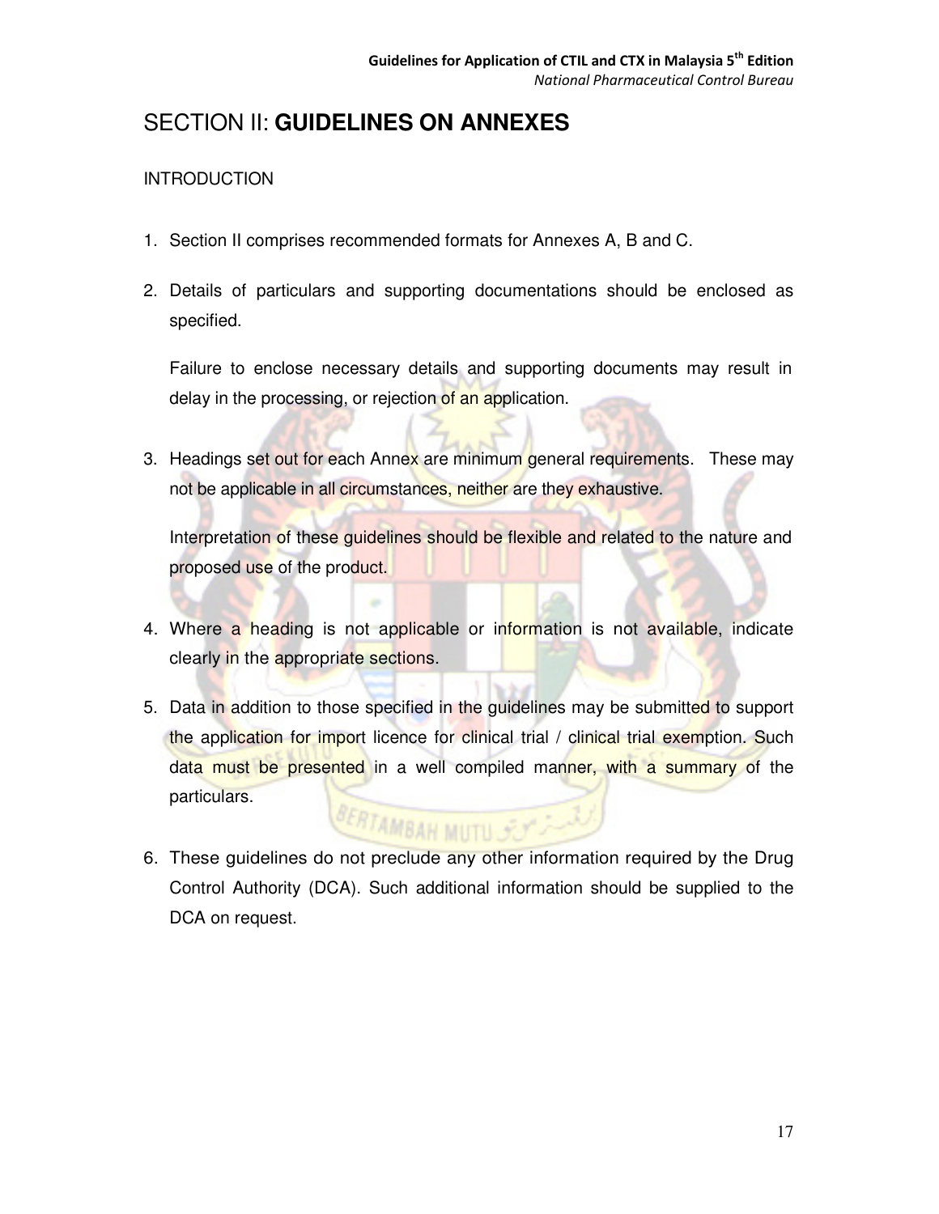# SECTION II: **GUIDELINES ON ANNEXES**

INTRODUCTION

1. Section II comprises recommended formats for Annexes A, B and C.

2. Details of particulars and supporting documentations should be enclosed as specified.

   Failure to enclose necessary details and supporting documents may result in delay in the processing, or rejection of an application.

3. Headings set out for each Annex are minimum general requirements. These may not be applicable in all circumstances, neither are they exhaustive.

   Interpretation of these guidelines should be flexible and related to the nature and proposed use of the product.

4. Where a heading is not applicable or information is not available, indicate clearly in the appropriate sections.

5. Data in addition to those specified in the guidelines may be submitted to support the application for import licence for clinical trial / clinical trial exemption. Such data must be presented in a well compiled manner, with a summary of the particulars.

6. These guidelines do not preclude any other information required by the Drug Control Authority (DCA). Such additional information should be supplied to the DCA on request.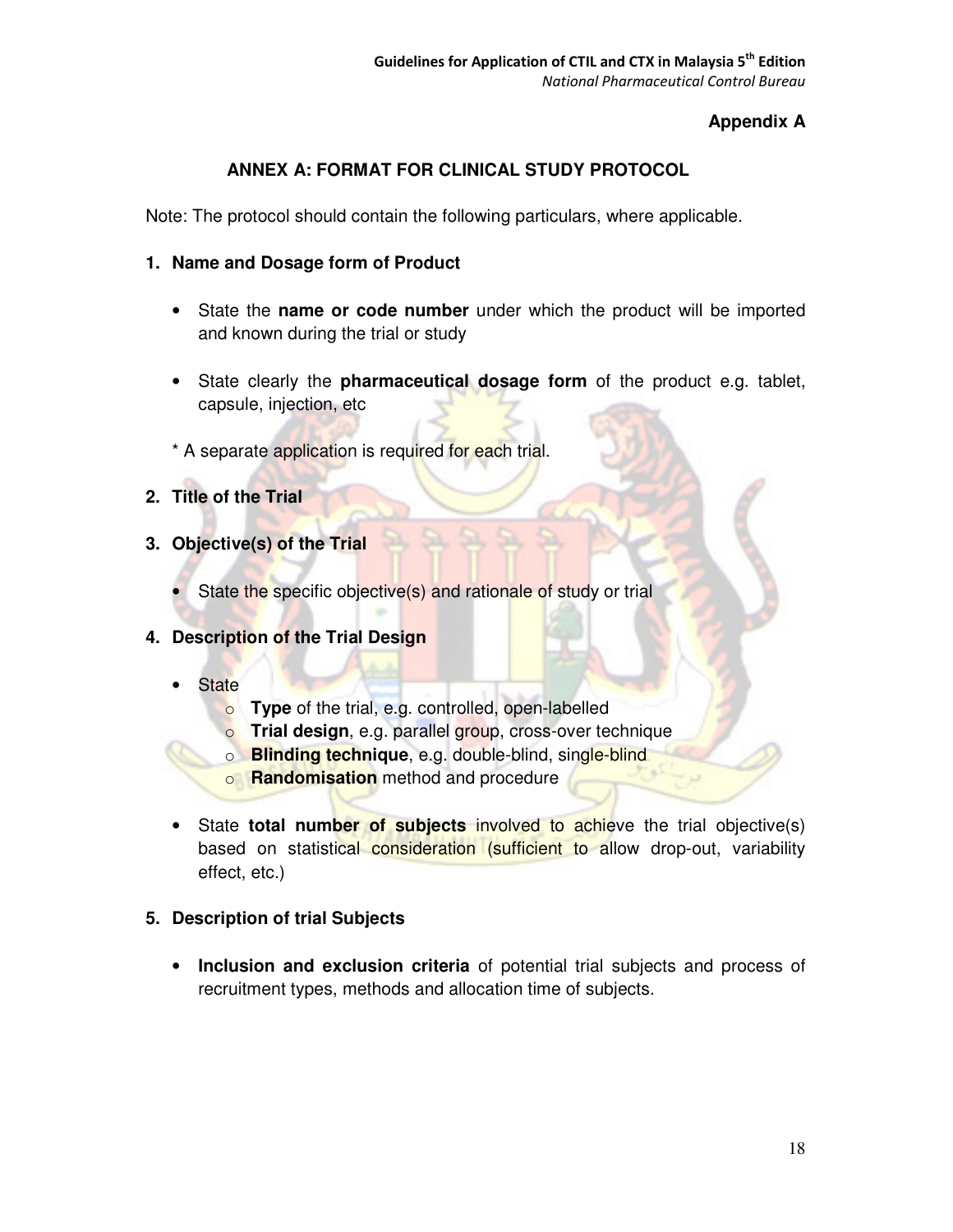**Appendix A**

## ANNEX A: FORMAT FOR CLINICAL STUDY PROTOCOL

Note: The protocol should contain the following particulars, where applicable.

### 1. Name and Dosage form of Product

- State the **name or code number** under which the product will be imported and known during the trial or study
- State clearly the **pharmaceutical dosage form** of the product e.g. tablet, capsule, injection, etc

\* A separate application is required for each trial.

### 2. Title of the Trial

### 3. Objective(s) of the Trial

- State the specific objective(s) and rationale of study or trial

### 4. Description of the Trial Design

- State
  - **Type** of the trial, e.g. controlled, open-labelled
  - **Trial design**, e.g. parallel group, cross-over technique
  - **Blinding technique**, e.g. double-blind, single-blind
  - **Randomisation** method and procedure
- State **total number of subjects** involved to achieve the trial objective(s) based on statistical consideration (sufficient to allow drop-out, variability effect, etc.)

### 5. Description of trial Subjects

- **Inclusion and exclusion criteria** of potential trial subjects and process of recruitment types, methods and allocation time of subjects.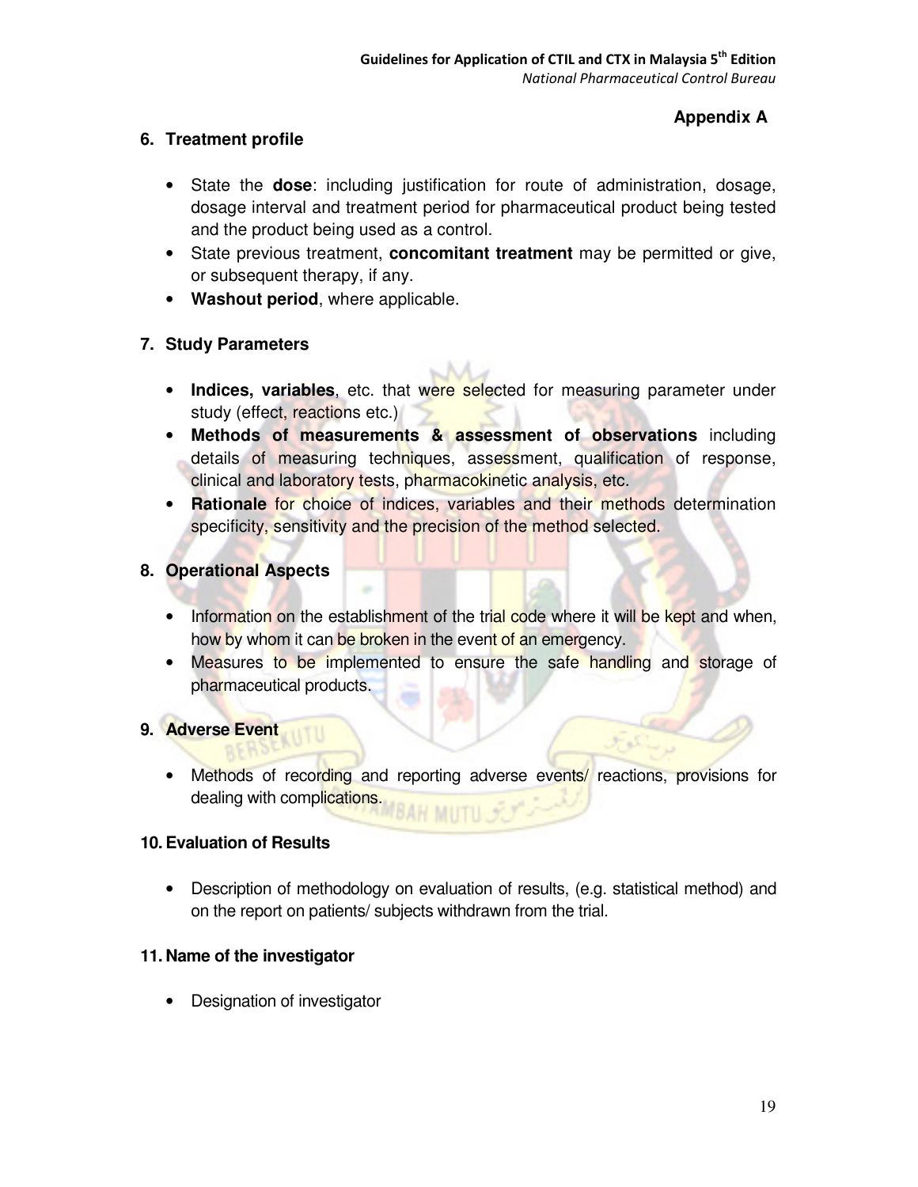**Appendix A**

**6. Treatment profile**

- State the **dose**: including justification for route of administration, dosage, dosage interval and treatment period for pharmaceutical product being tested and the product being used as a control.
- State previous treatment, **concomitant treatment** may be permitted or give, or subsequent therapy, if any.
- **Washout period**, where applicable.

**7. Study Parameters**

- **Indices, variables**, etc. that were selected for measuring parameter under study (effect, reactions etc.)
- **Methods of measurements & assessment of observations** including details of measuring techniques, assessment, qualification of response, clinical and laboratory tests, pharmacokinetic analysis, etc.
- **Rationale** for choice of indices, variables and their methods determination specificity, sensitivity and the precision of the method selected.

**8. Operational Aspects**

- Information on the establishment of the trial code where it will be kept and when, how by whom it can be broken in the event of an emergency.
- Measures to be implemented to ensure the safe handling and storage of pharmaceutical products.

**9. Adverse Event**

- Methods of recording and reporting adverse events/ reactions, provisions for dealing with complications.

**10. Evaluation of Results**

- Description of methodology on evaluation of results, (e.g. statistical method) and on the report on patients/ subjects withdrawn from the trial.

**11. Name of the investigator**

- Designation of investigator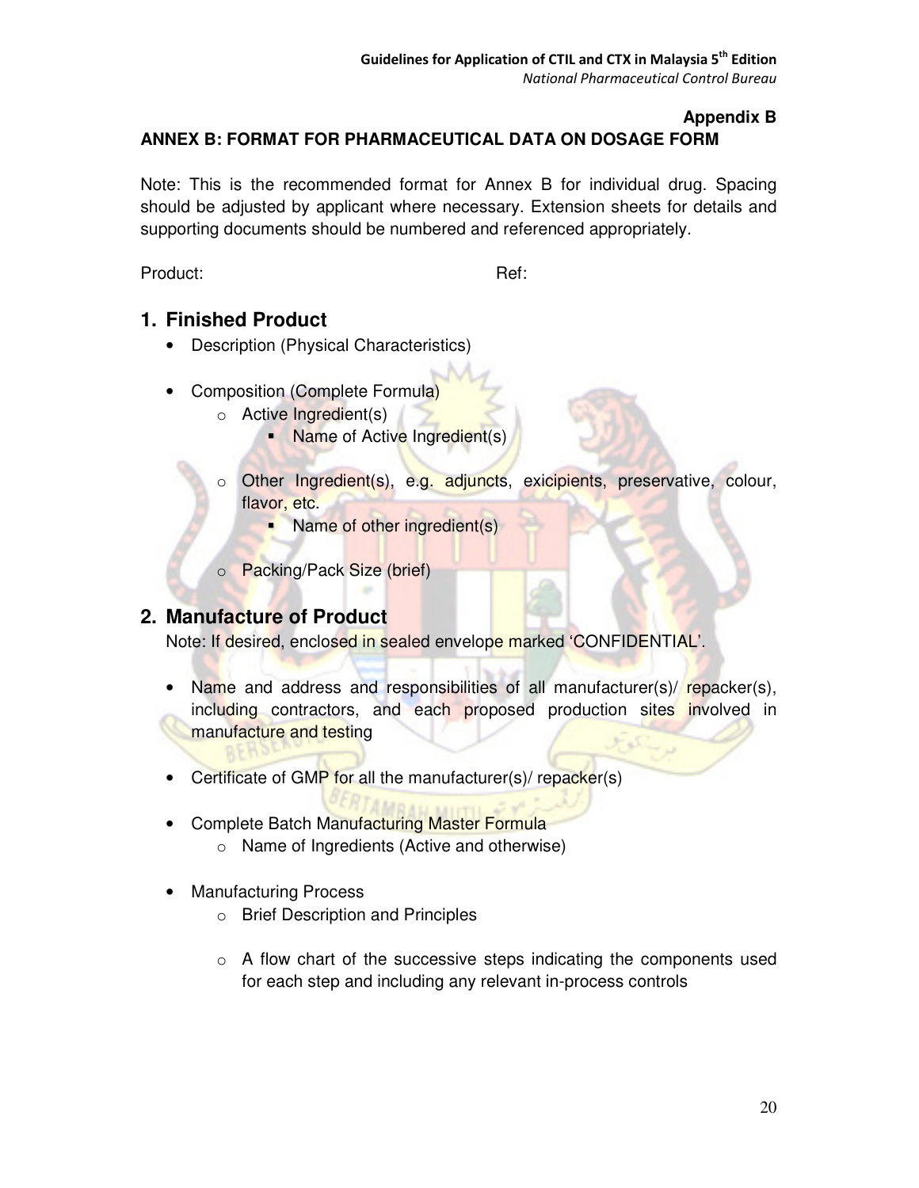**Appendix B**

**ANNEX B: FORMAT FOR PHARMACEUTICAL DATA ON DOSAGE FORM**

Note: This is the recommended format for Annex B for individual drug. Spacing should be adjusted by applicant where necessary. Extension sheets for details and supporting documents should be numbered and referenced appropriately.

Product: Ref:

## 1. Finished Product

- Description (Physical Characteristics)
- Composition (Complete Formula)
  - Active Ingredient(s)
    - Name of Active Ingredient(s)
  - Other Ingredient(s), e.g. adjuncts, exicipients, preservative, colour, flavor, etc.
    - Name of other ingredient(s)
  - Packing/Pack Size (brief)

## 2. Manufacture of Product

Note: If desired, enclosed in sealed envelope marked 'CONFIDENTIAL'.

- Name and address and responsibilities of all manufacturer(s)/ repacker(s), including contractors, and each proposed production sites involved in manufacture and testing
- Certificate of GMP for all the manufacturer(s)/ repacker(s)
- Complete Batch Manufacturing Master Formula
  - Name of Ingredients (Active and otherwise)
- Manufacturing Process
  - Brief Description and Principles
  - A flow chart of the successive steps indicating the components used for each step and including any relevant in-process controls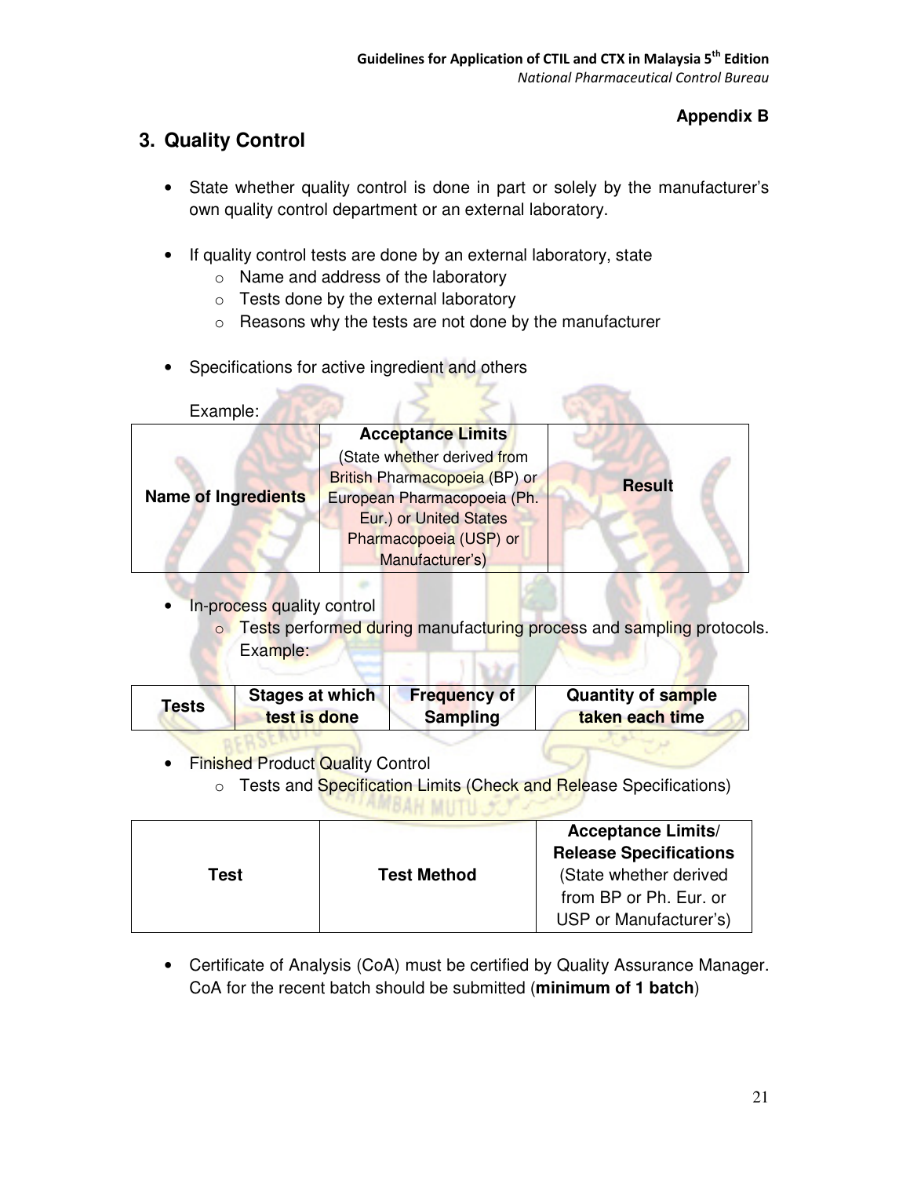**Appendix B**

## 3. Quality Control

- State whether quality control is done in part or solely by the manufacturer's own quality control department or an external laboratory.

- If quality control tests are done by an external laboratory, state
  - Name and address of the laboratory
  - Tests done by the external laboratory
  - Reasons why the tests are not done by the manufacturer

- Specifications for active ingredient and others

  Example:

| Name of Ingredients | **Acceptance Limits** (State whether derived from British Pharmacopoeia (BP) or European Pharmacopoeia (Ph. Eur.) or United States Pharmacopoeia (USP) or Manufacturer's) | Result |
|---|---|---|

- In-process quality control
  - Tests performed during manufacturing process and sampling protocols. Example:

| Tests | Stages at which test is done | Frequency of Sampling | Quantity of sample taken each time |
|---|---|---|---|

- Finished Product Quality Control
  - Tests and Specification Limits (Check and Release Specifications)

| Test | Test Method | **Acceptance Limits/ Release Specifications** (State whether derived from BP or Ph. Eur. or USP or Manufacturer's) |
|---|---|---|

- Certificate of Analysis (CoA) must be certified by Quality Assurance Manager. CoA for the recent batch should be submitted (**minimum of 1 batch**)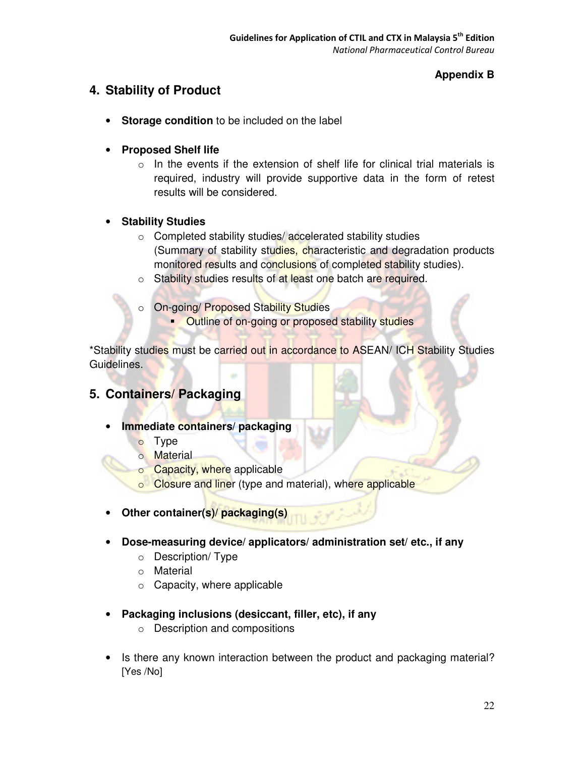**Appendix B**

## 4. Stability of Product

- **Storage condition** to be included on the label

- **Proposed Shelf life**
  - In the events if the extension of shelf life for clinical trial materials is required, industry will provide supportive data in the form of retest results will be considered.

- **Stability Studies**
  - Completed stability studies/ accelerated stability studies (Summary of stability studies, characteristic and degradation products monitored results and conclusions of completed stability studies).
  - Stability studies results of at least one batch are required.

  - On-going/ Proposed Stability Studies
    - Outline of on-going or proposed stability studies

*Stability studies must be carried out in accordance to ASEAN/ ICH Stability Studies Guidelines.

## 5. Containers/ Packaging

- **Immediate containers/ packaging**
  - Type
  - Material
  - Capacity, where applicable
  - Closure and liner (type and material), where applicable

- **Other container(s)/ packaging(s)**

- **Dose-measuring device/ applicators/ administration set/ etc., if any**
  - Description/ Type
  - Material
  - Capacity, where applicable

- **Packaging inclusions (desiccant, filler, etc), if any**
  - Description and compositions

- Is there any known interaction between the product and packaging material? [Yes /No]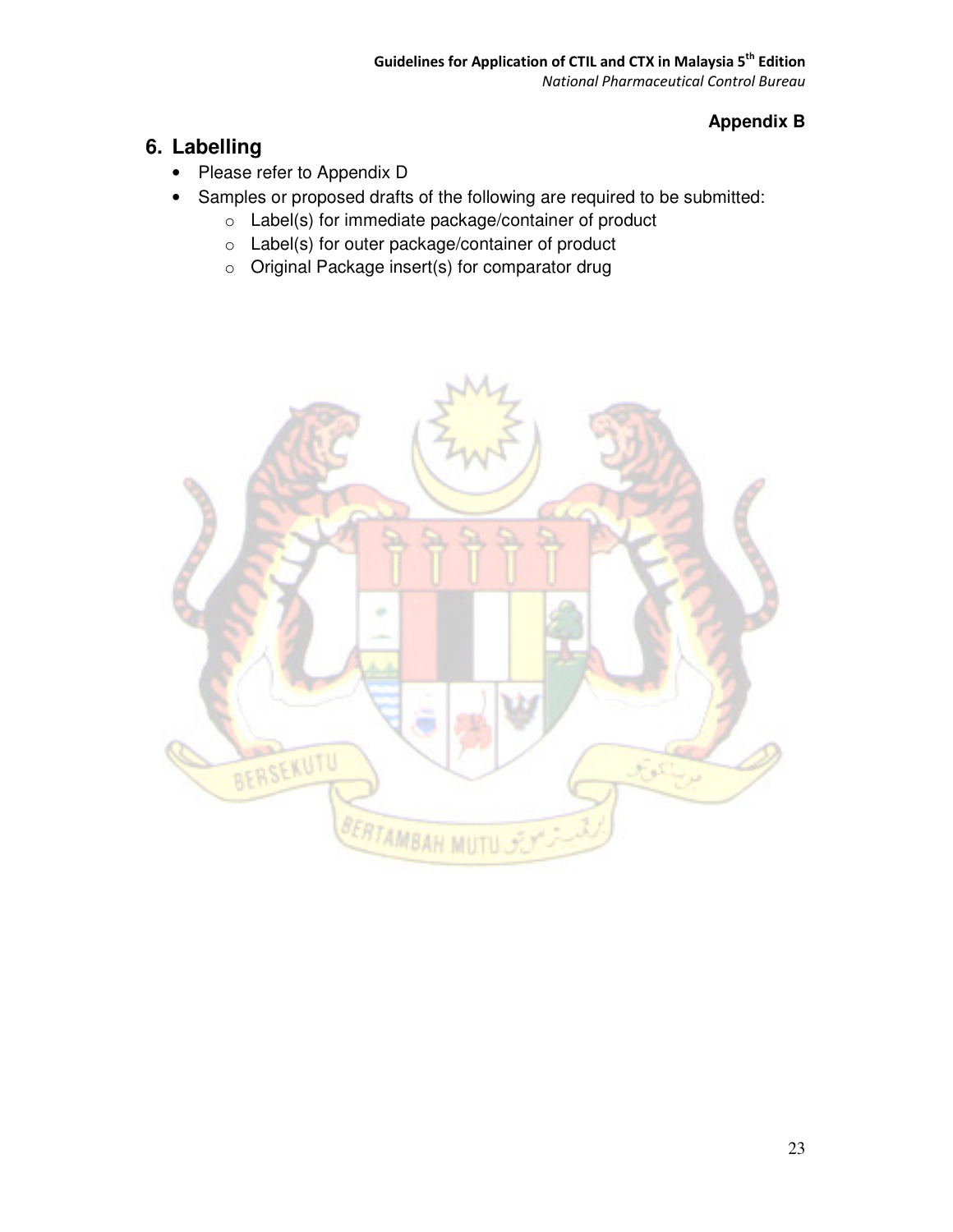**Appendix B**

## 6. Labelling

- Please refer to Appendix D
- Samples or proposed drafts of the following are required to be submitted:
  - Label(s) for immediate package/container of product
  - Label(s) for outer package/container of product
  - Original Package insert(s) for comparator drug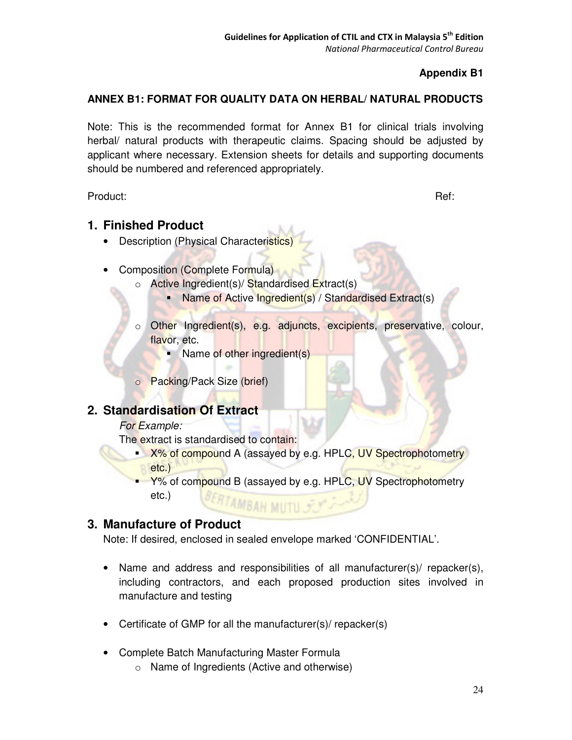**Appendix B1**

**ANNEX B1: FORMAT FOR QUALITY DATA ON HERBAL/ NATURAL PRODUCTS**

Note: This is the recommended format for Annex B1 for clinical trials involving herbal/ natural products with therapeutic claims. Spacing should be adjusted by applicant where necessary. Extension sheets for details and supporting documents should be numbered and referenced appropriately.

Product: Ref:

## 1. Finished Product

- Description (Physical Characteristics)
- Composition (Complete Formula)
  - Active Ingredient(s)/ Standardised Extract(s)
    - Name of Active Ingredient(s) / Standardised Extract(s)
  - Other Ingredient(s), e.g. adjuncts, excipients, preservative, colour, flavor, etc.
    - Name of other ingredient(s)
  - Packing/Pack Size (brief)

## 2. Standardisation Of Extract

*For Example:*

The extract is standardised to contain:

- X% of compound A (assayed by e.g. HPLC, UV Spectrophotometry etc.)
- Y% of compound B (assayed by e.g. HPLC, UV Spectrophotometry etc.)

## 3. Manufacture of Product

Note: If desired, enclosed in sealed envelope marked 'CONFIDENTIAL'.

- Name and address and responsibilities of all manufacturer(s)/ repacker(s), including contractors, and each proposed production sites involved in manufacture and testing
- Certificate of GMP for all the manufacturer(s)/ repacker(s)
- Complete Batch Manufacturing Master Formula
  - Name of Ingredients (Active and otherwise)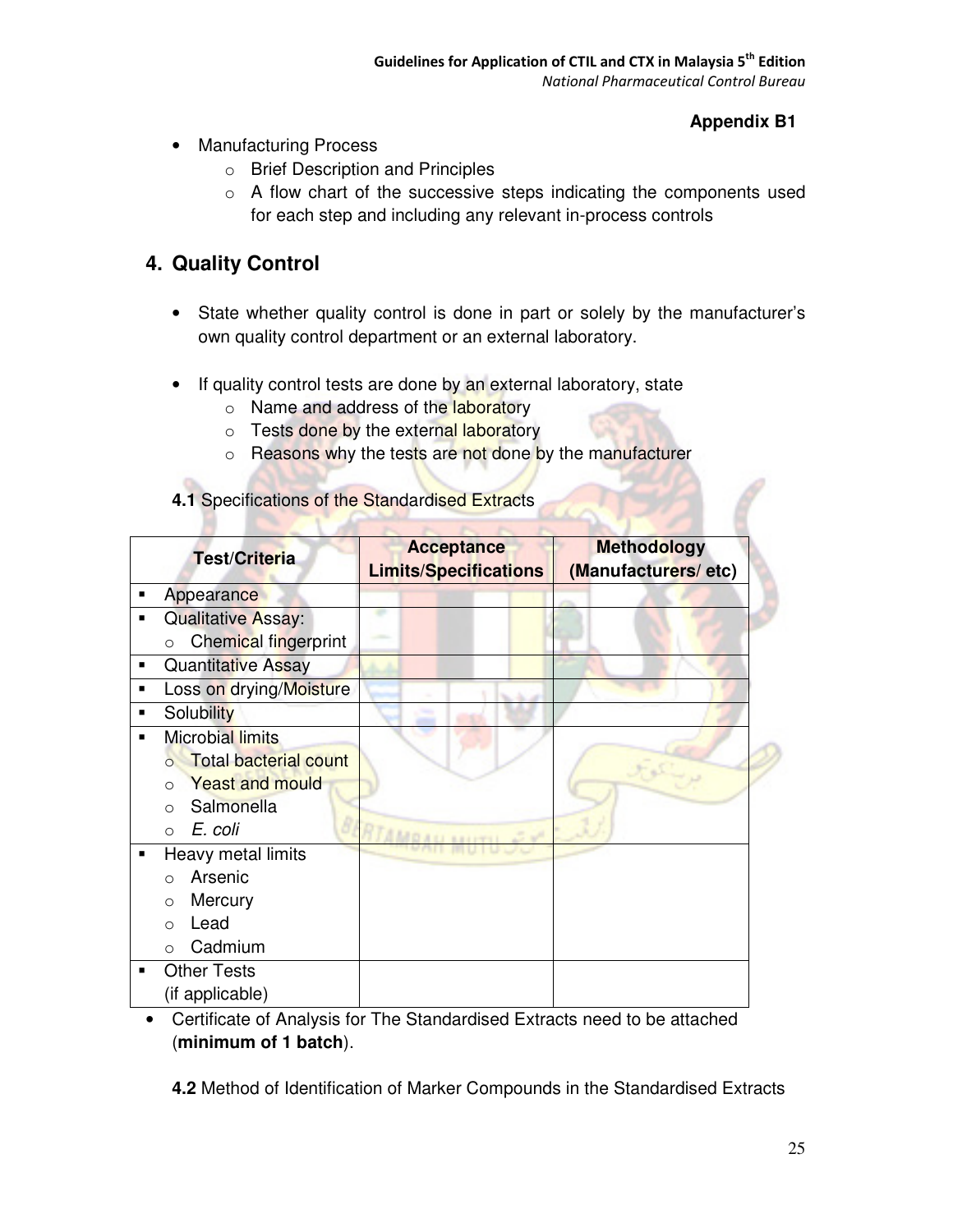**Appendix B1**

- Manufacturing Process
  - Brief Description and Principles
  - A flow chart of the successive steps indicating the components used for each step and including any relevant in-process controls

## 4. Quality Control

- State whether quality control is done in part or solely by the manufacturer's own quality control department or an external laboratory.

- If quality control tests are done by an external laboratory, state
  - Name and address of the laboratory
  - Tests done by the external laboratory
  - Reasons why the tests are not done by the manufacturer

**4.1** Specifications of the Standardised Extracts

| Test/Criteria | Acceptance Limits/Specifications | Methodology (Manufacturers/ etc) |
|---|---|---|
| ▪ Appearance | | |
| ▪ Qualitative Assay:<br>○ Chemical fingerprint | | |
| ▪ Quantitative Assay | | |
| ▪ Loss on drying/Moisture | | |
| ▪ Solubility | | |
| ▪ Microbial limits<br>○ Total bacterial count<br>○ Yeast and mould<br>○ Salmonella<br>○ *E. coli* | | |
| ▪ Heavy metal limits<br>○ Arsenic<br>○ Mercury<br>○ Lead<br>○ Cadmium | | |
| ▪ Other Tests (if applicable) | | |

- Certificate of Analysis for The Standardised Extracts need to be attached (**minimum of 1 batch**).

**4.2** Method of Identification of Marker Compounds in the Standardised Extracts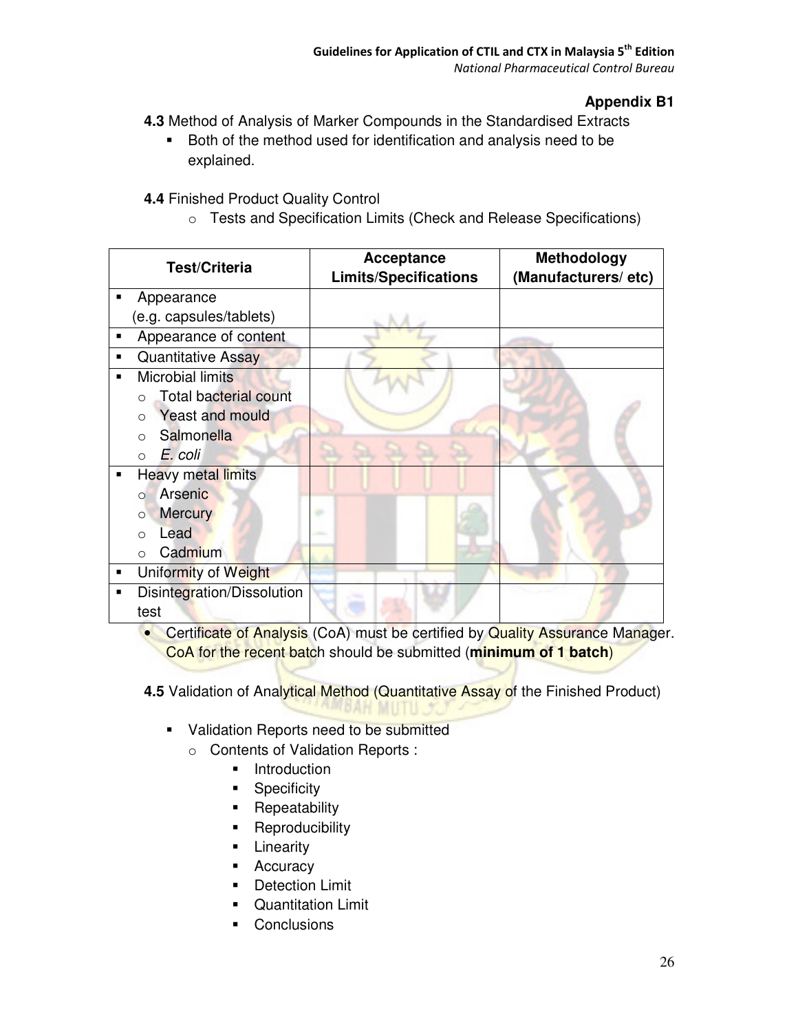**Appendix B1**

**4.3** Method of Analysis of Marker Compounds in the Standardised Extracts

- Both of the method used for identification and analysis need to be explained.

**4.4** Finished Product Quality Control

- Tests and Specification Limits (Check and Release Specifications)

| Test/Criteria | Acceptance Limits/Specifications | Methodology (Manufacturers/ etc) |
|---|---|---|
| ▪ Appearance (e.g. capsules/tablets) | | |
| ▪ Appearance of content | | |
| ▪ Quantitative Assay | | |
| ▪ Microbial limits<br>○ Total bacterial count<br>○ Yeast and mould<br>○ Salmonella<br>○ *E. coli* | | |
| ▪ Heavy metal limits<br>○ Arsenic<br>○ Mercury<br>○ Lead<br>○ Cadmium | | |
| ▪ Uniformity of Weight | | |
| ▪ Disintegration/Dissolution test | | |

- Certificate of Analysis (CoA) must be certified by Quality Assurance Manager. CoA for the recent batch should be submitted (**minimum of 1 batch**)

**4.5** Validation of Analytical Method (Quantitative Assay of the Finished Product)

- Validation Reports need to be submitted
  - Contents of Validation Reports :
    - Introduction
    - Specificity
    - Repeatability
    - Reproducibility
    - Linearity
    - Accuracy
    - Detection Limit
    - Quantitation Limit
    - Conclusions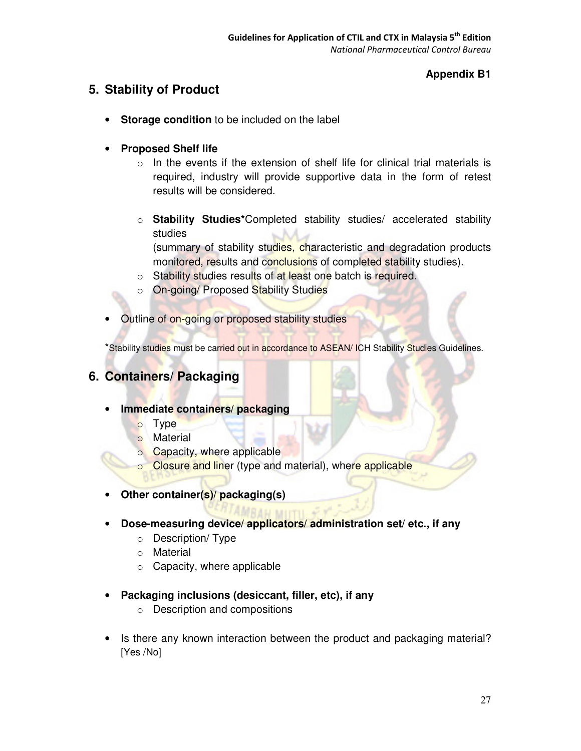**Appendix B1**

## 5. Stability of Product

- **Storage condition** to be included on the label

- **Proposed Shelf life**
    - In the events if the extension of shelf life for clinical trial materials is required, industry will provide supportive data in the form of retest results will be considered.

    - **Stability Studies***Completed stability studies/ accelerated stability studies
    (summary of stability studies, characteristic and degradation products monitored, results and conclusions of completed stability studies).
    - Stability studies results of at least one batch is required.
    - On-going/ Proposed Stability Studies

- Outline of on-going or proposed stability studies

*Stability studies must be carried out in accordance to ASEAN/ ICH Stability Studies Guidelines.

## 6. Containers/ Packaging

- **Immediate containers/ packaging**
    - Type
    - Material
    - Capacity, where applicable
    - Closure and liner (type and material), where applicable

- **Other container(s)/ packaging(s)**

- **Dose-measuring device/ applicators/ administration set/ etc., if any**
    - Description/ Type
    - Material
    - Capacity, where applicable

- **Packaging inclusions (desiccant, filler, etc), if any**
    - Description and compositions

- Is there any known interaction between the product and packaging material? [Yes /No]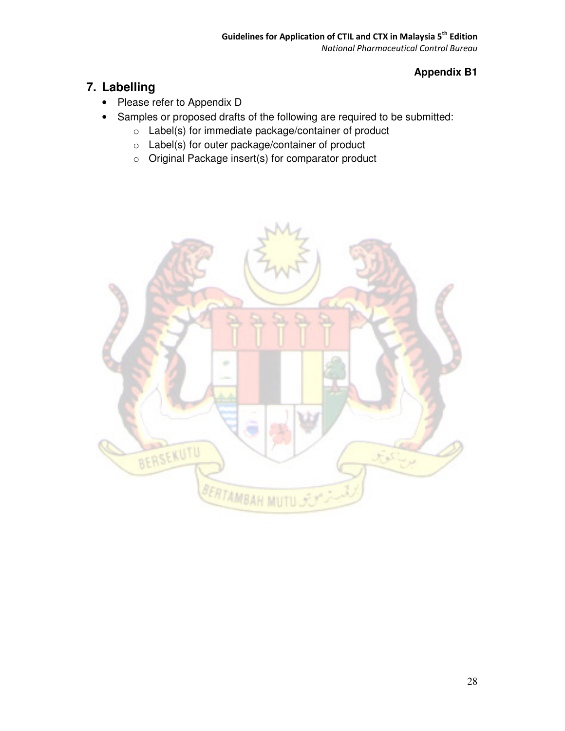**Appendix B1**

## 7. Labelling

- Please refer to Appendix D
- Samples or proposed drafts of the following are required to be submitted:
  - Label(s) for immediate package/container of product
  - Label(s) for outer package/container of product
  - Original Package insert(s) for comparator product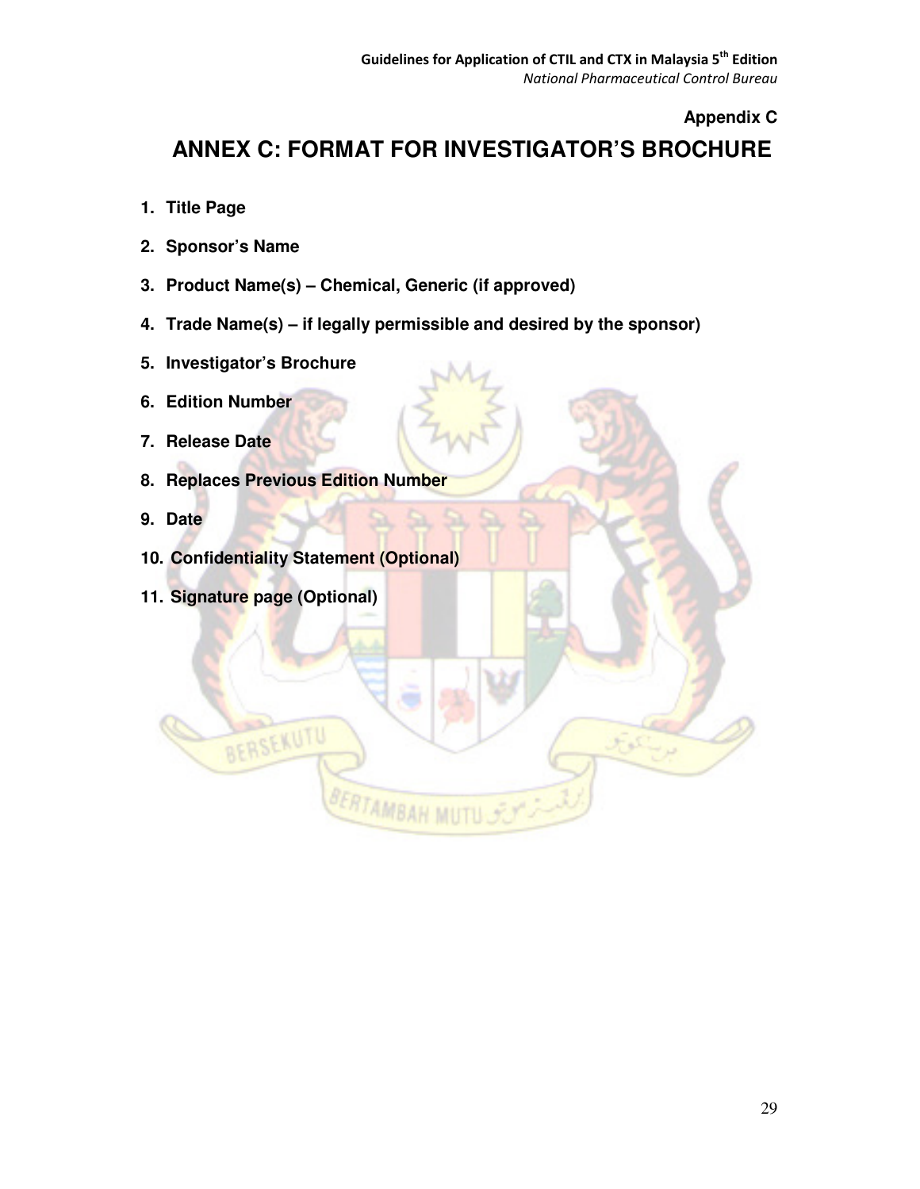**Appendix C**

# ANNEX C: FORMAT FOR INVESTIGATOR'S BROCHURE

1. **Title Page**
2. **Sponsor's Name**
3. **Product Name(s) – Chemical, Generic (if approved)**
4. **Trade Name(s) – if legally permissible and desired by the sponsor)**
5. **Investigator's Brochure**
6. **Edition Number**
7. **Release Date**
8. **Replaces Previous Edition Number**
9. **Date**
10. **Confidentiality Statement (Optional)**
11. **Signature page (Optional)**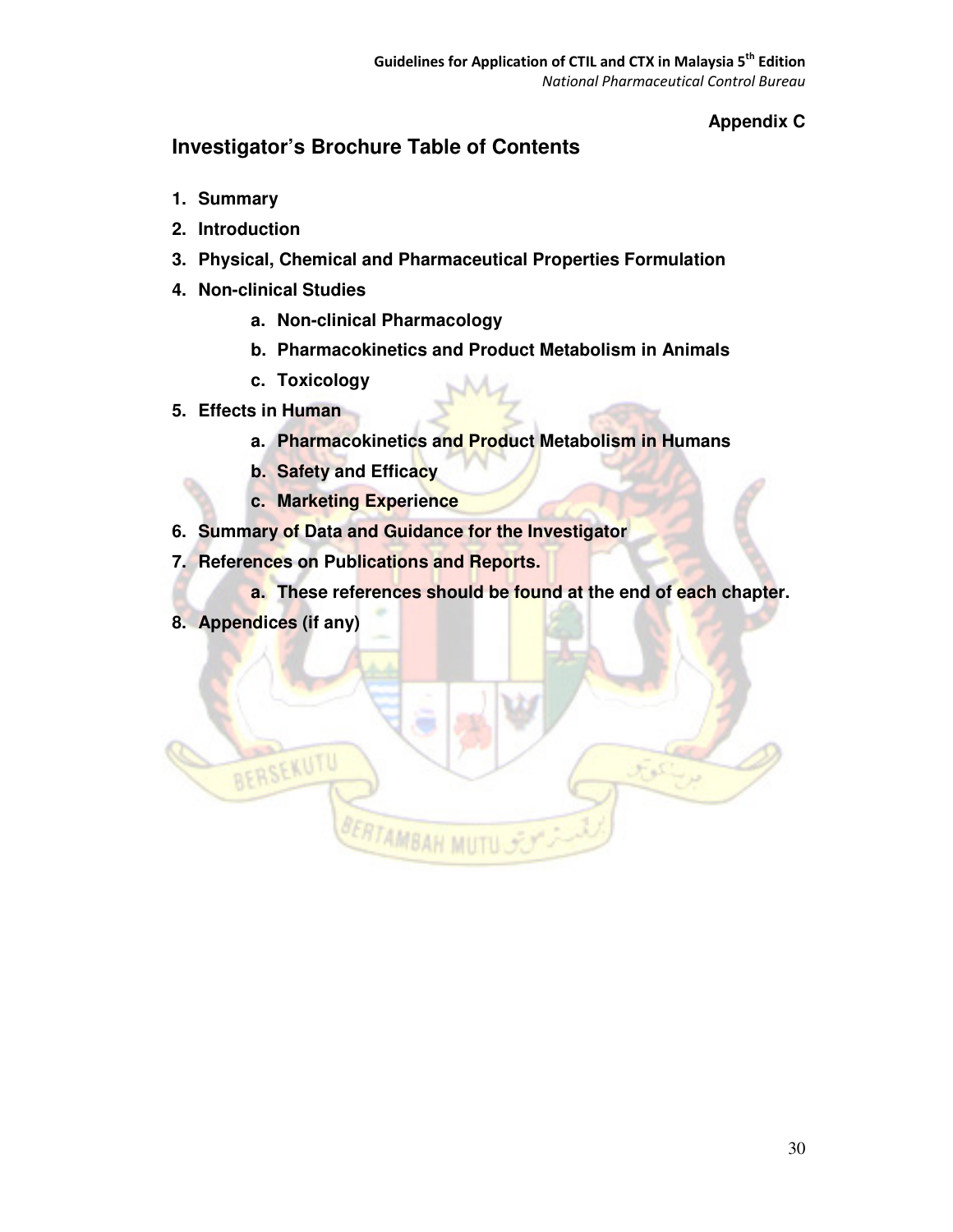**Appendix C**

## Investigator's Brochure Table of Contents

1. **Summary**
2. **Introduction**
3. **Physical, Chemical and Pharmaceutical Properties Formulation**
4. **Non-clinical Studies**
    a. **Non-clinical Pharmacology**
    b. **Pharmacokinetics and Product Metabolism in Animals**
    c. **Toxicology**
5. **Effects in Human**
    a. **Pharmacokinetics and Product Metabolism in Humans**
    b. **Safety and Efficacy**
    c. **Marketing Experience**
6. **Summary of Data and Guidance for the Investigator**
7. **References on Publications and Reports.**
    a. **These references should be found at the end of each chapter.**
8. **Appendices (if any)**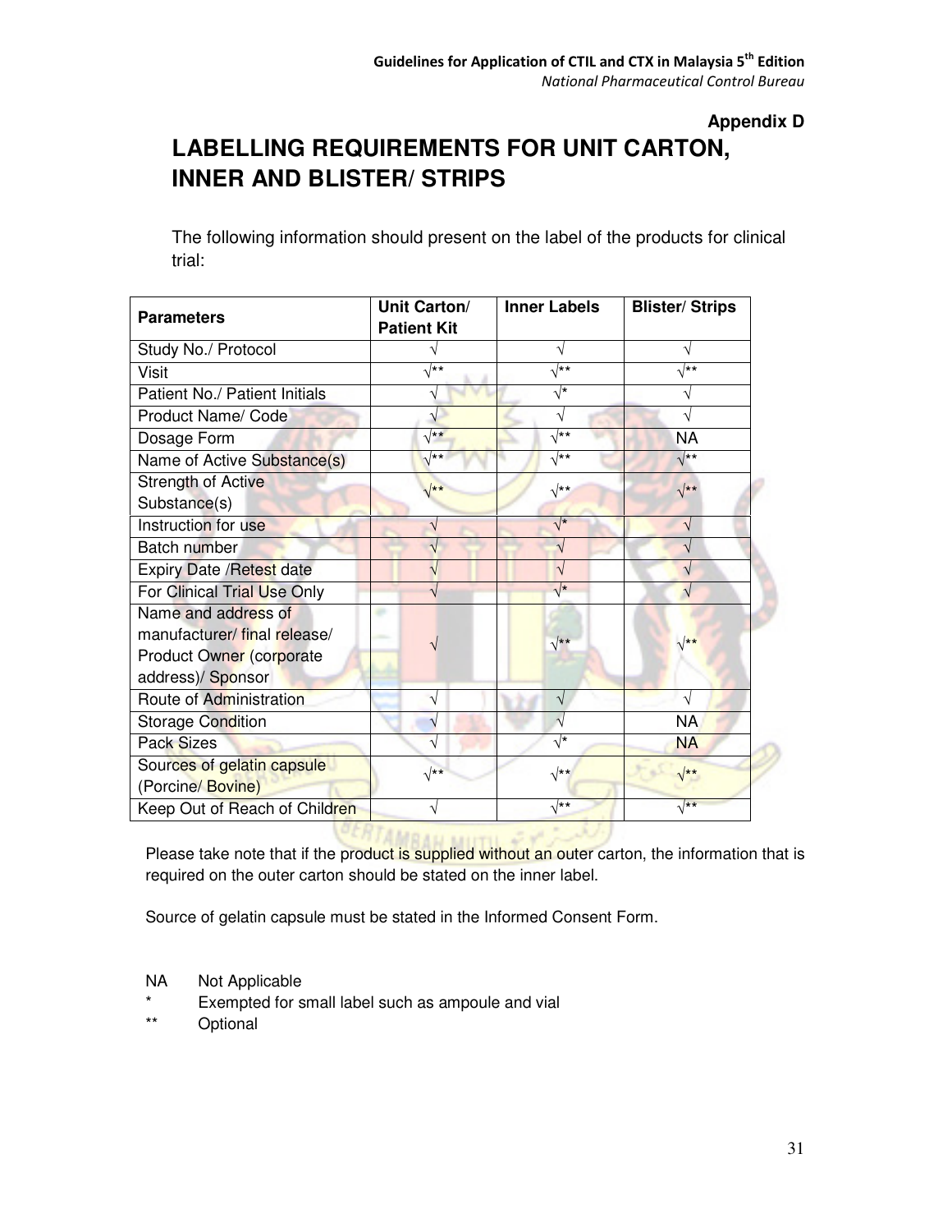**Appendix D**

# LABELLING REQUIREMENTS FOR UNIT CARTON, INNER AND BLISTER/ STRIPS

The following information should present on the label of the products for clinical trial:

| Parameters | Unit Carton/ Patient Kit | Inner Labels | Blister/ Strips |
|---|---|---|---|
| Study No./ Protocol | √ | √ | √ |
| Visit | √** | √** | √** |
| Patient No./ Patient Initials | √ | √* | √ |
| Product Name/ Code | √ | √ | √ |
| Dosage Form | √** | √** | NA |
| Name of Active Substance(s) | √** | √** | √** |
| Strength of Active Substance(s) | √** | √** | √** |
| Instruction for use | √ | √* | √ |
| Batch number | √ | √ | √ |
| Expiry Date /Retest date | √ | √ | √ |
| For Clinical Trial Use Only | √ | √* | √ |
| Name and address of manufacturer/ final release/ Product Owner (corporate address)/ Sponsor | √ | √** | √** |
| Route of Administration | √ | √ | √ |
| Storage Condition | √ | √ | NA |
| Pack Sizes | √ | √* | NA |
| Sources of gelatin capsule (Porcine/ Bovine) | √** | √** | √** |
| Keep Out of Reach of Children | √ | √** | √** |

Please take note that if the product is supplied without an outer carton, the information that is required on the outer carton should be stated on the inner label.

Source of gelatin capsule must be stated in the Informed Consent Form.

NA Not Applicable
* Exempted for small label such as ampoule and vial
** Optional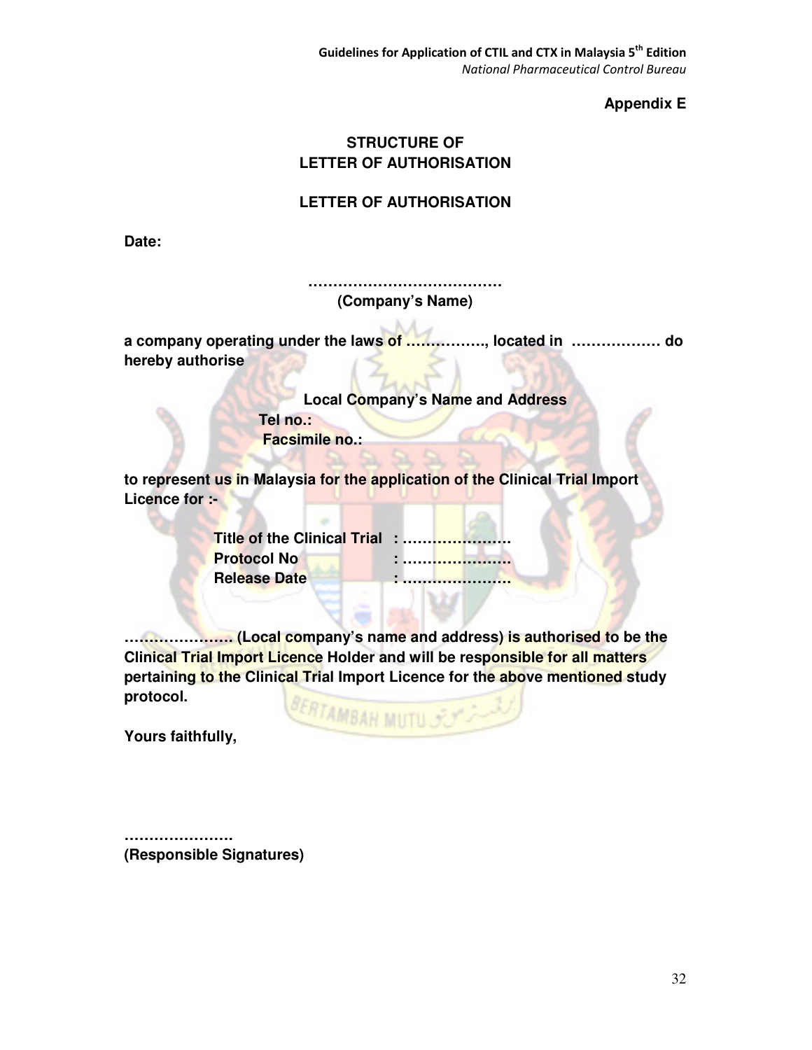**Appendix E**

# STRUCTURE OF LETTER OF AUTHORISATION

## LETTER OF AUTHORISATION

**Date:**

**…………………………………**
**(Company's Name)**

**a company operating under the laws of ……………, located in ……………… do hereby authorise**

**Local Company's Name and Address**
**Tel no.:**
**Facsimile no.:**

**to represent us in Malaysia for the application of the Clinical Trial Import Licence for :-**

**Title of the Clinical Trial : ………………….**
**Protocol No : ………………….**
**Release Date : ………………….**

**…………………. (Local company's name and address) is authorised to be the Clinical Trial Import Licence Holder and will be responsible for all matters pertaining to the Clinical Trial Import Licence for the above mentioned study protocol.**

**Yours faithfully,**

**………………….**
**(Responsible Signatures)**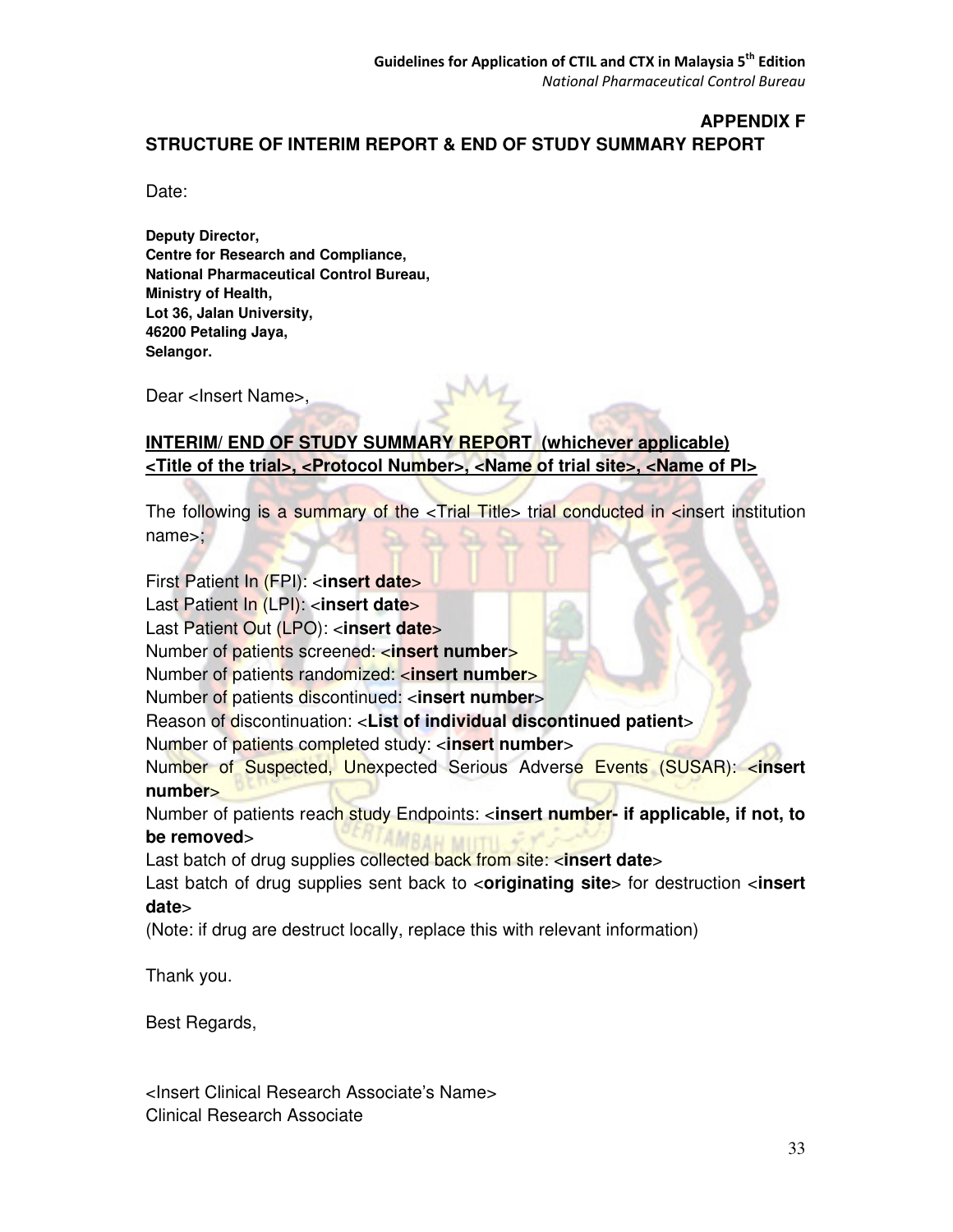**APPENDIX F**

**STRUCTURE OF INTERIM REPORT & END OF STUDY SUMMARY REPORT**

Date:

**Deputy Director,**
**Centre for Research and Compliance,**
**National Pharmaceutical Control Bureau,**
**Ministry of Health,**
**Lot 36, Jalan University,**
**46200 Petaling Jaya,**
**Selangor.**

Dear <Insert Name>,

**<u>INTERIM/ END OF STUDY SUMMARY REPORT (whichever applicable)</u>**
**<u><Title of the trial>, <Protocol Number>, <Name of trial site>, <Name of PI></u>**

The following is a summary of the <Trial Title> trial conducted in <insert institution name>;

First Patient In (FPI): <**insert date**>
Last Patient In (LPI): <**insert date**>
Last Patient Out (LPO): <**insert date**>
Number of patients screened: <**insert number**>
Number of patients randomized: <**insert number**>
Number of patients discontinued: <**insert number**>
Reason of discontinuation: <**List of individual discontinued patient**>
Number of patients completed study: <**insert number**>
Number of Suspected, Unexpected Serious Adverse Events (SUSAR): <**insert number**>
Number of patients reach study Endpoints: <**insert number- if applicable, if not, to be removed**>
Last batch of drug supplies collected back from site: <**insert date**>
Last batch of drug supplies sent back to <**originating site**> for destruction <**insert date**>
(Note: if drug are destruct locally, replace this with relevant information)

Thank you.

Best Regards,

<Insert Clinical Research Associate's Name>
Clinical Research Associate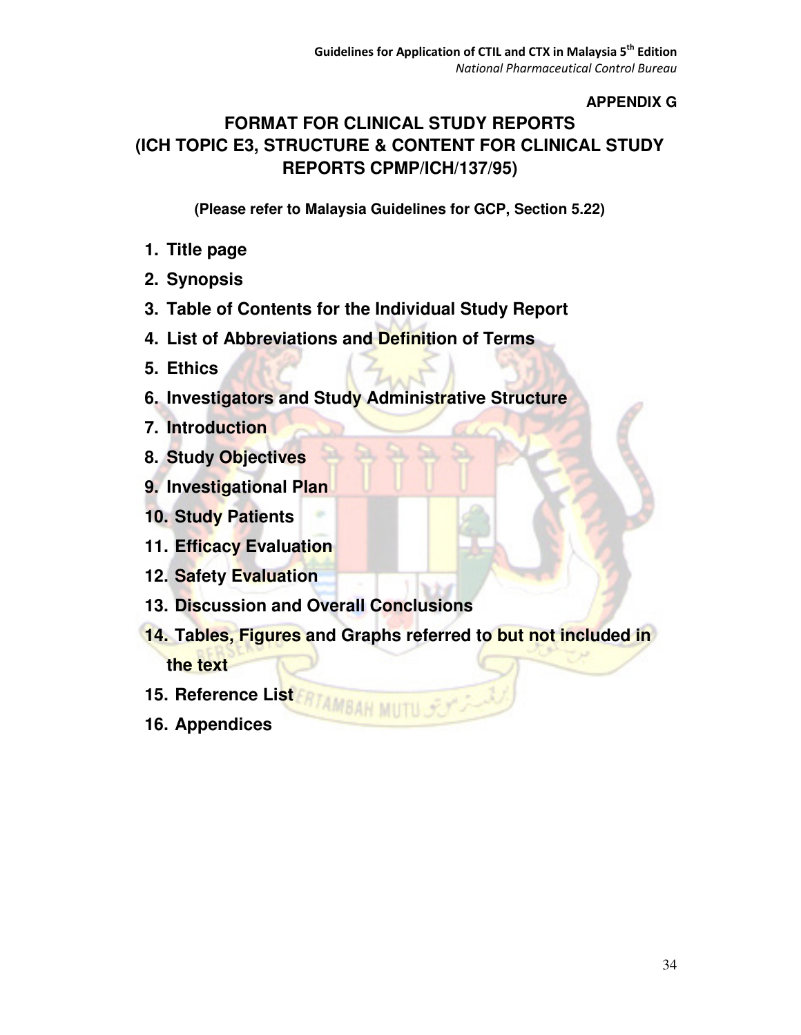**APPENDIX G**

# FORMAT FOR CLINICAL STUDY REPORTS (ICH TOPIC E3, STRUCTURE & CONTENT FOR CLINICAL STUDY REPORTS CPMP/ICH/137/95)

**(Please refer to Malaysia Guidelines for GCP, Section 5.22)**

1. **Title page**
2. **Synopsis**
3. **Table of Contents for the Individual Study Report**
4. **List of Abbreviations and Definition of Terms**
5. **Ethics**
6. **Investigators and Study Administrative Structure**
7. **Introduction**
8. **Study Objectives**
9. **Investigational Plan**
10. **Study Patients**
11. **Efficacy Evaluation**
12. **Safety Evaluation**
13. **Discussion and Overall Conclusions**
14. **Tables, Figures and Graphs referred to but not included in the text**
15. **Reference List**
16. **Appendices**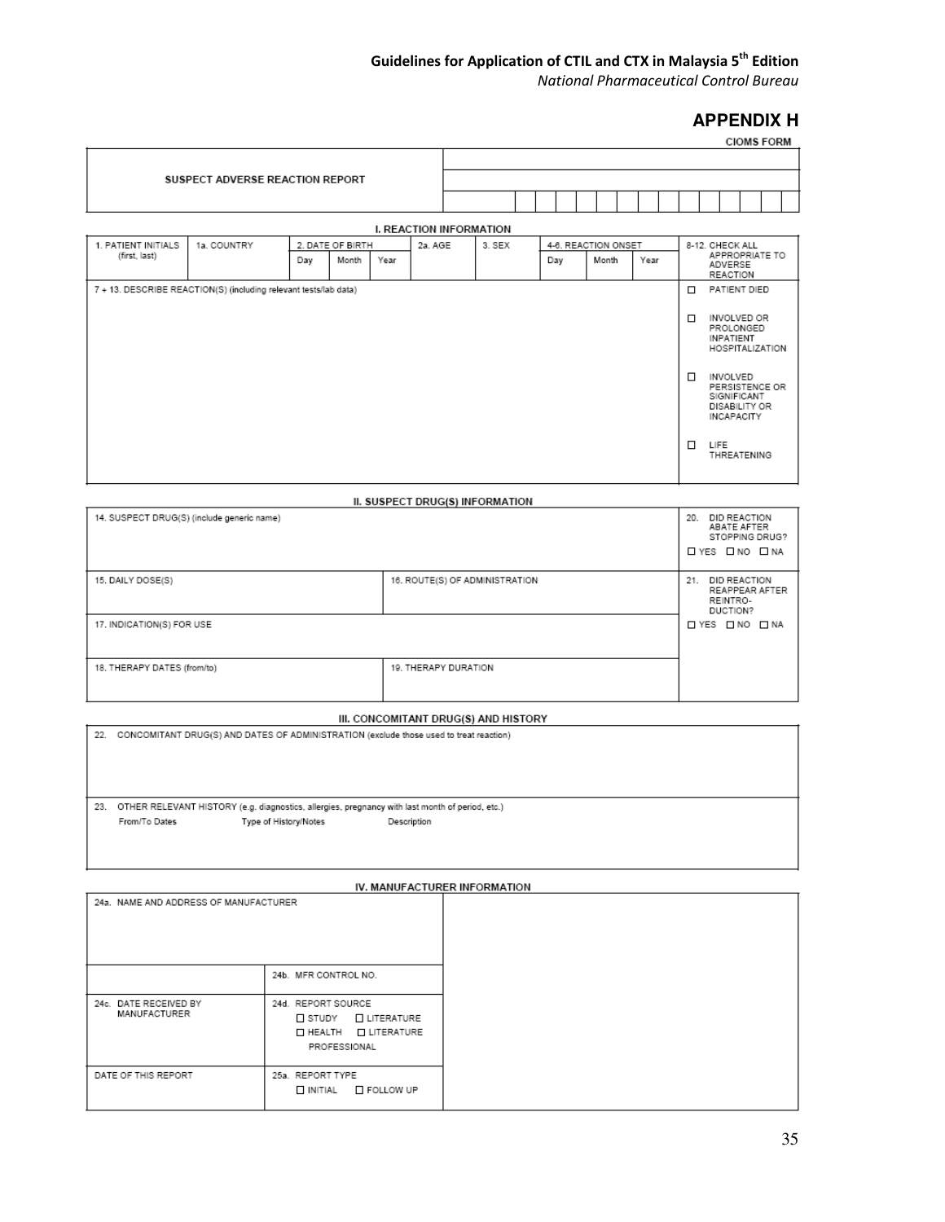## APPENDIX H

CIOMS FORM

**SUSPECT ADVERSE REACTION REPORT**

### I. REACTION INFORMATION

| 1. PATIENT INITIALS (first, last) | 1a. COUNTRY | 2. DATE OF BIRTH | | | 2a. AGE | 3. SEX | 4-6. REACTION ONSET | | | 8-12. CHECK ALL APPROPRIATE TO ADVERSE REACTION |
|---|---|---|---|---|---|---|---|---|---|---|
| | | Day | Month | Year | | | Day | Month | Year | |

| 7 + 13. DESCRIBE REACTION(S) (including relevant tests/lab data) | |
|---|---|
| | ☐ PATIENT DIED<br>☐ INVOLVED OR PROLONGED INPATIENT HOSPITALIZATION<br>☐ INVOLVED PERSISTENCE OR SIGNIFICANT DISABILITY OR INCAPACITY<br>☐ LIFE THREATENING |

### II. SUSPECT DRUG(S) INFORMATION

| 14. SUSPECT DRUG(S) (include generic name) | | 20. DID REACTION ABATE AFTER STOPPING DRUG?<br>☐ YES ☐ NO ☐ NA |
|---|---|---|
| 15. DAILY DOSE(S) | 16. ROUTE(S) OF ADMINISTRATION | 21. DID REACTION REAPPEAR AFTER REINTRODUCTION?<br>☐ YES ☐ NO ☐ NA |
| 17. INDICATION(S) FOR USE | | |
| 18. THERAPY DATES (from/to) | 19. THERAPY DURATION | |

### III. CONCOMITANT DRUG(S) AND HISTORY

| 22. CONCOMITANT DRUG(S) AND DATES OF ADMINISTRATION (exclude those used to treat reaction) |
|---|
| 23. OTHER RELEVANT HISTORY (e.g. diagnostics, allergies, pregnancy with last month of period, etc.)<br>From/To Dates &nbsp;&nbsp; Type of History/Notes &nbsp;&nbsp; Description |

### IV. MANUFACTURER INFORMATION

| 24a. NAME AND ADDRESS OF MANUFACTURER | | |
|---|---|---|
| | 24b. MFR CONTROL NO. | |
| 24c. DATE RECEIVED BY MANUFACTURER | 24d. REPORT SOURCE<br>☐ STUDY ☐ LITERATURE<br>☐ HEALTH PROFESSIONAL ☐ LITERATURE | |
| DATE OF THIS REPORT | 25a. REPORT TYPE<br>☐ INITIAL ☐ FOLLOW UP | |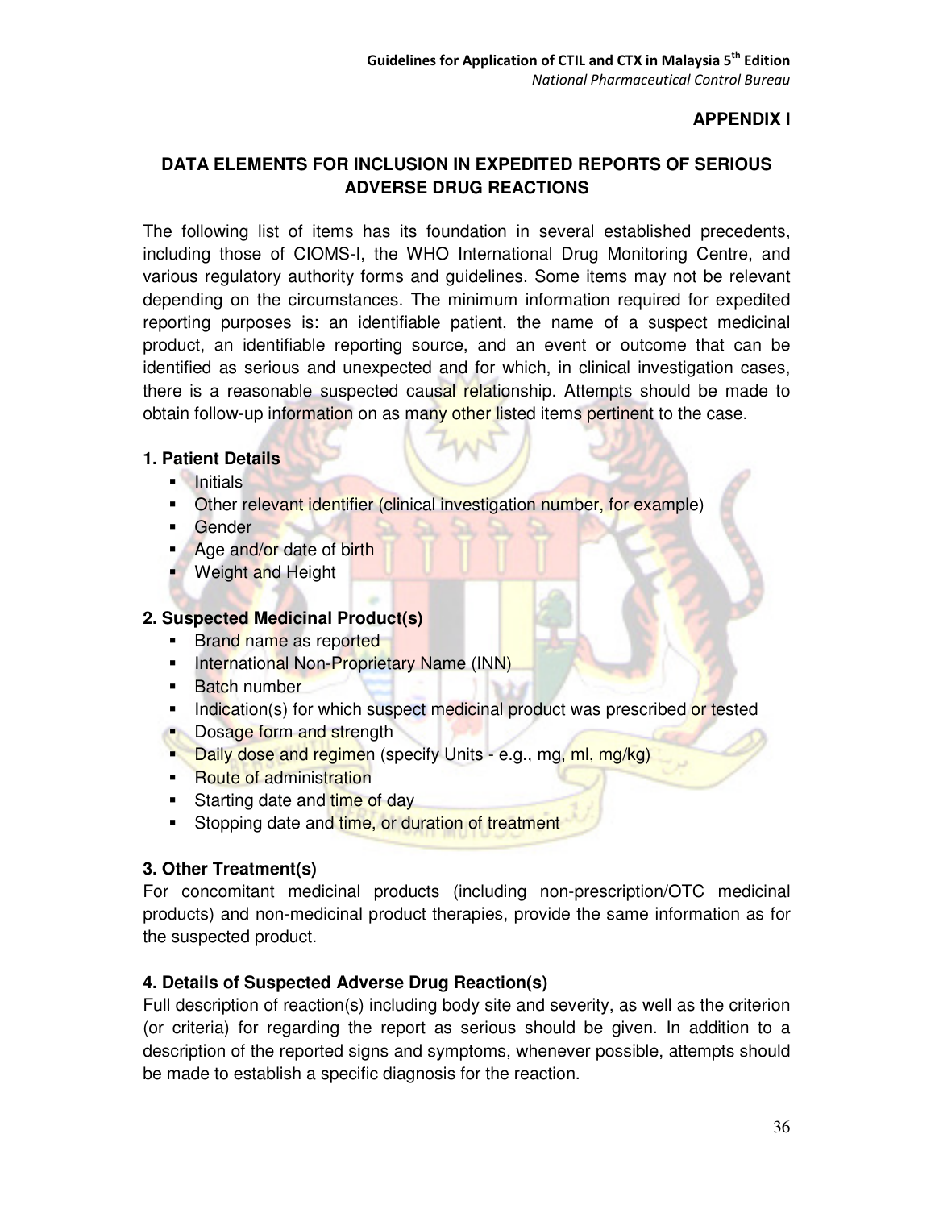**APPENDIX I**

## DATA ELEMENTS FOR INCLUSION IN EXPEDITED REPORTS OF SERIOUS ADVERSE DRUG REACTIONS

The following list of items has its foundation in several established precedents, including those of CIOMS-I, the WHO International Drug Monitoring Centre, and various regulatory authority forms and guidelines. Some items may not be relevant depending on the circumstances. The minimum information required for expedited reporting purposes is: an identifiable patient, the name of a suspect medicinal product, an identifiable reporting source, and an event or outcome that can be identified as serious and unexpected and for which, in clinical investigation cases, there is a reasonable suspected causal relationship. Attempts should be made to obtain follow-up information on as many other listed items pertinent to the case.

### 1. Patient Details

- Initials
- Other relevant identifier (clinical investigation number, for example)
- Gender
- Age and/or date of birth
- Weight and Height

### 2. Suspected Medicinal Product(s)

- Brand name as reported
- International Non-Proprietary Name (INN)
- Batch number
- Indication(s) for which suspect medicinal product was prescribed or tested
- Dosage form and strength
- Daily dose and regimen (specify Units - e.g., mg, ml, mg/kg)
- Route of administration
- Starting date and time of day
- Stopping date and time, or duration of treatment

### 3. Other Treatment(s)

For concomitant medicinal products (including non-prescription/OTC medicinal products) and non-medicinal product therapies, provide the same information as for the suspected product.

### 4. Details of Suspected Adverse Drug Reaction(s)

Full description of reaction(s) including body site and severity, as well as the criterion (or criteria) for regarding the report as serious should be given. In addition to a description of the reported signs and symptoms, whenever possible, attempts should be made to establish a specific diagnosis for the reaction.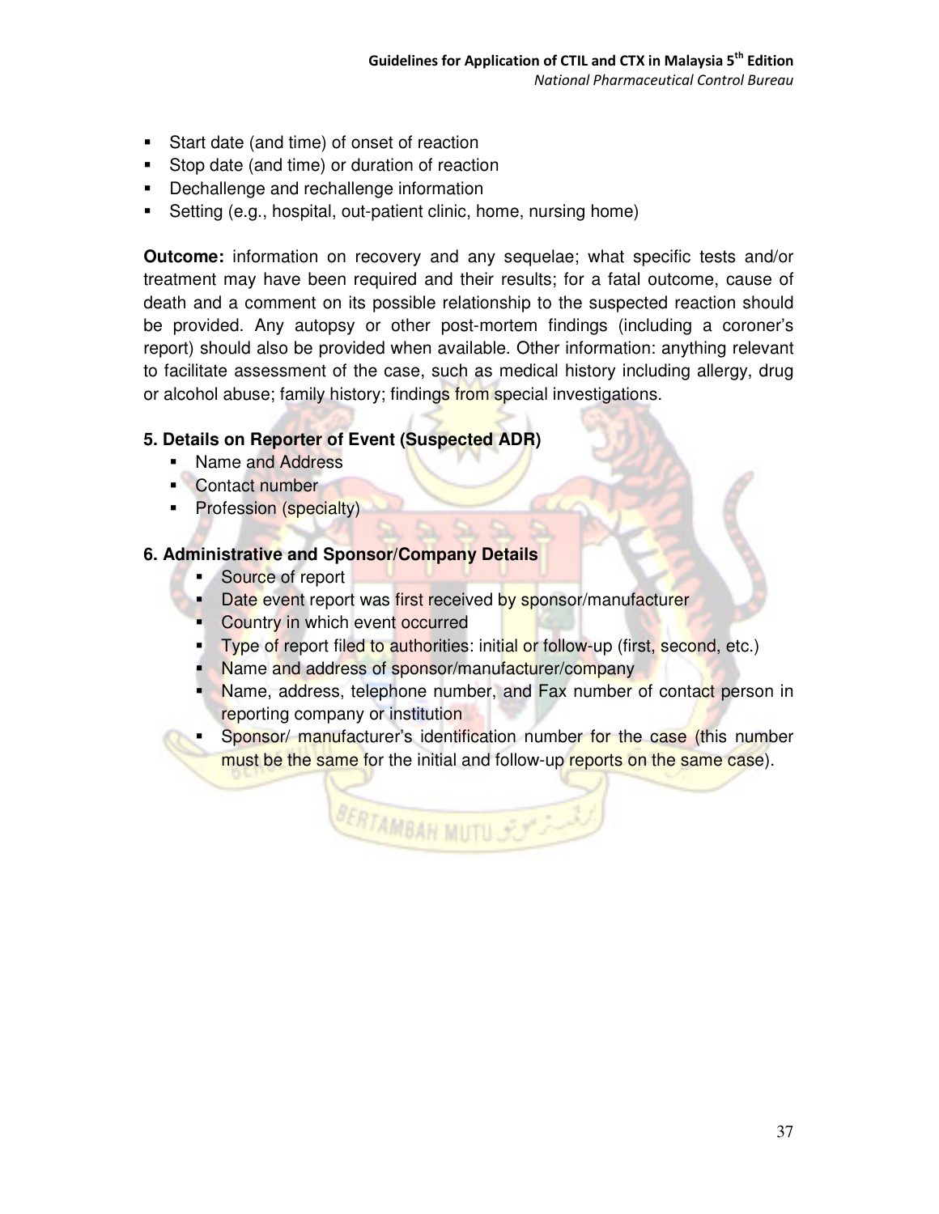- Start date (and time) of onset of reaction
- Stop date (and time) or duration of reaction
- Dechallenge and rechallenge information
- Setting (e.g., hospital, out-patient clinic, home, nursing home)

**Outcome:** information on recovery and any sequelae; what specific tests and/or treatment may have been required and their results; for a fatal outcome, cause of death and a comment on its possible relationship to the suspected reaction should be provided. Any autopsy or other post-mortem findings (including a coroner's report) should also be provided when available. Other information: anything relevant to facilitate assessment of the case, such as medical history including allergy, drug or alcohol abuse; family history; findings from special investigations.

**5. Details on Reporter of Event (Suspected ADR)**

- Name and Address
- Contact number
- Profession (specialty)

**6. Administrative and Sponsor/Company Details**

- Source of report
- Date event report was first received by sponsor/manufacturer
- Country in which event occurred
- Type of report filed to authorities: initial or follow-up (first, second, etc.)
- Name and address of sponsor/manufacturer/company
- Name, address, telephone number, and Fax number of contact person in reporting company or institution
- Sponsor/ manufacturer's identification number for the case (this number must be the same for the initial and follow-up reports on the same case).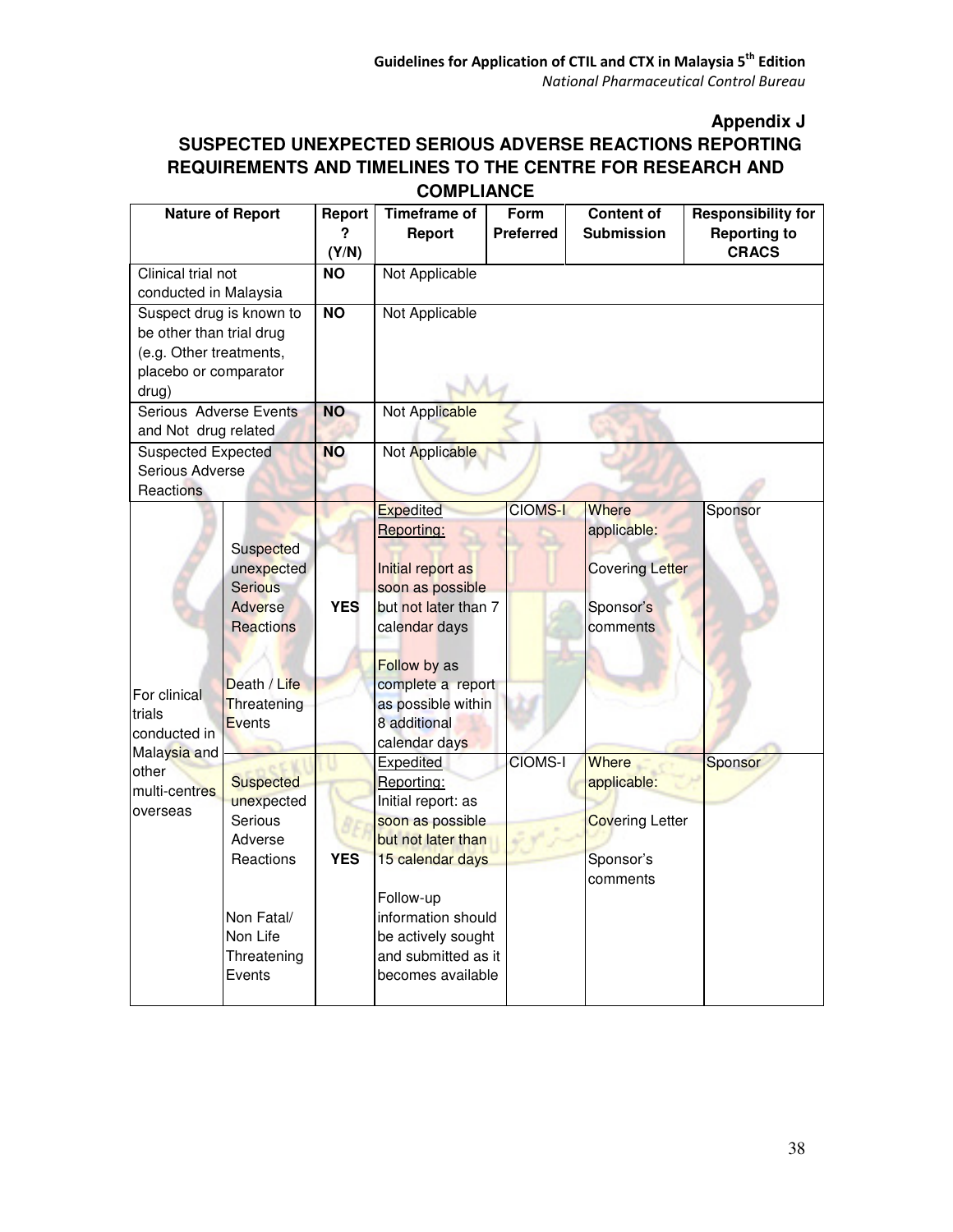**Appendix J**

## SUSPECTED UNEXPECTED SERIOUS ADVERSE REACTIONS REPORTING REQUIREMENTS AND TIMELINES TO THE CENTRE FOR RESEARCH AND COMPLIANCE

| Nature of Report | | Report? (Y/N) | Timeframe of Report | Form Preferred | Content of Submission | Responsibility for Reporting to CRACS |
|---|---|---|---|---|---|---|
| Clinical trial not conducted in Malaysia | | **NO** | Not Applicable | | | |
| Suspect drug is known to be other than trial drug (e.g. Other treatments, placebo or comparator drug) | | **NO** | Not Applicable | | | |
| Serious Adverse Events and Not drug related | | **NO** | Not Applicable | | | |
| Suspected Expected Serious Adverse Reactions | | **NO** | Not Applicable | | | |
| For clinical trials conducted in Malaysia and other multi-centres overseas | Suspected unexpected Serious Adverse Reactions<br><br>Death / Life Threatening Events | **YES** | <u>Expedited Reporting:</u><br><br>Initial report as soon as possible but not later than 7 calendar days<br><br>Follow by as complete a report as possible within 8 additional calendar days | CIOMS-I | Where applicable:<br><br>Covering Letter<br><br>Sponsor's comments | Sponsor |
| | Suspected unexpected Serious Adverse Reactions<br><br>Non Fatal/ Non Life Threatening Events | **YES** | <u>Expedited Reporting:</u><br>Initial report: as soon as possible but not later than 15 calendar days<br><br>Follow-up information should be actively sought and submitted as it becomes available | CIOMS-I | Where applicable:<br><br>Covering Letter<br><br>Sponsor's comments | Sponsor |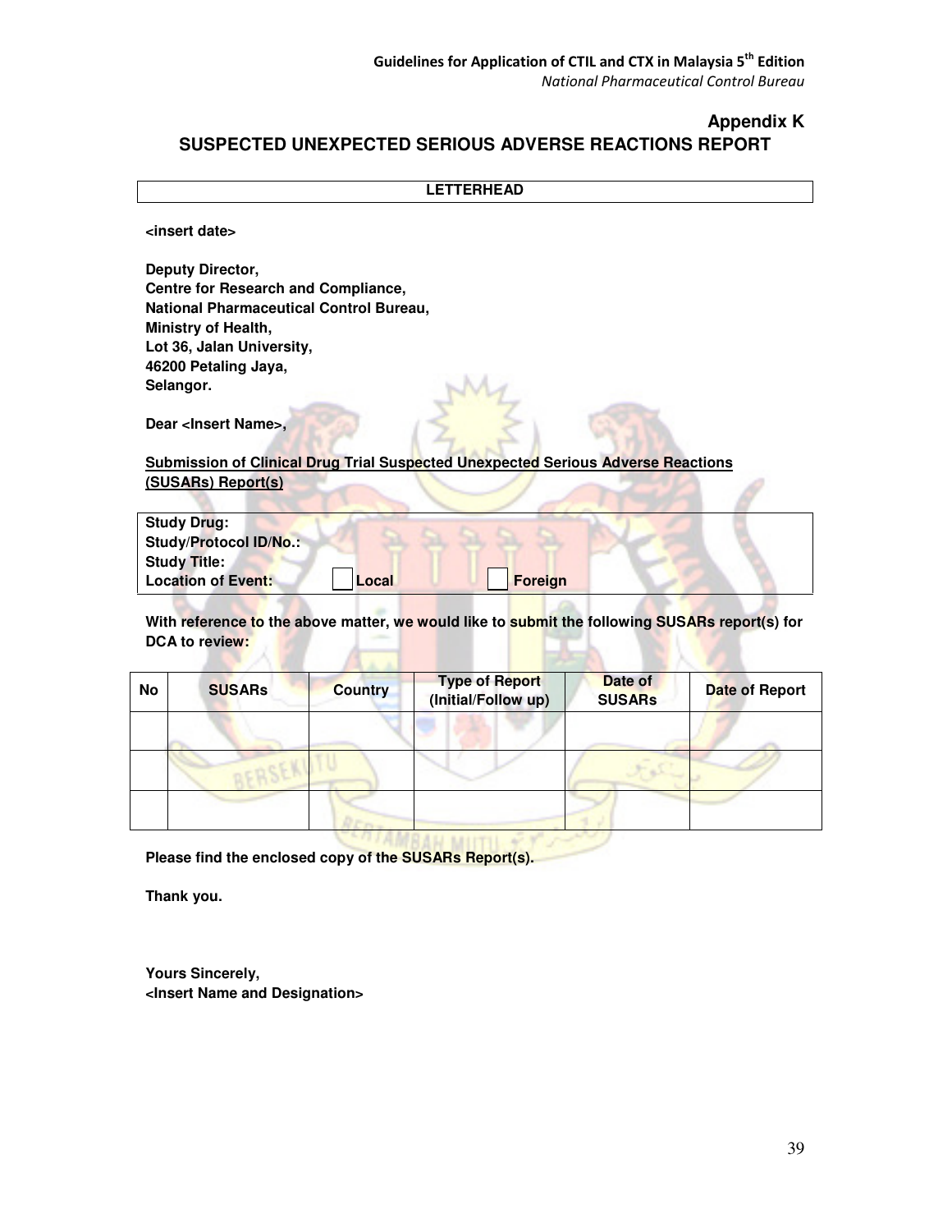## Appendix K

## SUSPECTED UNEXPECTED SERIOUS ADVERSE REACTIONS REPORT

| LETTERHEAD |
|---|

**<insert date>**

**Deputy Director,**
**Centre for Research and Compliance,**
**National Pharmaceutical Control Bureau,**
**Ministry of Health,**
**Lot 36, Jalan University,**
**46200 Petaling Jaya,**
**Selangor.**

**Dear <Insert Name>,**

**Submission of Clinical Drug Trial Suspected Unexpected Serious Adverse Reactions (SUSARs) Report(s)**

| **Study Drug:** | | |
|---|---|---|
| **Study/Protocol ID/No.:** | | |
| **Study Title:** | | |
| **Location of Event:** | ☐ **Local** | ☐ **Foreign** |

**With reference to the above matter, we would like to submit the following SUSARs report(s) for DCA to review:**

| No | SUSARs | Country | Type of Report (Initial/Follow up) | Date of SUSARs | Date of Report |
|---|---|---|---|---|---|
| | | | | | |
| | | | | | |
| | | | | | |

**Please find the enclosed copy of the SUSARs Report(s).**

**Thank you.**

**Yours Sincerely,**
**<Insert Name and Designation>**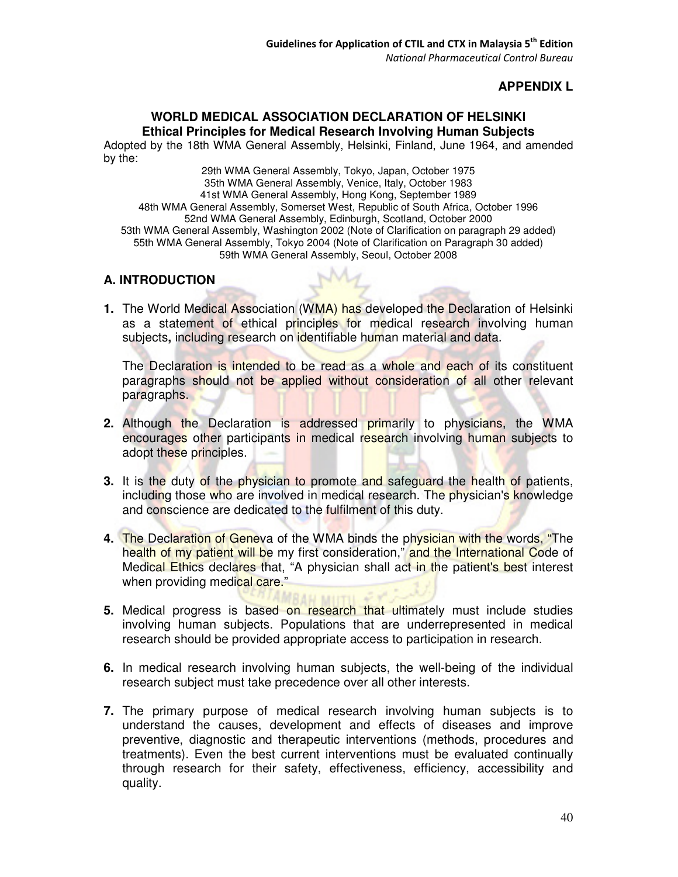**APPENDIX L**

## WORLD MEDICAL ASSOCIATION DECLARATION OF HELSINKI

### Ethical Principles for Medical Research Involving Human Subjects

Adopted by the 18th WMA General Assembly, Helsinki, Finland, June 1964, and amended by the:

29th WMA General Assembly, Tokyo, Japan, October 1975
35th WMA General Assembly, Venice, Italy, October 1983
41st WMA General Assembly, Hong Kong, September 1989
48th WMA General Assembly, Somerset West, Republic of South Africa, October 1996
52nd WMA General Assembly, Edinburgh, Scotland, October 2000
53th WMA General Assembly, Washington 2002 (Note of Clarification on paragraph 29 added)
55th WMA General Assembly, Tokyo 2004 (Note of Clarification on Paragraph 30 added)
59th WMA General Assembly, Seoul, October 2008

## A. INTRODUCTION

**1.** The World Medical Association (WMA) has developed the Declaration of Helsinki as a statement of ethical principles for medical research involving human subjects**,** including research on identifiable human material and data.

The Declaration is intended to be read as a whole and each of its constituent paragraphs should not be applied without consideration of all other relevant paragraphs.

**2.** Although the Declaration is addressed primarily to physicians, the WMA encourages other participants in medical research involving human subjects to adopt these principles.

**3.** It is the duty of the physician to promote and safeguard the health of patients, including those who are involved in medical research. The physician's knowledge and conscience are dedicated to the fulfilment of this duty.

**4.** The Declaration of Geneva of the WMA binds the physician with the words, "The health of my patient will be my first consideration," and the International Code of Medical Ethics declares that, "A physician shall act in the patient's best interest when providing medical care."

**5.** Medical progress is based on research that ultimately must include studies involving human subjects. Populations that are underrepresented in medical research should be provided appropriate access to participation in research.

**6.** In medical research involving human subjects, the well-being of the individual research subject must take precedence over all other interests.

**7.** The primary purpose of medical research involving human subjects is to understand the causes, development and effects of diseases and improve preventive, diagnostic and therapeutic interventions (methods, procedures and treatments). Even the best current interventions must be evaluated continually through research for their safety, effectiveness, efficiency, accessibility and quality.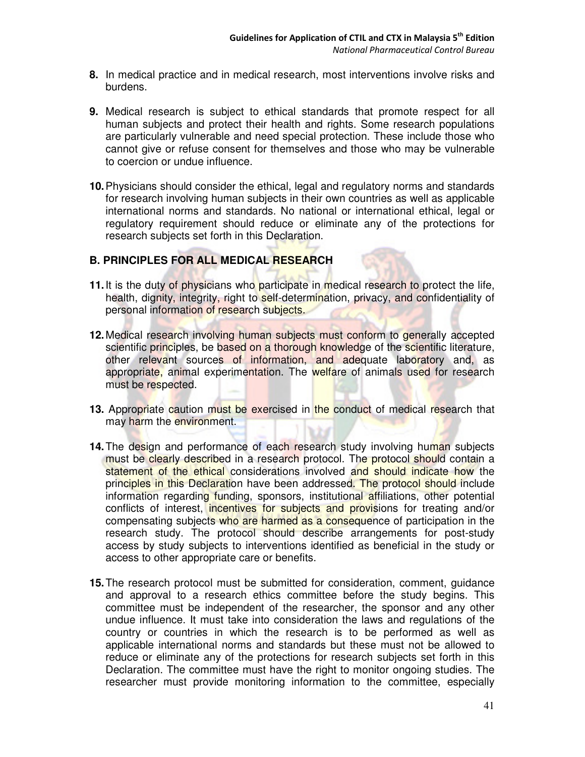8. In medical practice and in medical research, most interventions involve risks and burdens.

9. Medical research is subject to ethical standards that promote respect for all human subjects and protect their health and rights. Some research populations are particularly vulnerable and need special protection. These include those who cannot give or refuse consent for themselves and those who may be vulnerable to coercion or undue influence.

10. Physicians should consider the ethical, legal and regulatory norms and standards for research involving human subjects in their own countries as well as applicable international norms and standards. No national or international ethical, legal or regulatory requirement should reduce or eliminate any of the protections for research subjects set forth in this Declaration.

## B. PRINCIPLES FOR ALL MEDICAL RESEARCH

11. It is the duty of physicians who participate in medical research to protect the life, health, dignity, integrity, right to self-determination, privacy, and confidentiality of personal information of research subjects.

12. Medical research involving human subjects must conform to generally accepted scientific principles, be based on a thorough knowledge of the scientific literature, other relevant sources of information, and adequate laboratory and, as appropriate, animal experimentation. The welfare of animals used for research must be respected.

13. Appropriate caution must be exercised in the conduct of medical research that may harm the environment.

14. The design and performance of each research study involving human subjects must be clearly described in a research protocol. The protocol should contain a statement of the ethical considerations involved and should indicate how the principles in this Declaration have been addressed. The protocol should include information regarding funding, sponsors, institutional affiliations, other potential conflicts of interest, incentives for subjects and provisions for treating and/or compensating subjects who are harmed as a consequence of participation in the research study. The protocol should describe arrangements for post-study access by study subjects to interventions identified as beneficial in the study or access to other appropriate care or benefits.

15. The research protocol must be submitted for consideration, comment, guidance and approval to a research ethics committee before the study begins. This committee must be independent of the researcher, the sponsor and any other undue influence. It must take into consideration the laws and regulations of the country or countries in which the research is to be performed as well as applicable international norms and standards but these must not be allowed to reduce or eliminate any of the protections for research subjects set forth in this Declaration. The committee must have the right to monitor ongoing studies. The researcher must provide monitoring information to the committee, especially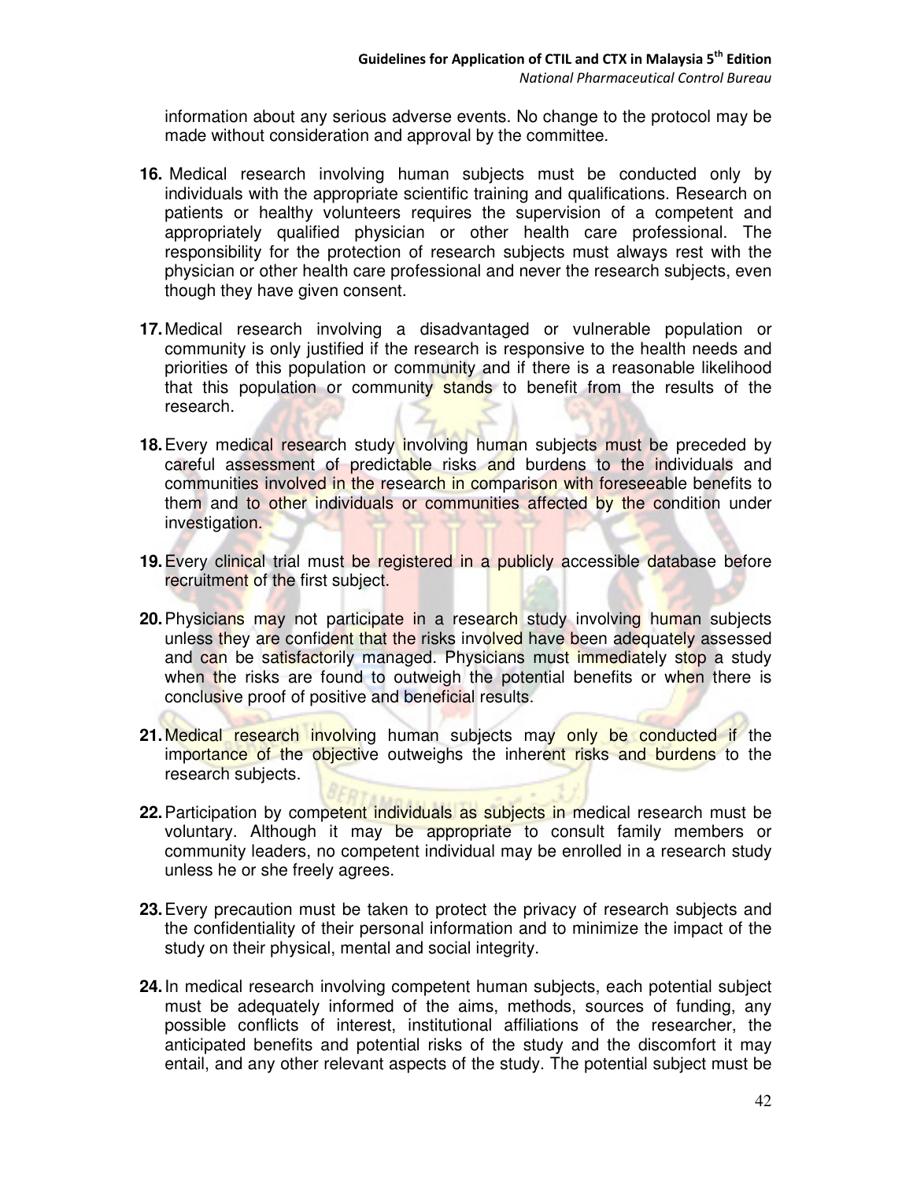information about any serious adverse events. No change to the protocol may be made without consideration and approval by the committee.

**16.** Medical research involving human subjects must be conducted only by individuals with the appropriate scientific training and qualifications. Research on patients or healthy volunteers requires the supervision of a competent and appropriately qualified physician or other health care professional. The responsibility for the protection of research subjects must always rest with the physician or other health care professional and never the research subjects, even though they have given consent.

**17.** Medical research involving a disadvantaged or vulnerable population or community is only justified if the research is responsive to the health needs and priorities of this population or community and if there is a reasonable likelihood that this population or community stands to benefit from the results of the research.

**18.** Every medical research study involving human subjects must be preceded by careful assessment of predictable risks and burdens to the individuals and communities involved in the research in comparison with foreseeable benefits to them and to other individuals or communities affected by the condition under investigation.

**19.** Every clinical trial must be registered in a publicly accessible database before recruitment of the first subject.

**20.** Physicians may not participate in a research study involving human subjects unless they are confident that the risks involved have been adequately assessed and can be satisfactorily managed. Physicians must immediately stop a study when the risks are found to outweigh the potential benefits or when there is conclusive proof of positive and beneficial results.

**21.** Medical research involving human subjects may only be conducted if the importance of the objective outweighs the inherent risks and burdens to the research subjects.

**22.** Participation by competent individuals as subjects in medical research must be voluntary. Although it may be appropriate to consult family members or community leaders, no competent individual may be enrolled in a research study unless he or she freely agrees.

**23.** Every precaution must be taken to protect the privacy of research subjects and the confidentiality of their personal information and to minimize the impact of the study on their physical, mental and social integrity.

**24.** In medical research involving competent human subjects, each potential subject must be adequately informed of the aims, methods, sources of funding, any possible conflicts of interest, institutional affiliations of the researcher, the anticipated benefits and potential risks of the study and the discomfort it may entail, and any other relevant aspects of the study. The potential subject must be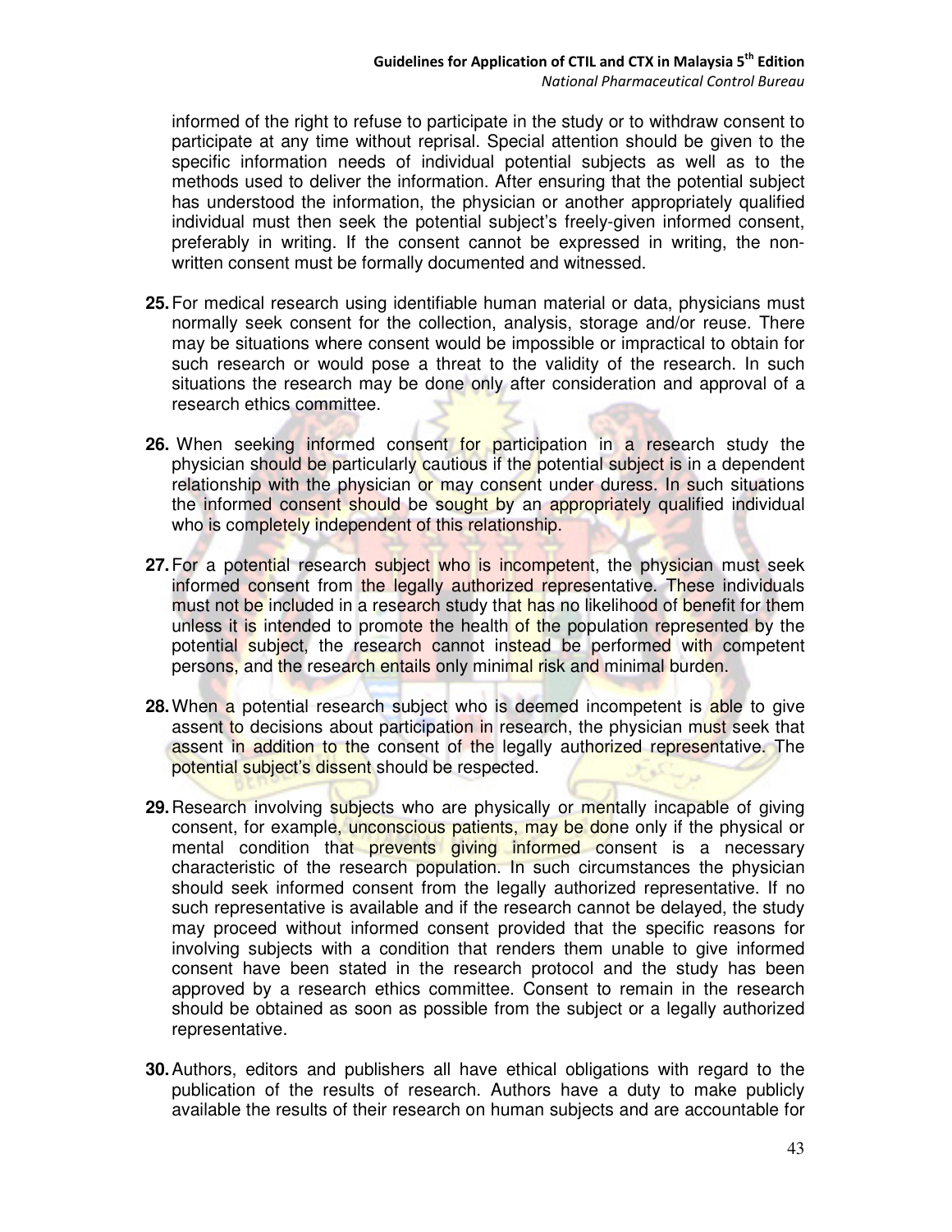informed of the right to refuse to participate in the study or to withdraw consent to participate at any time without reprisal. Special attention should be given to the specific information needs of individual potential subjects as well as to the methods used to deliver the information. After ensuring that the potential subject has understood the information, the physician or another appropriately qualified individual must then seek the potential subject's freely-given informed consent, preferably in writing. If the consent cannot be expressed in writing, the non-written consent must be formally documented and witnessed.

**25.** For medical research using identifiable human material or data, physicians must normally seek consent for the collection, analysis, storage and/or reuse. There may be situations where consent would be impossible or impractical to obtain for such research or would pose a threat to the validity of the research. In such situations the research may be done only after consideration and approval of a research ethics committee.

**26.** When seeking informed consent for participation in a research study the physician should be particularly cautious if the potential subject is in a dependent relationship with the physician or may consent under duress. In such situations the informed consent should be sought by an appropriately qualified individual who is completely independent of this relationship.

**27.** For a potential research subject who is incompetent, the physician must seek informed consent from the legally authorized representative. These individuals must not be included in a research study that has no likelihood of benefit for them unless it is intended to promote the health of the population represented by the potential subject, the research cannot instead be performed with competent persons, and the research entails only minimal risk and minimal burden.

**28.** When a potential research subject who is deemed incompetent is able to give assent to decisions about participation in research, the physician must seek that assent in addition to the consent of the legally authorized representative. The potential subject's dissent should be respected.

**29.** Research involving subjects who are physically or mentally incapable of giving consent, for example, unconscious patients, may be done only if the physical or mental condition that prevents giving informed consent is a necessary characteristic of the research population. In such circumstances the physician should seek informed consent from the legally authorized representative. If no such representative is available and if the research cannot be delayed, the study may proceed without informed consent provided that the specific reasons for involving subjects with a condition that renders them unable to give informed consent have been stated in the research protocol and the study has been approved by a research ethics committee. Consent to remain in the research should be obtained as soon as possible from the subject or a legally authorized representative.

**30.** Authors, editors and publishers all have ethical obligations with regard to the publication of the results of research. Authors have a duty to make publicly available the results of their research on human subjects and are accountable for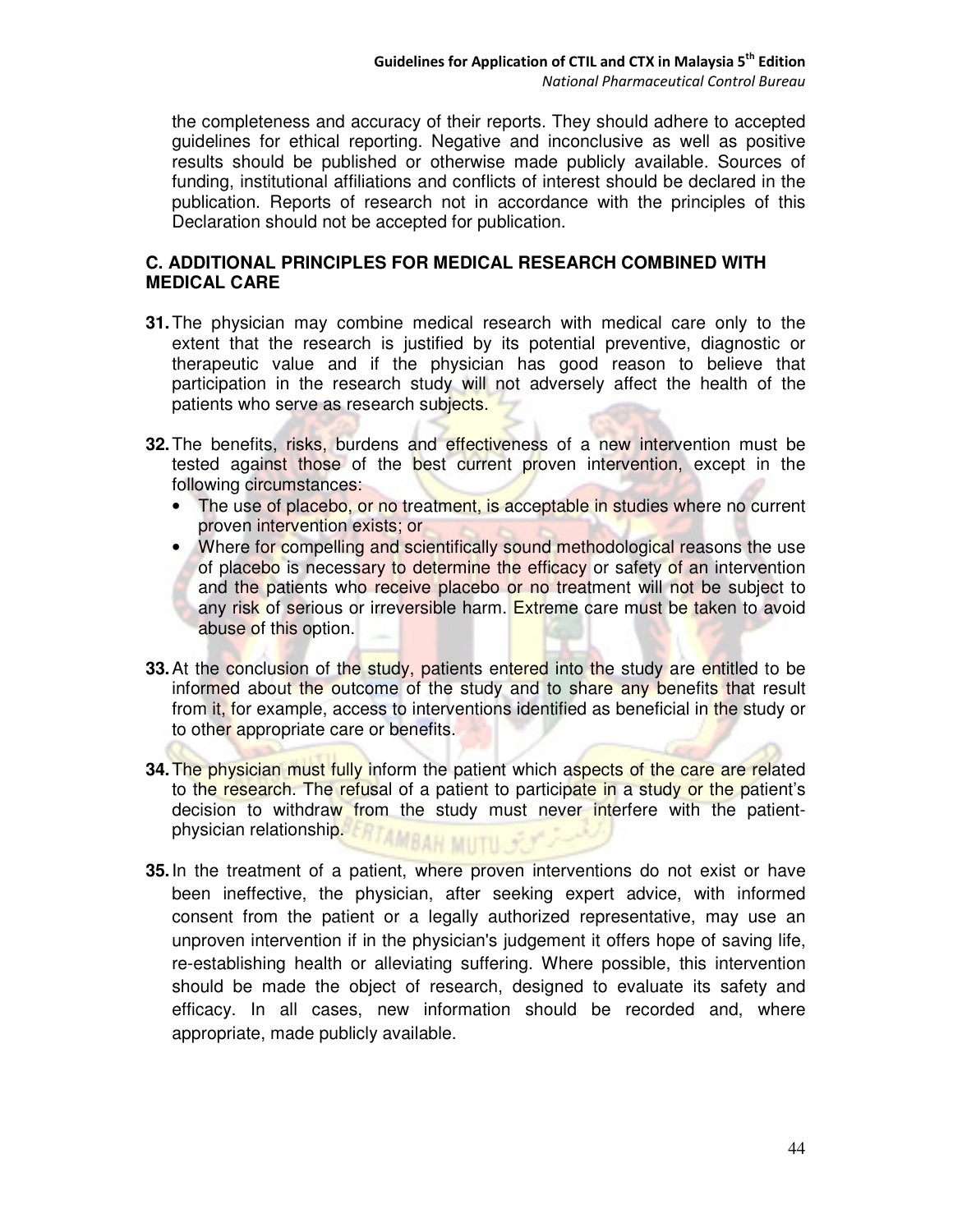the completeness and accuracy of their reports. They should adhere to accepted guidelines for ethical reporting. Negative and inconclusive as well as positive results should be published or otherwise made publicly available. Sources of funding, institutional affiliations and conflicts of interest should be declared in the publication. Reports of research not in accordance with the principles of this Declaration should not be accepted for publication.

## C. ADDITIONAL PRINCIPLES FOR MEDICAL RESEARCH COMBINED WITH MEDICAL CARE

**31.** The physician may combine medical research with medical care only to the extent that the research is justified by its potential preventive, diagnostic or therapeutic value and if the physician has good reason to believe that participation in the research study will not adversely affect the health of the patients who serve as research subjects.

**32.** The benefits, risks, burdens and effectiveness of a new intervention must be tested against those of the best current proven intervention, except in the following circumstances:

- The use of placebo, or no treatment, is acceptable in studies where no current proven intervention exists; or
- Where for compelling and scientifically sound methodological reasons the use of placebo is necessary to determine the efficacy or safety of an intervention and the patients who receive placebo or no treatment will not be subject to any risk of serious or irreversible harm. Extreme care must be taken to avoid abuse of this option.

**33.** At the conclusion of the study, patients entered into the study are entitled to be informed about the outcome of the study and to share any benefits that result from it, for example, access to interventions identified as beneficial in the study or to other appropriate care or benefits.

**34.** The physician must fully inform the patient which aspects of the care are related to the research. The refusal of a patient to participate in a study or the patient's decision to withdraw from the study must never interfere with the patient-physician relationship.

**35.** In the treatment of a patient, where proven interventions do not exist or have been ineffective, the physician, after seeking expert advice, with informed consent from the patient or a legally authorized representative, may use an unproven intervention if in the physician's judgement it offers hope of saving life, re-establishing health or alleviating suffering. Where possible, this intervention should be made the object of research, designed to evaluate its safety and efficacy. In all cases, new information should be recorded and, where appropriate, made publicly available.